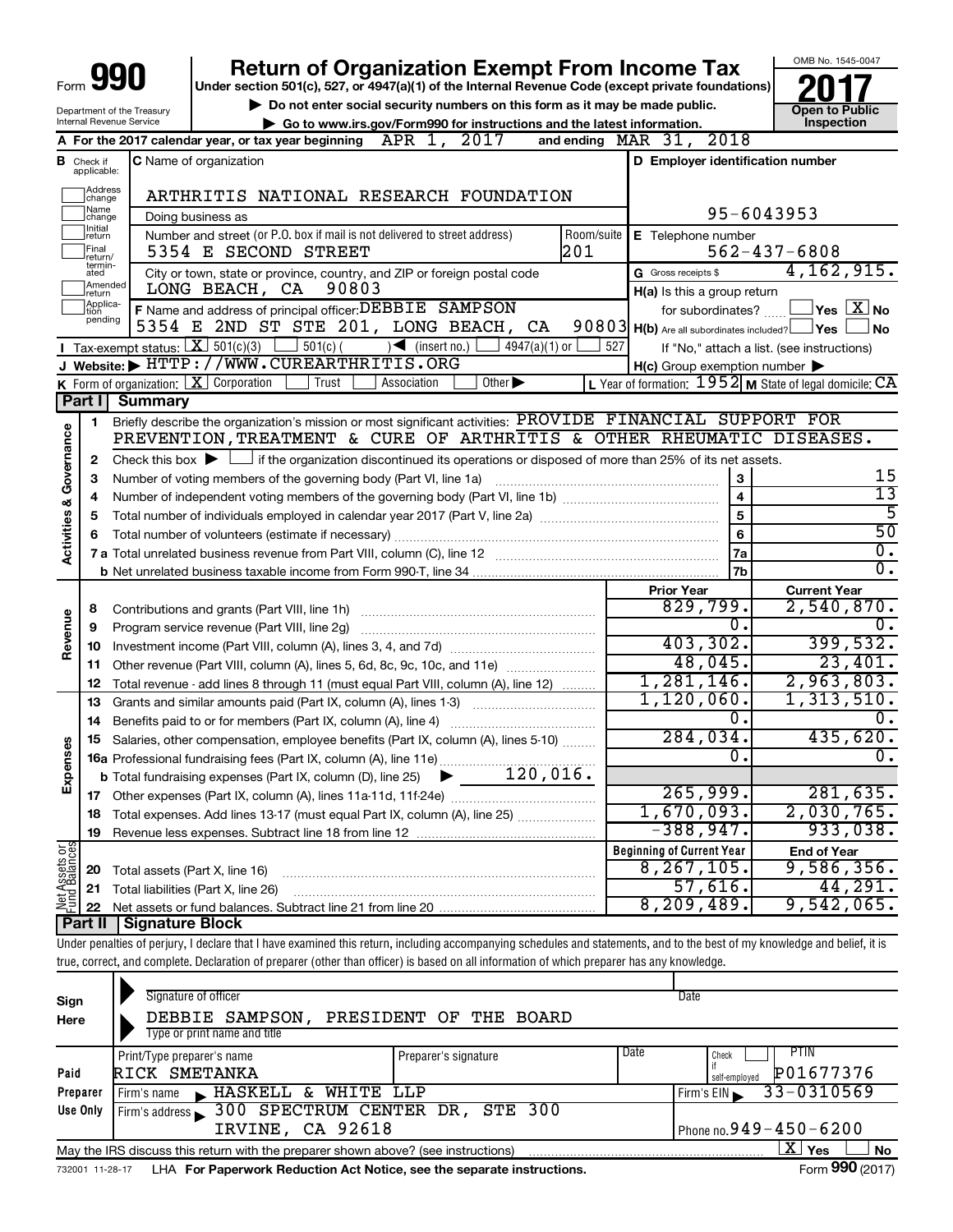# Form 990 — Return of Organization Exempt From Income Tax — 2017

Under section 501(c), 527, or 4947(a)(1) of the Internal Revenue Code (except private foundations)

▶ Do not enter social security numbers on this form as it may be made public.

▶ Go to www.irs.gov/Form990 for instructions and the latest information.

OMB No. 1545-0047

Open to Public Inspection

Department of the Treasury
Internal Revenue Service

**A** For the 2017 calendar year, or tax year beginning APR 1, 2017 and ending MAR 31, 2018

**B** Check if applicable: Address change, Name change, Initial return, Final return/terminated, Amended return, Application pending

**C** Name of organization: ARTHRITIS NATIONAL RESEARCH FOUNDATION

Doing business as

Number and street (or P.O. box if mail is not delivered to street address): 5354 E SECOND STREET — Room/suite: 201

City or town, state or province, country, and ZIP or foreign postal code: LONG BEACH, CA 90803

**D** Employer identification number: 95-6043953

**E** Telephone number: 562-437-6808

**G** Gross receipts $ 4,162,915.

**F** Name and address of principal officer: DEBBIE SAMPSON, 5354 E 2ND ST STE 201, LONG BEACH, CA 90803

**H(a)** Is this a group return for subordinates? ☐ Yes ☒ No

**H(b)** Are all subordinates included? ☐ Yes ☐ No — If "No," attach a list. (see instructions)

**H(c)** Group exemption number ▶

**I** Tax-exempt status: ☒ 501(c)(3) ☐ 501(c) ( ) ◀ (insert no.) ☐ 4947(a)(1) or ☐ 527

**J** Website: ▶ HTTP://WWW.CUREARTHRITIS.ORG

**K** Form of organization: ☒ Corporation ☐ Trust ☐ Association ☐ Other ▶

**L** Year of formation: 1952 **M** State of legal domicile: CA

## Part I Summary

**Activities & Governance**

| | | | |
|---|---|---|---|
| 1 | Briefly describe the organization's mission or most significant activities: PROVIDE FINANCIAL SUPPORT FOR PREVENTION, TREATMENT & CURE OF ARTHRITIS & OTHER RHEUMATIC DISEASES. | | |
| 2 | Check this box ▶ ☐ if the organization discontinued its operations or disposed of more than 25% of its net assets. | | |
| 3 | Number of voting members of the governing body (Part VI, line 1a) | 3 | 15 |
| 4 | Number of independent voting members of the governing body (Part VI, line 1b) | 4 | 13 |
| 5 | Total number of individuals employed in calendar year 2017 (Part V, line 2a) | 5 | 5 |
| 6 | Total number of volunteers (estimate if necessary) | 6 | 50 |
| 7a | Total unrelated business revenue from Part VIII, column (C), line 12 | 7a | 0. |
| 7b | Net unrelated business taxable income from Form 990-T, line 34 | 7b | 0. |

| | | Prior Year | Current Year |
|---|---|---|---|
| **Revenue** | | | |
| 8 | Contributions and grants (Part VIII, line 1h) | 829,799. | 2,540,870. |
| 9 | Program service revenue (Part VIII, line 2g) | 0. | 0. |
| 10 | Investment income (Part VIII, column (A), lines 3, 4, and 7d) | 403,302. | 399,532. |
| 11 | Other revenue (Part VIII, column (A), lines 5, 6d, 8c, 9c, 10c, and 11e) | 48,045. | 23,401. |
| 12 | Total revenue - add lines 8 through 11 (must equal Part VIII, column (A), line 12) | 1,281,146. | 2,963,803. |
| **Expenses** | | | |
| 13 | Grants and similar amounts paid (Part IX, column (A), lines 1-3) | 1,120,060. | 1,313,510. |
| 14 | Benefits paid to or for members (Part IX, column (A), line 4) | 0. | 0. |
| 15 | Salaries, other compensation, employee benefits (Part IX, column (A), lines 5-10) | 284,034. | 435,620. |
| 16a | Professional fundraising fees (Part IX, column (A), line 11e) | 0. | 0. |
| b | Total fundraising expenses (Part IX, column (D), line 25) ▶ 120,016. | | |
| 17 | Other expenses (Part IX, column (A), lines 11a-11d, 11f-24e) | 265,999. | 281,635. |
| 18 | Total expenses. Add lines 13-17 (must equal Part IX, column (A), line 25) | 1,670,093. | 2,030,765. |
| 19 | Revenue less expenses. Subtract line 18 from line 12 | -388,947. | 933,038. |
| **Net Assets or Fund Balances** | | **Beginning of Current Year** | **End of Year** |
| 20 | Total assets (Part X, line 16) | 8,267,105. | 9,586,356. |
| 21 | Total liabilities (Part X, line 26) | 57,616. | 44,291. |
| 22 | Net assets or fund balances. Subtract line 21 from line 20 | 8,209,489. | 9,542,065. |

## Part II Signature Block

Under penalties of perjury, I declare that I have examined this return, including accompanying schedules and statements, and to the best of my knowledge and belief, it is true, correct, and complete. Declaration of preparer (other than officer) is based on all information of which preparer has any knowledge.

**Sign Here**

Signature of officer — Date

DEBBIE SAMPSON, PRESIDENT OF THE BOARD

Type or print name and title

**Paid Preparer Use Only**

| Print/Type preparer's name | Preparer's signature | Date | Check if self-employed | PTIN |
|---|---|---|---|---|
| RICK SMETANKA | | | ☐ | P01677376 |

Firm's name ▶ HASKELL & WHITE LLP — Firm's EIN ▶ 33-0310569

Firm's address ▶ 300 SPECTRUM CENTER DR, STE 300, IRVINE, CA 92618 — Phone no. 949-450-6200

May the IRS discuss this return with the preparer shown above? (see instructions) ☒ Yes ☐ No

732001 11-28-17 LHA For Paperwork Reduction Act Notice, see the separate instructions. Form 990 (2017)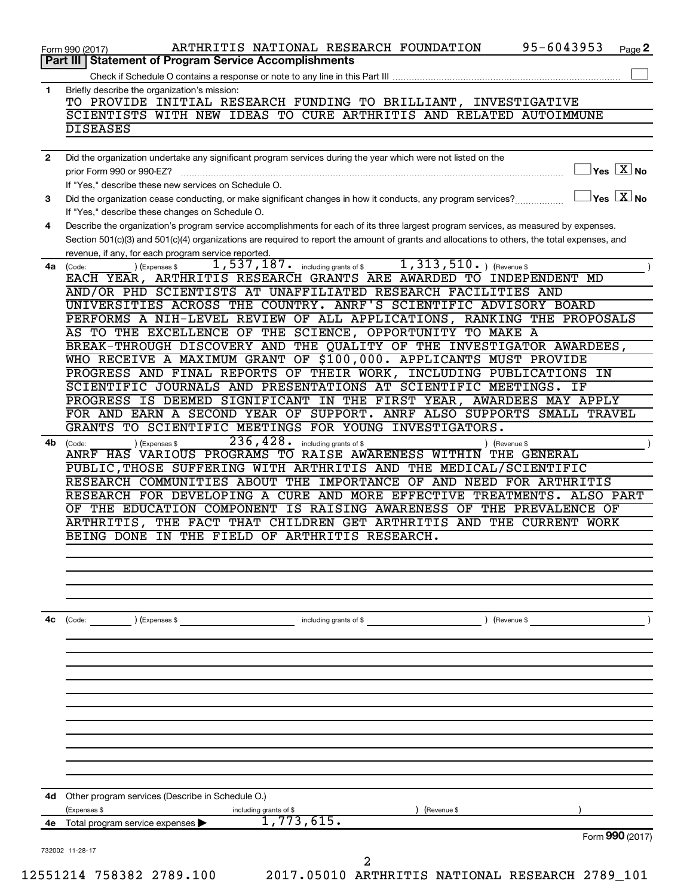Form 990 (2017) ARTHRITIS NATIONAL RESEARCH FOUNDATION 95-6043953 Page 2

## Part III | Statement of Program Service Accomplishments

Check if Schedule O contains a response or note to any line in this Part III [ ]

**1** Briefly describe the organization's mission:

TO PROVIDE INITIAL RESEARCH FUNDING TO BRILLIANT, INVESTIGATIVE SCIENTISTS WITH NEW IDEAS TO CURE ARTHRITIS AND RELATED AUTOIMMUNE DISEASES

**2** Did the organization undertake any significant program services during the year which were not listed on the prior Form 990 or 990-EZ? [ ] Yes [X] No

If "Yes," describe these new services on Schedule O.

**3** Did the organization cease conducting, or make significant changes in how it conducts, any program services? [ ] Yes [X] No

If "Yes," describe these changes on Schedule O.

**4** Describe the organization's program service accomplishments for each of its three largest program services, as measured by expenses. Section 501(c)(3) and 501(c)(4) organizations are required to report the amount of grants and allocations to others, the total expenses, and revenue, if any, for each program service reported.

**4a** (Code: ) (Expenses $ 1,537,187. including grants of $ 1,313,510. ) (Revenue $ )

EACH YEAR, ARTHRITIS RESEARCH GRANTS ARE AWARDED TO INDEPENDENT MD AND/OR PHD SCIENTISTS AT UNAFFILIATED RESEARCH FACILITIES AND UNIVERSITIES ACROSS THE COUNTRY. ANRF'S SCIENTIFIC ADVISORY BOARD PERFORMS A NIH-LEVEL REVIEW OF ALL APPLICATIONS, RANKING THE PROPOSALS AS TO THE EXCELLENCE OF THE SCIENCE, OPPORTUNITY TO MAKE A BREAK-THROUGH DISCOVERY AND THE QUALITY OF THE INVESTIGATOR AWARDEES, WHO RECEIVE A MAXIMUM GRANT OF $100,000. APPLICANTS MUST PROVIDE PROGRESS AND FINAL REPORTS OF THEIR WORK, INCLUDING PUBLICATIONS IN SCIENTIFIC JOURNALS AND PRESENTATIONS AT SCIENTIFIC MEETINGS. IF PROGRESS IS DEEMED SIGNIFICANT IN THE FIRST YEAR, AWARDEES MAY APPLY FOR AND EARN A SECOND YEAR OF SUPPORT. ANRF ALSO SUPPORTS SMALL TRAVEL GRANTS TO SCIENTIFIC MEETINGS FOR YOUNG INVESTIGATORS.

**4b** (Code: ) (Expenses $ 236,428. including grants of $ ) (Revenue $ )

ANRF HAS VARIOUS PROGRAMS TO RAISE AWARENESS WITHIN THE GENERAL PUBLIC,THOSE SUFFERING WITH ARTHRITIS AND THE MEDICAL/SCIENTIFIC RESEARCH COMMUNITIES ABOUT THE IMPORTANCE OF AND NEED FOR ARTHRITIS RESEARCH FOR DEVELOPING A CURE AND MORE EFFECTIVE TREATMENTS. ALSO PART OF THE EDUCATION COMPONENT IS RAISING AWARENESS OF THE PREVALENCE OF ARTHRITIS, THE FACT THAT CHILDREN GET ARTHRITIS AND THE CURRENT WORK BEING DONE IN THE FIELD OF ARTHRITIS RESEARCH.

**4c** (Code: ) (Expenses $ including grants of $ ) (Revenue $ )

**4d** Other program services (Describe in Schedule O.)

(Expenses $ including grants of $ ) (Revenue $ )

**4e** Total program service expenses ▶ 1,773,615.

Form 990 (2017)

732002 11-28-17

12551214 758382 2789.100 2017.05010 ARTHRITIS NATIONAL RESEARCH 2789_101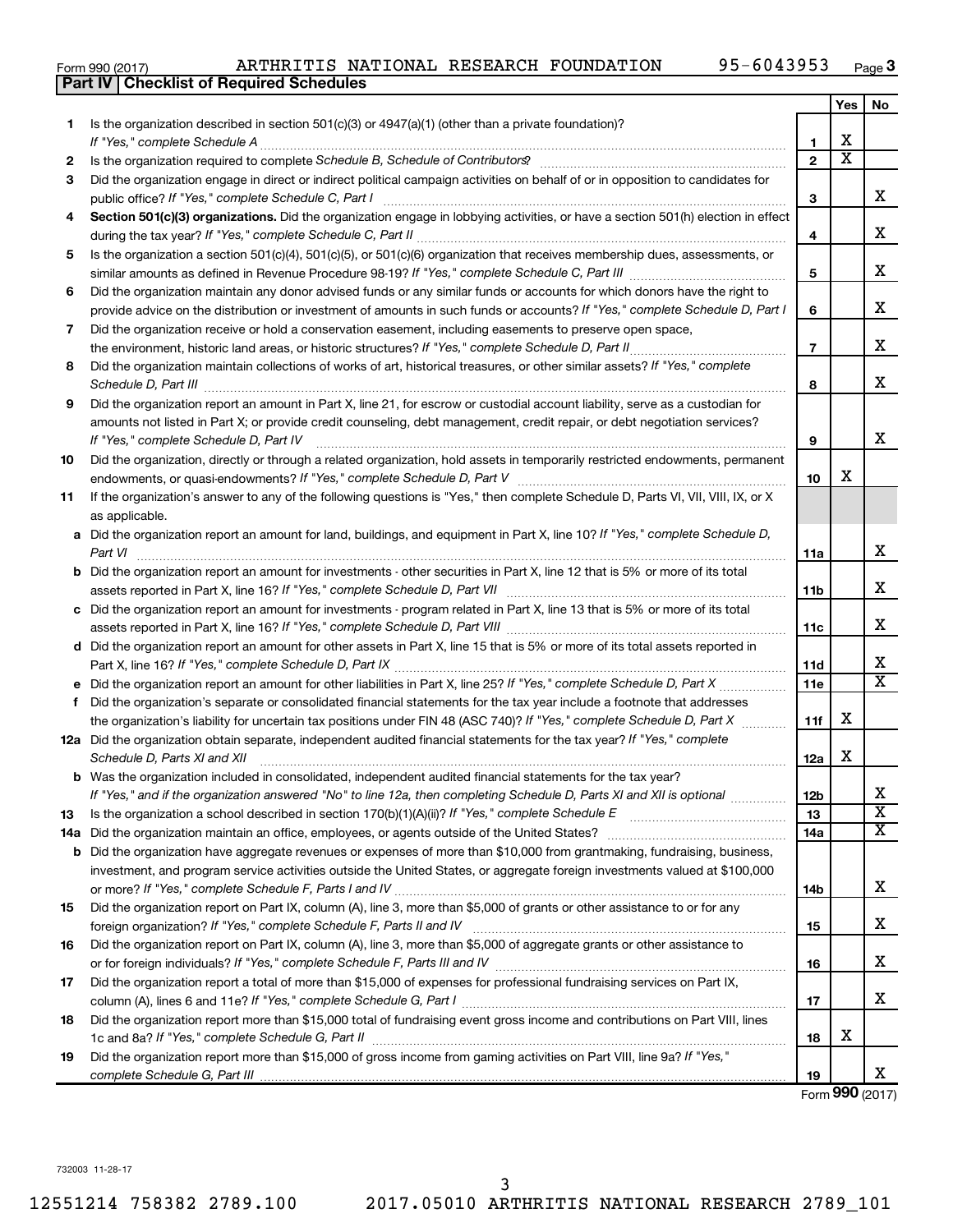Form 990 (2017) ARTHRITIS NATIONAL RESEARCH FOUNDATION 95-6043953

## Part IV Checklist of Required Schedules

| | | | Yes | No |
|---|---|---|---|---|
| **1** | Is the organization described in section 501(c)(3) or 4947(a)(1) (other than a private foundation)? *If "Yes," complete Schedule A* | **1** | X | |
| **2** | Is the organization required to complete *Schedule B, Schedule of Contributors*? | **2** | X | |
| **3** | Did the organization engage in direct or indirect political campaign activities on behalf of or in opposition to candidates for public office? *If "Yes," complete Schedule C, Part I* | **3** | | X |
| **4** | **Section 501(c)(3) organizations.** Did the organization engage in lobbying activities, or have a section 501(h) election in effect during the tax year? *If "Yes," complete Schedule C, Part II* | **4** | | X |
| **5** | Is the organization a section 501(c)(4), 501(c)(5), or 501(c)(6) organization that receives membership dues, assessments, or similar amounts as defined in Revenue Procedure 98-19? *If "Yes," complete Schedule C, Part III* | **5** | | X |
| **6** | Did the organization maintain any donor advised funds or any similar funds or accounts for which donors have the right to provide advice on the distribution or investment of amounts in such funds or accounts? *If "Yes," complete Schedule D, Part I* | **6** | | X |
| **7** | Did the organization receive or hold a conservation easement, including easements to preserve open space, the environment, historic land areas, or historic structures? *If "Yes," complete Schedule D, Part II* | **7** | | X |
| **8** | Did the organization maintain collections of works of art, historical treasures, or other similar assets? *If "Yes," complete Schedule D, Part III* | **8** | | X |
| **9** | Did the organization report an amount in Part X, line 21, for escrow or custodial account liability, serve as a custodian for amounts not listed in Part X; or provide credit counseling, debt management, credit repair, or debt negotiation services? *If "Yes," complete Schedule D, Part IV* | **9** | | X |
| **10** | Did the organization, directly or through a related organization, hold assets in temporarily restricted endowments, permanent endowments, or quasi-endowments? *If "Yes," complete Schedule D, Part V* | **10** | X | |
| **11** | If the organization's answer to any of the following questions is "Yes," then complete Schedule D, Parts VI, VII, VIII, IX, or X as applicable. | | | |
| **a** | Did the organization report an amount for land, buildings, and equipment in Part X, line 10? *If "Yes," complete Schedule D, Part VI* | **11a** | | X |
| **b** | Did the organization report an amount for investments - other securities in Part X, line 12 that is 5% or more of its total assets reported in Part X, line 16? *If "Yes," complete Schedule D, Part VII* | **11b** | | X |
| **c** | Did the organization report an amount for investments - program related in Part X, line 13 that is 5% or more of its total assets reported in Part X, line 16? *If "Yes," complete Schedule D, Part VIII* | **11c** | | X |
| **d** | Did the organization report an amount for other assets in Part X, line 15 that is 5% or more of its total assets reported in Part X, line 16? *If "Yes," complete Schedule D, Part IX* | **11d** | | X |
| **e** | Did the organization report an amount for other liabilities in Part X, line 25? *If "Yes," complete Schedule D, Part X* | **11e** | | X |
| **f** | Did the organization's separate or consolidated financial statements for the tax year include a footnote that addresses the organization's liability for uncertain tax positions under FIN 48 (ASC 740)? *If "Yes," complete Schedule D, Part X* | **11f** | X | |
| **12a** | Did the organization obtain separate, independent audited financial statements for the tax year? *If "Yes," complete Schedule D, Parts XI and XII* | **12a** | X | |
| **b** | Was the organization included in consolidated, independent audited financial statements for the tax year? *If "Yes," and if the organization answered "No" to line 12a, then completing Schedule D, Parts XI and XII is optional* | **12b** | | X |
| **13** | Is the organization a school described in section 170(b)(1)(A)(ii)? *If "Yes," complete Schedule E* | **13** | | X |
| **14a** | Did the organization maintain an office, employees, or agents outside of the United States? | **14a** | | X |
| **b** | Did the organization have aggregate revenues or expenses of more than $10,000 from grantmaking, fundraising, business, investment, and program service activities outside the United States, or aggregate foreign investments valued at $100,000 or more? *If "Yes," complete Schedule F, Parts I and IV* | **14b** | | X |
| **15** | Did the organization report on Part IX, column (A), line 3, more than $5,000 of grants or other assistance to or for any foreign organization? *If "Yes," complete Schedule F, Parts II and IV* | **15** | | X |
| **16** | Did the organization report on Part IX, column (A), line 3, more than $5,000 of aggregate grants or other assistance to or for foreign individuals? *If "Yes," complete Schedule F, Parts III and IV* | **16** | | X |
| **17** | Did the organization report a total of more than $15,000 of expenses for professional fundraising services on Part IX, column (A), lines 6 and 11e? *If "Yes," complete Schedule G, Part I* | **17** | | X |
| **18** | Did the organization report more than $15,000 total of fundraising event gross income and contributions on Part VIII, lines 1c and 8a? *If "Yes," complete Schedule G, Part II* | **18** | X | |
| **19** | Did the organization report more than $15,000 of gross income from gaming activities on Part VIII, line 9a? *If "Yes," complete Schedule G, Part III* | **19** | | X |

Form **990** (2017)

732003 11-28-17

12551214 758382 2789.100 2017.05010 ARTHRITIS NATIONAL RESEARCH 2789_101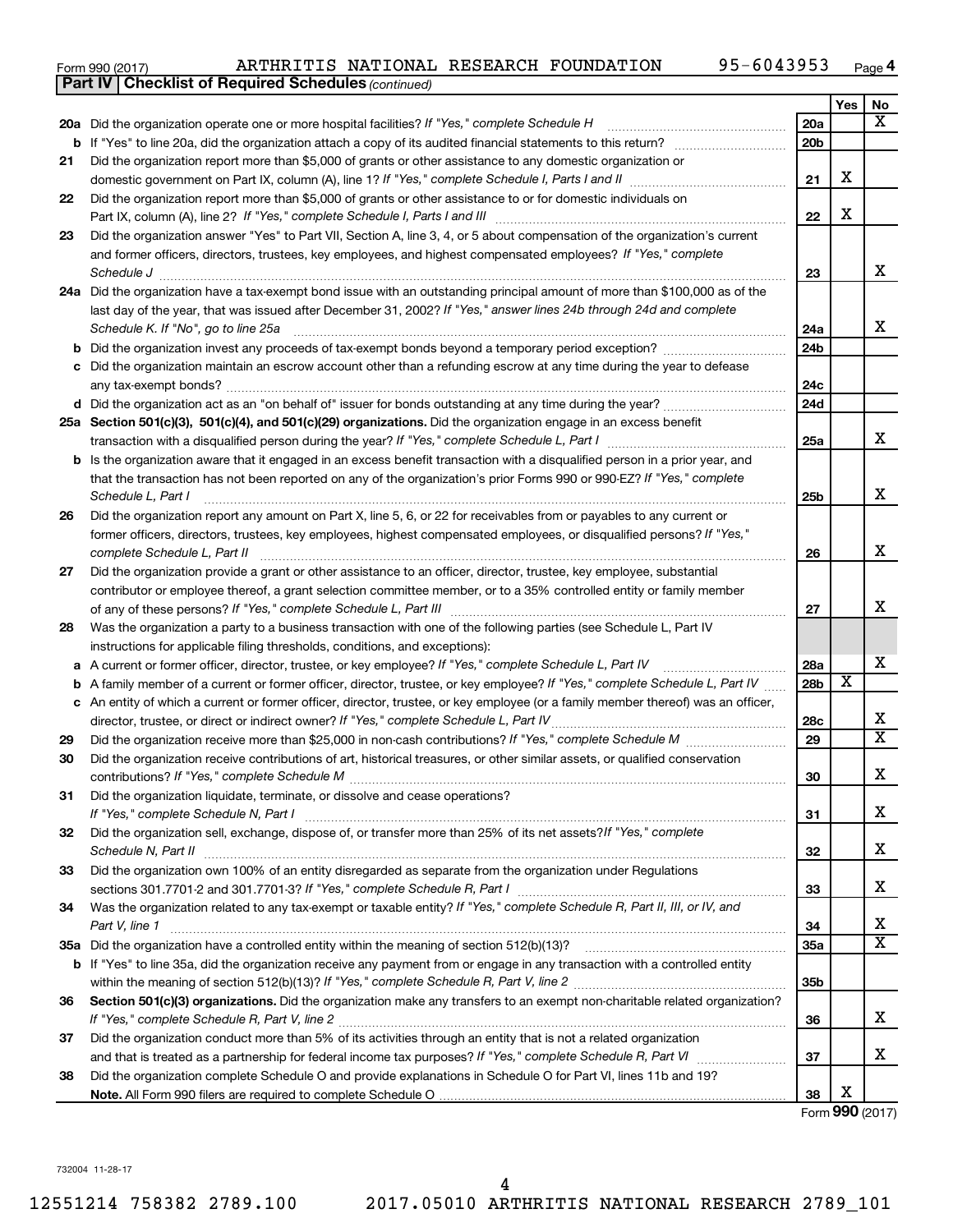Form 990 (2017) ARTHRITIS NATIONAL RESEARCH FOUNDATION 95-6043953 Page 4

**Part IV | Checklist of Required Schedules** *(continued)*

| | | | Yes | No |
|---|---|---|---|---|
| **20a** | Did the organization operate one or more hospital facilities? *If "Yes," complete Schedule H* | 20a | | X |
| **b** | If "Yes" to line 20a, did the organization attach a copy of its audited financial statements to this return? | 20b | | |
| **21** | Did the organization report more than $5,000 of grants or other assistance to any domestic organization or domestic government on Part IX, column (A), line 1? *If "Yes," complete Schedule I, Parts I and II* | 21 | X | |
| **22** | Did the organization report more than $5,000 of grants or other assistance to or for domestic individuals on Part IX, column (A), line 2? *If "Yes," complete Schedule I, Parts I and III* | 22 | X | |
| **23** | Did the organization answer "Yes" to Part VII, Section A, line 3, 4, or 5 about compensation of the organization's current and former officers, directors, trustees, key employees, and highest compensated employees? *If "Yes," complete Schedule J* | 23 | | X |
| **24a** | Did the organization have a tax-exempt bond issue with an outstanding principal amount of more than $100,000 as of the last day of the year, that was issued after December 31, 2002? *If "Yes," answer lines 24b through 24d and complete Schedule K. If "No", go to line 25a* | 24a | | X |
| **b** | Did the organization invest any proceeds of tax-exempt bonds beyond a temporary period exception? | 24b | | |
| **c** | Did the organization maintain an escrow account other than a refunding escrow at any time during the year to defease any tax-exempt bonds? | 24c | | |
| **d** | Did the organization act as an "on behalf of" issuer for bonds outstanding at any time during the year? | 24d | | |
| **25a** | **Section 501(c)(3), 501(c)(4), and 501(c)(29) organizations.** Did the organization engage in an excess benefit transaction with a disqualified person during the year? *If "Yes," complete Schedule L, Part I* | 25a | | X |
| **b** | Is the organization aware that it engaged in an excess benefit transaction with a disqualified person in a prior year, and that the transaction has not been reported on any of the organization's prior Forms 990 or 990-EZ? *If "Yes," complete Schedule L, Part I* | 25b | | X |
| **26** | Did the organization report any amount on Part X, line 5, 6, or 22 for receivables from or payables to any current or former officers, directors, trustees, key employees, highest compensated employees, or disqualified persons? *If "Yes," complete Schedule L, Part II* | 26 | | X |
| **27** | Did the organization provide a grant or other assistance to an officer, director, trustee, key employee, substantial contributor or employee thereof, a grant selection committee member, or to a 35% controlled entity or family member of any of these persons? *If "Yes," complete Schedule L, Part III* | 27 | | X |
| **28** | Was the organization a party to a business transaction with one of the following parties (see Schedule L, Part IV instructions for applicable filing thresholds, conditions, and exceptions): | | | |
| **a** | A current or former officer, director, trustee, or key employee? *If "Yes," complete Schedule L, Part IV* | 28a | | X |
| **b** | A family member of a current or former officer, director, trustee, or key employee? *If "Yes," complete Schedule L, Part IV* | 28b | X | |
| **c** | An entity of which a current or former officer, director, trustee, or key employee (or a family member thereof) was an officer, director, trustee, or direct or indirect owner? *If "Yes," complete Schedule L, Part IV* | 28c | | X |
| **29** | Did the organization receive more than $25,000 in non-cash contributions? *If "Yes," complete Schedule M* | 29 | | X |
| **30** | Did the organization receive contributions of art, historical treasures, or other similar assets, or qualified conservation contributions? *If "Yes," complete Schedule M* | 30 | | X |
| **31** | Did the organization liquidate, terminate, or dissolve and cease operations? *If "Yes," complete Schedule N, Part I* | 31 | | X |
| **32** | Did the organization sell, exchange, dispose of, or transfer more than 25% of its net assets? *If "Yes," complete Schedule N, Part II* | 32 | | X |
| **33** | Did the organization own 100% of an entity disregarded as separate from the organization under Regulations sections 301.7701-2 and 301.7701-3? *If "Yes," complete Schedule R, Part I* | 33 | | X |
| **34** | Was the organization related to any tax-exempt or taxable entity? *If "Yes," complete Schedule R, Part II, III, or IV, and Part V, line 1* | 34 | | X |
| **35a** | Did the organization have a controlled entity within the meaning of section 512(b)(13)? | 35a | | X |
| **b** | If "Yes" to line 35a, did the organization receive any payment from or engage in any transaction with a controlled entity within the meaning of section 512(b)(13)? *If "Yes," complete Schedule R, Part V, line 2* | 35b | | |
| **36** | **Section 501(c)(3) organizations.** Did the organization make any transfers to an exempt non-charitable related organization? *If "Yes," complete Schedule R, Part V, line 2* | 36 | | X |
| **37** | Did the organization conduct more than 5% of its activities through an entity that is not a related organization and that is treated as a partnership for federal income tax purposes? *If "Yes," complete Schedule R, Part VI* | 37 | | X |
| **38** | Did the organization complete Schedule O and provide explanations in Schedule O for Part VI, lines 11b and 19? **Note.** All Form 990 filers are required to complete Schedule O | 38 | X | |

Form **990** (2017)

732004 11-28-17

12551214 758382 2789.100 2017.05010 ARTHRITIS NATIONAL RESEARCH 2789_101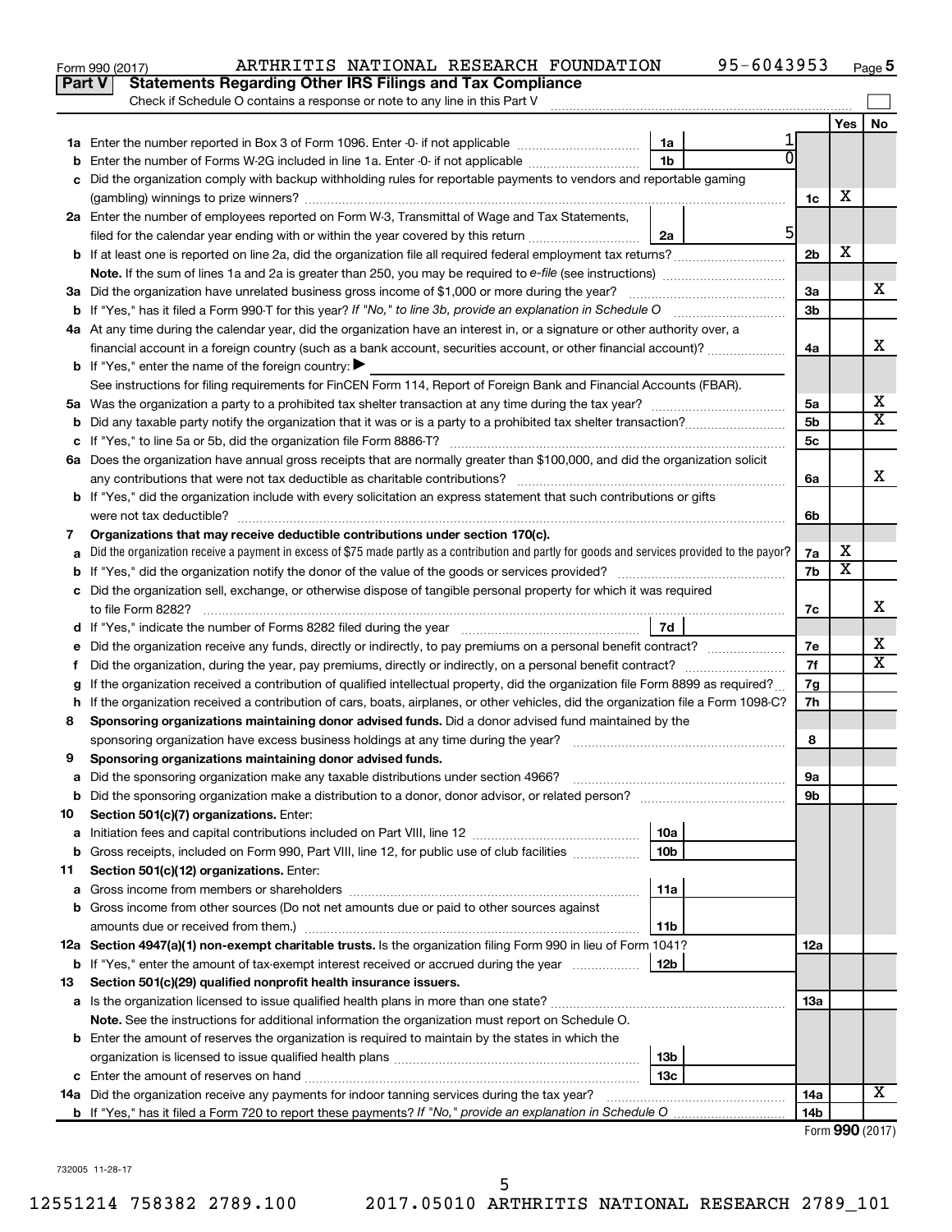Form 990 (2017) ARTHRITIS NATIONAL RESEARCH FOUNDATION 95-6043953 Page 5

## Part V Statements Regarding Other IRS Filings and Tax Compliance

Check if Schedule O contains a response or note to any line in this Part V

| | | | | | Yes | No |
|---|---|---|---|---|---|---|
| **1a** | Enter the number reported in Box 3 of Form 1096. Enter -0- if not applicable | 1a | 1 | | | |
| **b** | Enter the number of Forms W-2G included in line 1a. Enter -0- if not applicable | 1b | 0 | | | |
| **c** | Did the organization comply with backup withholding rules for reportable payments to vendors and reportable gaming (gambling) winnings to prize winners? | | | 1c | X | |
| **2a** | Enter the number of employees reported on Form W-3, Transmittal of Wage and Tax Statements, filed for the calendar year ending with or within the year covered by this return | 2a | 5 | | | |
| **b** | If at least one is reported on line 2a, did the organization file all required federal employment tax returns? | | | 2b | X | |
| | **Note.** If the sum of lines 1a and 2a is greater than 250, you may be required to *e-file* (see instructions) | | | | | |
| **3a** | Did the organization have unrelated business gross income of $1,000 or more during the year? | | | 3a | | X |
| **b** | If "Yes," has it filed a Form 990-T for this year? *If "No," to line 3b, provide an explanation in Schedule O* | | | 3b | | |
| **4a** | At any time during the calendar year, did the organization have an interest in, or a signature or other authority over, a financial account in a foreign country (such as a bank account, securities account, or other financial account)? | | | 4a | | X |
| **b** | If "Yes," enter the name of the foreign country: ▶ | | | | | |
| | See instructions for filing requirements for FinCEN Form 114, Report of Foreign Bank and Financial Accounts (FBAR). | | | | | |
| **5a** | Was the organization a party to a prohibited tax shelter transaction at any time during the tax year? | | | 5a | | X |
| **b** | Did any taxable party notify the organization that it was or is a party to a prohibited tax shelter transaction? | | | 5b | | X |
| **c** | If "Yes," to line 5a or 5b, did the organization file Form 8886-T? | | | 5c | | |
| **6a** | Does the organization have annual gross receipts that are normally greater than $100,000, and did the organization solicit any contributions that were not tax deductible as charitable contributions? | | | 6a | | X |
| **b** | If "Yes," did the organization include with every solicitation an express statement that such contributions or gifts were not tax deductible? | | | 6b | | |
| **7** | **Organizations that may receive deductible contributions under section 170(c).** | | | | | |
| **a** | Did the organization receive a payment in excess of $75 made partly as a contribution and partly for goods and services provided to the payor? | | | 7a | X | |
| **b** | If "Yes," did the organization notify the donor of the value of the goods or services provided? | | | 7b | X | |
| **c** | Did the organization sell, exchange, or otherwise dispose of tangible personal property for which it was required to file Form 8282? | | | 7c | | X |
| **d** | If "Yes," indicate the number of Forms 8282 filed during the year | 7d | | | | |
| **e** | Did the organization receive any funds, directly or indirectly, to pay premiums on a personal benefit contract? | | | 7e | | X |
| **f** | Did the organization, during the year, pay premiums, directly or indirectly, on a personal benefit contract? | | | 7f | | X |
| **g** | If the organization received a contribution of qualified intellectual property, did the organization file Form 8899 as required? | | | 7g | | |
| **h** | If the organization received a contribution of cars, boats, airplanes, or other vehicles, did the organization file a Form 1098-C? | | | 7h | | |
| **8** | **Sponsoring organizations maintaining donor advised funds.** Did a donor advised fund maintained by the sponsoring organization have excess business holdings at any time during the year? | | | 8 | | |
| **9** | **Sponsoring organizations maintaining donor advised funds.** | | | | | |
| **a** | Did the sponsoring organization make any taxable distributions under section 4966? | | | 9a | | |
| **b** | Did the sponsoring organization make a distribution to a donor, donor advisor, or related person? | | | 9b | | |
| **10** | **Section 501(c)(7) organizations.** Enter: | | | | | |
| **a** | Initiation fees and capital contributions included on Part VIII, line 12 | 10a | | | | |
| **b** | Gross receipts, included on Form 990, Part VIII, line 12, for public use of club facilities | 10b | | | | |
| **11** | **Section 501(c)(12) organizations.** Enter: | | | | | |
| **a** | Gross income from members or shareholders | 11a | | | | |
| **b** | Gross income from other sources (Do not net amounts due or paid to other sources against amounts due or received from them.) | 11b | | | | |
| **12a** | **Section 4947(a)(1) non-exempt charitable trusts.** Is the organization filing Form 990 in lieu of Form 1041? | | | 12a | | |
| **b** | If "Yes," enter the amount of tax-exempt interest received or accrued during the year | 12b | | | | |
| **13** | **Section 501(c)(29) qualified nonprofit health insurance issuers.** | | | | | |
| **a** | Is the organization licensed to issue qualified health plans in more than one state? | | | 13a | | |
| | **Note.** See the instructions for additional information the organization must report on Schedule O. | | | | | |
| **b** | Enter the amount of reserves the organization is required to maintain by the states in which the organization is licensed to issue qualified health plans | 13b | | | | |
| **c** | Enter the amount of reserves on hand | 13c | | | | |
| **14a** | Did the organization receive any payments for indoor tanning services during the tax year? | | | 14a | | X |
| **b** | If "Yes," has it filed a Form 720 to report these payments? *If "No," provide an explanation in Schedule O* | | | 14b | | |

Form **990** (2017)

732005 11-28-17

12551214 758382 2789.100 2017.05010 ARTHRITIS NATIONAL RESEARCH 2789_101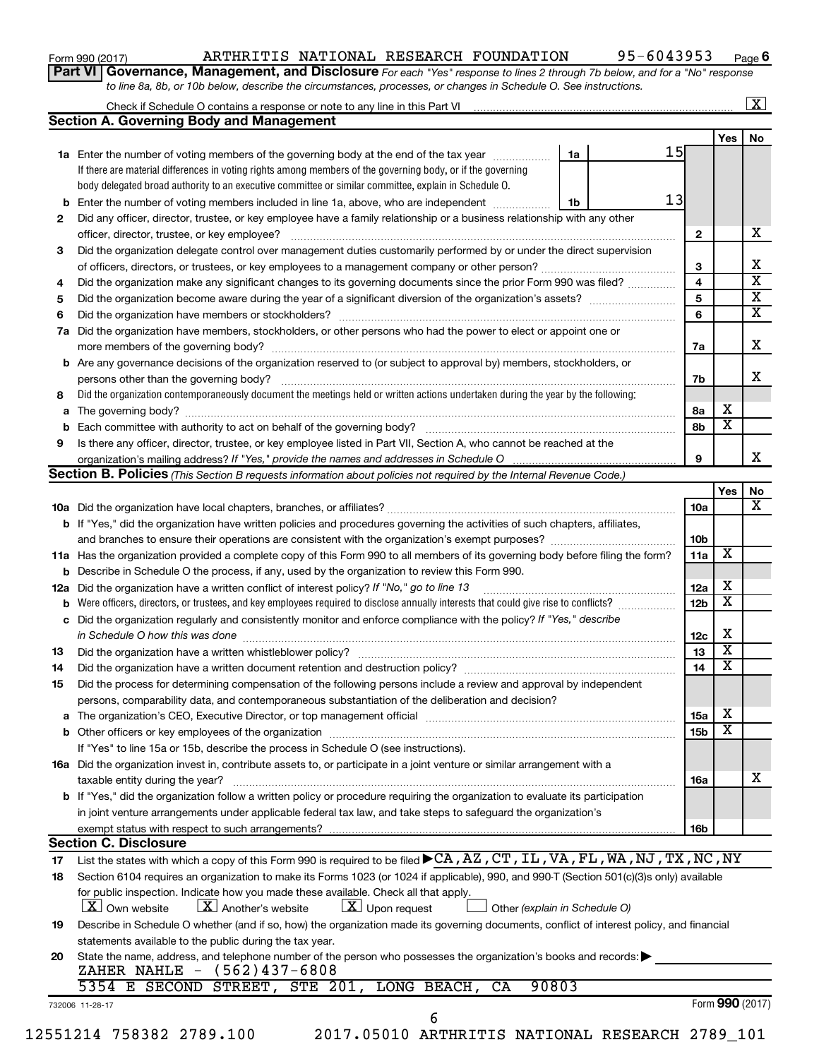Form 990 (2017) ARTHRITIS NATIONAL RESEARCH FOUNDATION 95-6043953 Page 6

**Part VI Governance, Management, and Disclosure** *For each "Yes" response to lines 2 through 7b below, and for a "No" response to line 8a, 8b, or 10b below, describe the circumstances, processes, or changes in Schedule O. See instructions.*

Check if Schedule O contains a response or note to any line in this Part VI [X]

## Section A. Governing Body and Management

| | | | | Yes | No |
|---|---|---|---|---|---|
| **1a** | Enter the number of voting members of the governing body at the end of the tax year. If there are material differences in voting rights among members of the governing body, or if the governing body delegated broad authority to an executive committee or similar committee, explain in Schedule O. | 1a | 15 | | |
| **b** | Enter the number of voting members included in line 1a, above, who are independent | 1b | 13 | | |
| **2** | Did any officer, director, trustee, or key employee have a family relationship or a business relationship with any other officer, director, trustee, or key employee? | 2 | | | X |
| **3** | Did the organization delegate control over management duties customarily performed by or under the direct supervision of officers, directors, or trustees, or key employees to a management company or other person? | 3 | | | X |
| **4** | Did the organization make any significant changes to its governing documents since the prior Form 990 was filed? | 4 | | | X |
| **5** | Did the organization become aware during the year of a significant diversion of the organization's assets? | 5 | | | X |
| **6** | Did the organization have members or stockholders? | 6 | | | X |
| **7a** | Did the organization have members, stockholders, or other persons who had the power to elect or appoint one or more members of the governing body? | 7a | | | X |
| **b** | Are any governance decisions of the organization reserved to (or subject to approval by) members, stockholders, or persons other than the governing body? | 7b | | | X |
| **8** | Did the organization contemporaneously document the meetings held or written actions undertaken during the year by the following: | | | | |
| **a** | The governing body? | 8a | | X | |
| **b** | Each committee with authority to act on behalf of the governing body? | 8b | | X | |
| **9** | Is there any officer, director, trustee, or key employee listed in Part VII, Section A, who cannot be reached at the organization's mailing address? *If "Yes," provide the names and addresses in Schedule O* | 9 | | | X |

## Section B. Policies *(This Section B requests information about policies not required by the Internal Revenue Code.)*

| | | | Yes | No |
|---|---|---|---|---|
| **10a** | Did the organization have local chapters, branches, or affiliates? | 10a | | X |
| **b** | If "Yes," did the organization have written policies and procedures governing the activities of such chapters, affiliates, and branches to ensure their operations are consistent with the organization's exempt purposes? | 10b | | |
| **11a** | Has the organization provided a complete copy of this Form 990 to all members of its governing body before filing the form? | 11a | X | |
| **b** | Describe in Schedule O the process, if any, used by the organization to review this Form 990. | | | |
| **12a** | Did the organization have a written conflict of interest policy? *If "No," go to line 13* | 12a | X | |
| **b** | Were officers, directors, or trustees, and key employees required to disclose annually interests that could give rise to conflicts? | 12b | X | |
| **c** | Did the organization regularly and consistently monitor and enforce compliance with the policy? *If "Yes," describe in Schedule O how this was done* | 12c | X | |
| **13** | Did the organization have a written whistleblower policy? | 13 | X | |
| **14** | Did the organization have a written document retention and destruction policy? | 14 | X | |
| **15** | Did the process for determining compensation of the following persons include a review and approval by independent persons, comparability data, and contemporaneous substantiation of the deliberation and decision? | | | |
| **a** | The organization's CEO, Executive Director, or top management official | 15a | X | |
| **b** | Other officers or key employees of the organization | 15b | X | |
| | If "Yes" to line 15a or 15b, describe the process in Schedule O (see instructions). | | | |
| **16a** | Did the organization invest in, contribute assets to, or participate in a joint venture or similar arrangement with a taxable entity during the year? | 16a | | X |
| **b** | If "Yes," did the organization follow a written policy or procedure requiring the organization to evaluate its participation in joint venture arrangements under applicable federal tax law, and take steps to safeguard the organization's exempt status with respect to such arrangements? | 16b | | |

## Section C. Disclosure

**17** List the states with which a copy of this Form 990 is required to be filed ▶ CA,AZ,CT,IL,VA,FL,WA,NJ,TX,NC,NY

**18** Section 6104 requires an organization to make its Forms 1023 (or 1024 if applicable), 990, and 990-T (Section 501(c)(3)s only) available for public inspection. Indicate how you made these available. Check all that apply.

[X] Own website [X] Another's website [X] Upon request [ ] Other *(explain in Schedule O)*

**19** Describe in Schedule O whether (and if so, how) the organization made its governing documents, conflict of interest policy, and financial statements available to the public during the tax year.

**20** State the name, address, and telephone number of the person who possesses the organization's books and records: ▶

ZAHER NAHLE - (562)437-6808

5354 E SECOND STREET, STE 201, LONG BEACH, CA 90803

732006 11-28-17 Form **990** (2017)

12551214 758382 2789.100 2017.05010 ARTHRITIS NATIONAL RESEARCH 2789_101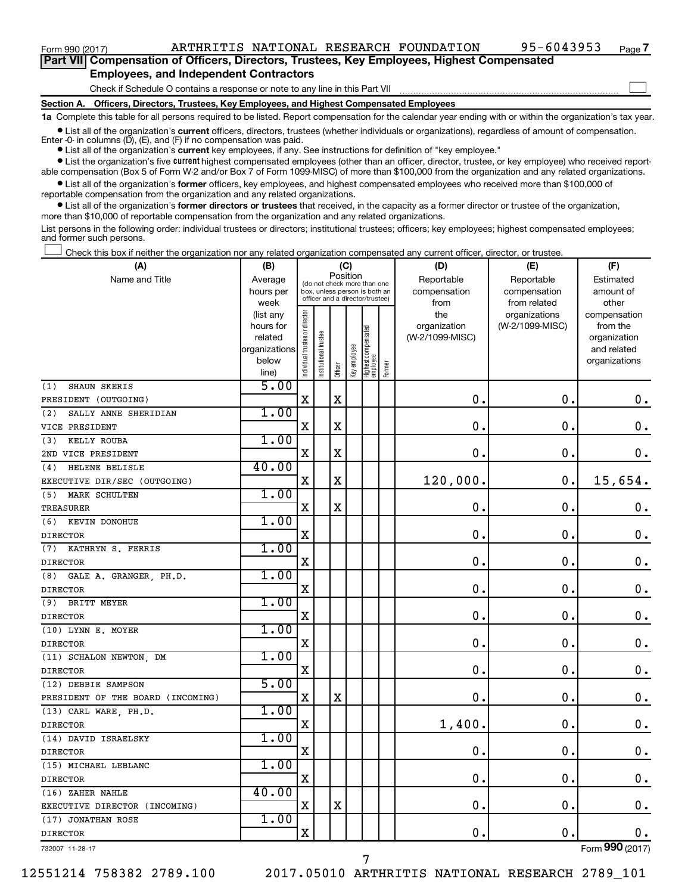Form 990 (2017) ARTHRITIS NATIONAL RESEARCH FOUNDATION 95-6043953 Page 7

## Part VII Compensation of Officers, Directors, Trustees, Key Employees, Highest Compensated Employees, and Independent Contractors

Check if Schedule O contains a response or note to any line in this Part VII

**Section A. Officers, Directors, Trustees, Key Employees, and Highest Compensated Employees**

**1a** Complete this table for all persons required to be listed. Report compensation for the calendar year ending with or within the organization's tax year.

- List all of the organization's **current** officers, directors, trustees (whether individuals or organizations), regardless of amount of compensation. Enter -0- in columns (D), (E), and (F) if no compensation was paid.
- List all of the organization's **current** key employees, if any. See instructions for definition of "key employee."
- List the organization's five **current** highest compensated employees (other than an officer, director, trustee, or key employee) who received reportable compensation (Box 5 of Form W-2 and/or Box 7 of Form 1099-MISC) of more than $100,000 from the organization and any related organizations.
- List all of the organization's **former** officers, key employees, and highest compensated employees who received more than $100,000 of reportable compensation from the organization and any related organizations.
- List all of the organization's **former directors or trustees** that received, in the capacity as a former director or trustee of the organization, more than $10,000 of reportable compensation from the organization and any related organizations.

List persons in the following order: individual trustees or directors; institutional trustees; officers; key employees; highest compensated employees; and former such persons.

Check this box if neither the organization nor any related organization compensated any current officer, director, or trustee.

| (A) Name and Title | (B) Average hours per week (list any hours for related organizations below line) | (C) Position: Individual trustee or director | Institutional trustee | Officer | Key employee | Highest compensated employee | Former | (D) Reportable compensation from the organization (W-2/1099-MISC) | (E) Reportable compensation from related organizations (W-2/1099-MISC) | (F) Estimated amount of other compensation from the organization and related organizations |
|---|---|---|---|---|---|---|---|---|---|---|
| (1) SHAUN SKERIS<br>PRESIDENT (OUTGOING) | 5.00 | X | | X | | | | 0. | 0. | 0. |
| (2) SALLY ANNE SHERIDIAN<br>VICE PRESIDENT | 1.00 | X | | X | | | | 0. | 0. | 0. |
| (3) KELLY ROUBA<br>2ND VICE PRESIDENT | 1.00 | X | | X | | | | 0. | 0. | 0. |
| (4) HELENE BELISLE<br>EXECUTIVE DIR/SEC (OUTGOING) | 40.00 | X | | X | | | | 120,000. | 0. | 15,654. |
| (5) MARK SCHULTEN<br>TREASURER | 1.00 | X | | X | | | | 0. | 0. | 0. |
| (6) KEVIN DONOHUE<br>DIRECTOR | 1.00 | X | | | | | | 0. | 0. | 0. |
| (7) KATHRYN S. FERRIS<br>DIRECTOR | 1.00 | X | | | | | | 0. | 0. | 0. |
| (8) GALE A. GRANGER, PH.D.<br>DIRECTOR | 1.00 | X | | | | | | 0. | 0. | 0. |
| (9) BRITT MEYER<br>DIRECTOR | 1.00 | X | | | | | | 0. | 0. | 0. |
| (10) LYNN E. MOYER<br>DIRECTOR | 1.00 | X | | | | | | 0. | 0. | 0. |
| (11) SCHALON NEWTON, DM<br>DIRECTOR | 1.00 | X | | | | | | 0. | 0. | 0. |
| (12) DEBBIE SAMPSON<br>PRESIDENT OF THE BOARD (INCOMING) | 5.00 | X | | X | | | | 0. | 0. | 0. |
| (13) CARL WARE, PH.D.<br>DIRECTOR | 1.00 | X | | | | | | 1,400. | 0. | 0. |
| (14) DAVID ISRAELSKY<br>DIRECTOR | 1.00 | X | | | | | | 0. | 0. | 0. |
| (15) MICHAEL LEBLANC<br>DIRECTOR | 1.00 | X | | | | | | 0. | 0. | 0. |
| (16) ZAHER NAHLE<br>EXECUTIVE DIRECTOR (INCOMING) | 40.00 | X | | X | | | | 0. | 0. | 0. |
| (17) JONATHAN ROSE<br>DIRECTOR | 1.00 | X | | | | | | 0. | 0. | 0. |

732007 11-28-17 Form 990 (2017)

12551214 758382 2789.100 2017.05010 ARTHRITIS NATIONAL RESEARCH 2789_101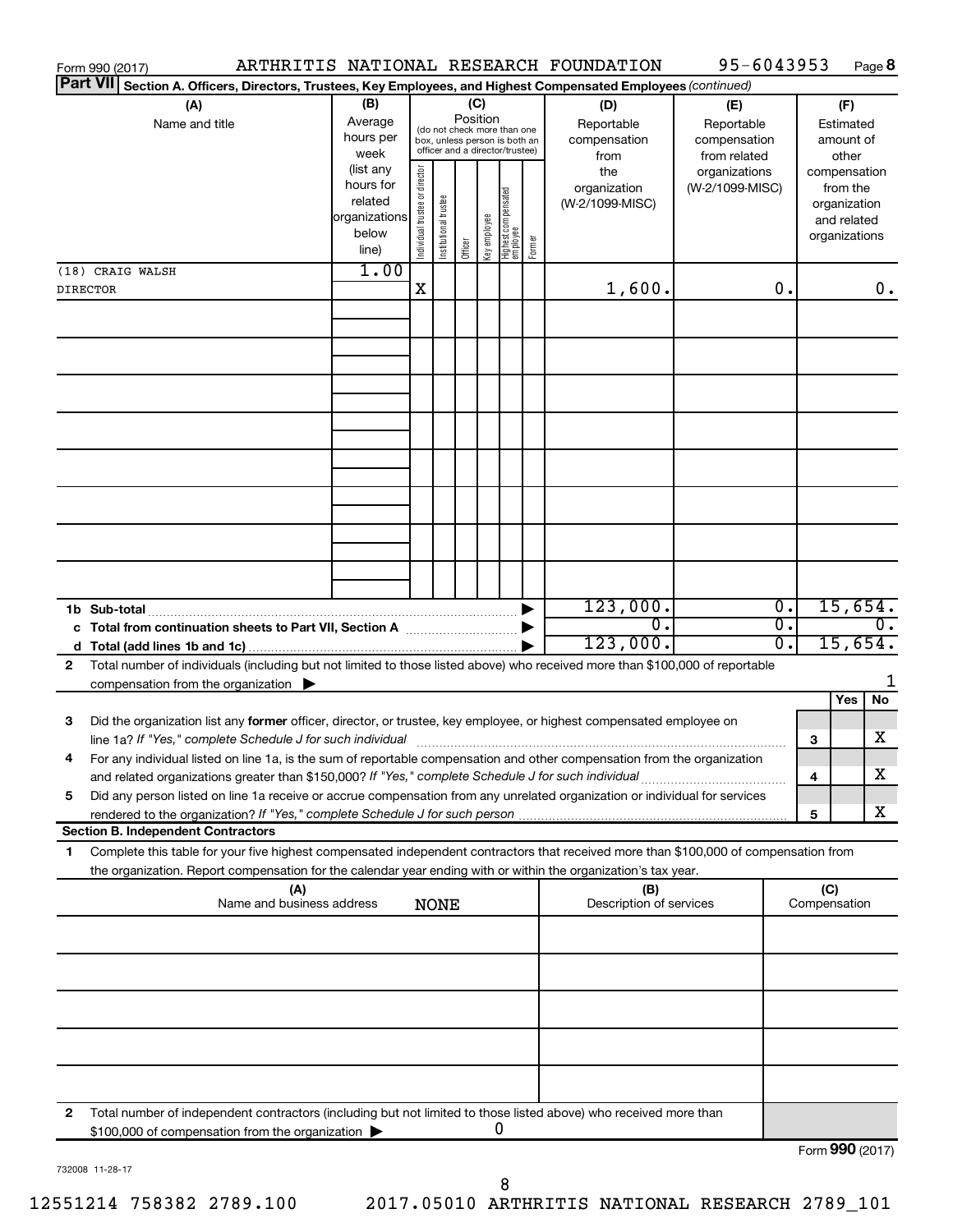Form 990 (2017) ARTHRITIS NATIONAL RESEARCH FOUNDATION 95-6043953 Page **8**

**Part VII** **Section A. Officers, Directors, Trustees, Key Employees, and Highest Compensated Employees** *(continued)*

| (A) Name and title | (B) Average hours per week (list any hours for related organizations below line) | (C) Position (do not check more than one box, unless person is both an officer and a director/trustee): Individual trustee or director | Institutional trustee | Officer | Key employee | Highest compensated employee | Former | (D) Reportable compensation from the organization (W-2/1099-MISC) | (E) Reportable compensation from related organizations (W-2/1099-MISC) | (F) Estimated amount of other compensation from the organization and related organizations |
|---|---|---|---|---|---|---|---|---|---|---|
| (18) CRAIG WALSH | 1.00 | | | | | | | | | |
| DIRECTOR | | X | | | | | | 1,600. | 0. | 0. |
| | | | | | | | | | | |
| | | | | | | | | | | |
| | | | | | | | | | | |
| | | | | | | | | | | |
| | | | | | | | | | | |
| | | | | | | | | | | |
| | | | | | | | | | | |
| | | | | | | | | | | |
| **1b Sub-total** | | | | | | | | 123,000. | 0. | 15,654. |
| **c Total from continuation sheets to Part VII, Section A** | | | | | | | | 0. | 0. | 0. |
| **d Total (add lines 1b and 1c)** | | | | | | | | 123,000. | 0. | 15,654. |

**2** Total number of individuals (including but not limited to those listed above) who received more than $100,000 of reportable compensation from the organization ▶ 1

| | | Yes | No |
|---|---|---|---|
| **3** Did the organization list any **former** officer, director, or trustee, key employee, or highest compensated employee on line 1a? *If "Yes," complete Schedule J for such individual* | **3** | | X |
| **4** For any individual listed on line 1a, is the sum of reportable compensation and other compensation from the organization and related organizations greater than $150,000? *If "Yes," complete Schedule J for such individual* | **4** | | X |
| **5** Did any person listed on line 1a receive or accrue compensation from any unrelated organization or individual for services rendered to the organization? *If "Yes," complete Schedule J for such person* | **5** | | X |

**Section B. Independent Contractors**

**1** Complete this table for your five highest compensated independent contractors that received more than $100,000 of compensation from the organization. Report compensation for the calendar year ending with or within the organization's tax year.

| (A) Name and business address | (B) Description of services | (C) Compensation |
|---|---|---|
| NONE | | |
| | | |
| | | |
| | | |
| | | |
| | | |

**2** Total number of independent contractors (including but not limited to those listed above) who received more than $100,000 of compensation from the organization ▶ 0

Form **990** (2017)

732008 11-28-17

12551214 758382 2789.100 2017.05010 ARTHRITIS NATIONAL RESEARCH 2789_101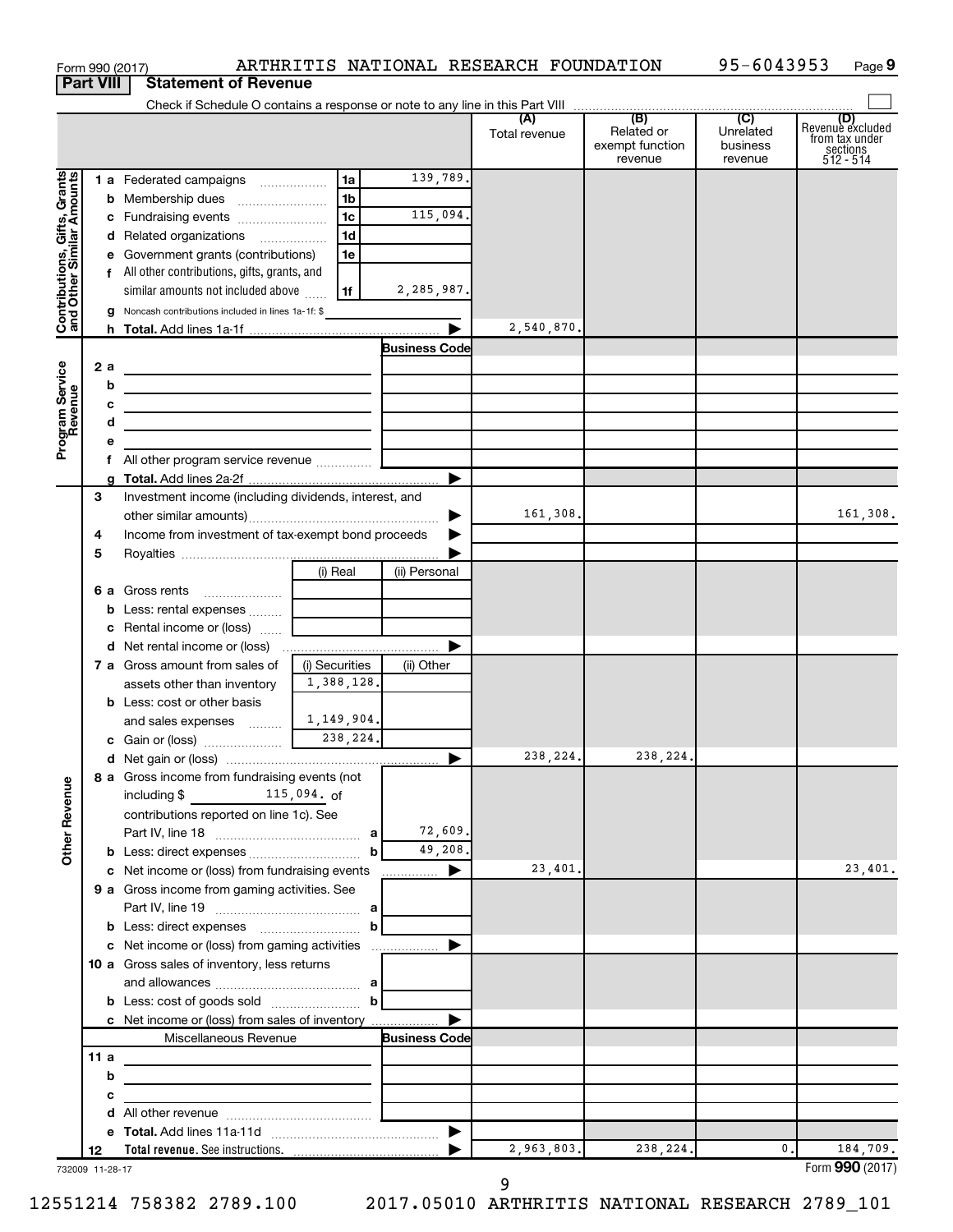Form 990 (2017) ARTHRITIS NATIONAL RESEARCH FOUNDATION 95-6043953

**Part VIII Statement of Revenue**

Check if Schedule O contains a response or note to any line in this Part VIII

| | | | (A) Total revenue | (B) Related or exempt function revenue | (C) Unrelated business revenue | (D) Revenue excluded from tax under sections 512 - 514 |
|---|---|---|---|---|---|---|
| **Contributions, Gifts, Grants and Other Similar Amounts** | | | | | | |
| 1 a Federated campaigns | 1a | 139,789. | | | | |
| b Membership dues | 1b | | | | | |
| c Fundraising events | 1c | 115,094. | | | | |
| d Related organizations | 1d | | | | | |
| e Government grants (contributions) | 1e | | | | | |
| f All other contributions, gifts, grants, and similar amounts not included above | 1f | 2,285,987. | | | | |
| g Noncash contributions included in lines 1a-1f: $ | | | | | | |
| h Total. Add lines 1a-1f | | | 2,540,870. | | | |
| **Program Service Revenue** | | Business Code | | | | |
| 2 a | | | | | | |
| b | | | | | | |
| c | | | | | | |
| d | | | | | | |
| e | | | | | | |
| f All other program service revenue | | | | | | |
| g Total. Add lines 2a-2f | | | | | | |
| 3 Investment income (including dividends, interest, and other similar amounts) | | | 161,308. | | | 161,308. |
| 4 Income from investment of tax-exempt bond proceeds | | | | | | |
| 5 Royalties | | | | | | |
| | (i) Real | (ii) Personal | | | | |
| 6 a Gross rents | | | | | | |
| b Less: rental expenses | | | | | | |
| c Rental income or (loss) | | | | | | |
| d Net rental income or (loss) | | | | | | |
| | (i) Securities | (ii) Other | | | | |
| 7 a Gross amount from sales of assets other than inventory | 1,388,128. | | | | | |
| b Less: cost or other basis and sales expenses | 1,149,904. | | | | | |
| c Gain or (loss) | 238,224. | | | | | |
| d Net gain or (loss) | | | 238,224. | 238,224. | | |
| **Other Revenue** | | | | | | |
| 8 a Gross income from fundraising events (not including $ 115,094. of contributions reported on line 1c). See Part IV, line 18 | a | 72,609. | | | | |
| b Less: direct expenses | b | 49,208. | | | | |
| c Net income or (loss) from fundraising events | | | 23,401. | | | 23,401. |
| 9 a Gross income from gaming activities. See Part IV, line 19 | a | | | | | |
| b Less: direct expenses | b | | | | | |
| c Net income or (loss) from gaming activities | | | | | | |
| 10 a Gross sales of inventory, less returns and allowances | a | | | | | |
| b Less: cost of goods sold | b | | | | | |
| c Net income or (loss) from sales of inventory | | | | | | |
| Miscellaneous Revenue | | Business Code | | | | |
| 11 a | | | | | | |
| b | | | | | | |
| c | | | | | | |
| d All other revenue | | | | | | |
| e Total. Add lines 11a-11d | | | | | | |
| 12 Total revenue. See instructions. | | | 2,963,803. | 238,224. | 0. | 184,709. |

732009 11-28-17

Form **990** (2017)

12551214 758382 2789.100 2017.05010 ARTHRITIS NATIONAL RESEARCH 2789_101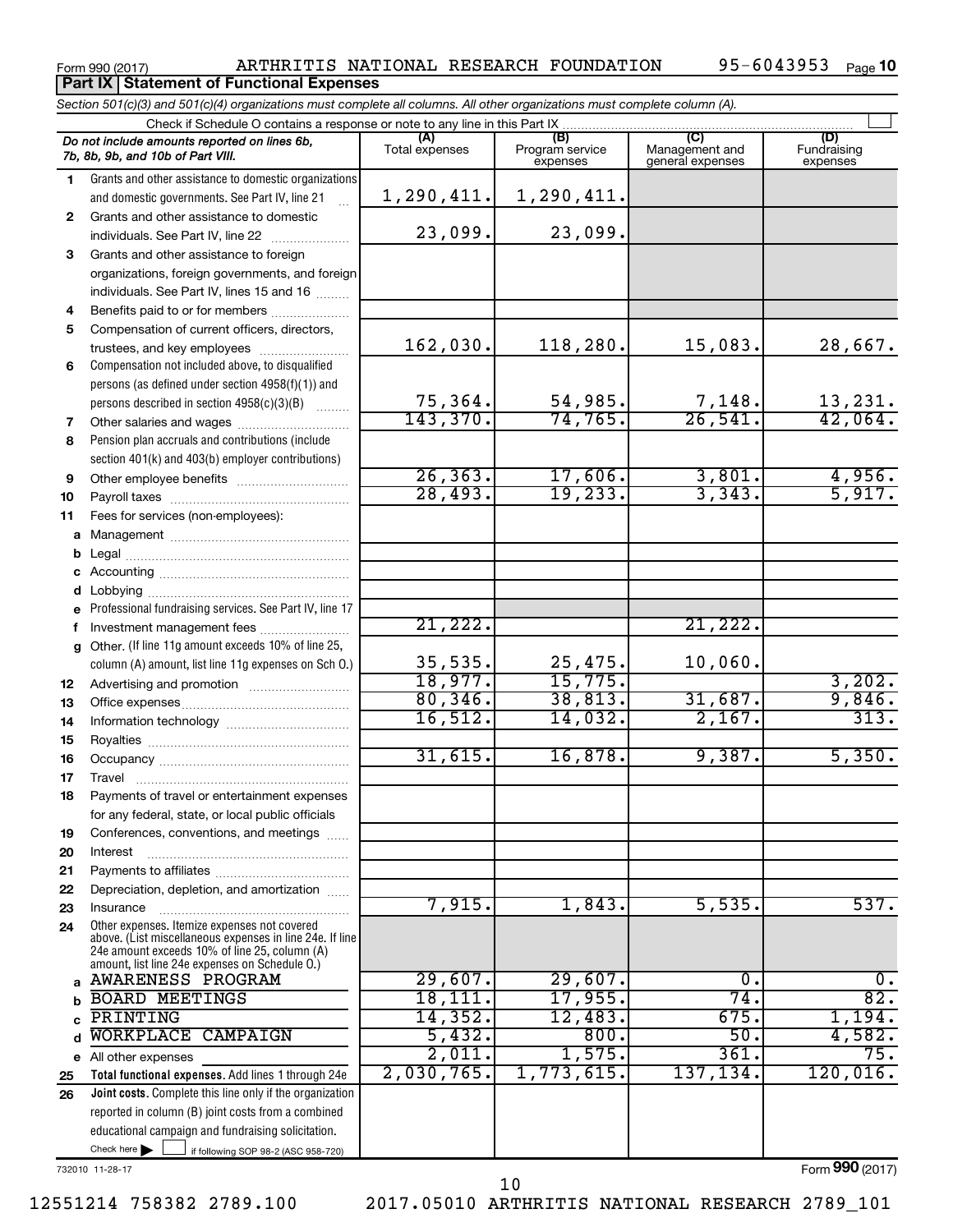Form 990 (2017) ARTHRITIS NATIONAL RESEARCH FOUNDATION 95-6043953 Page 10

**Part IX Statement of Functional Expenses**

*Section 501(c)(3) and 501(c)(4) organizations must complete all columns. All other organizations must complete column (A).*

Check if Schedule O contains a response or note to any line in this Part IX ☐

| | *Do not include amounts reported on lines 6b, 7b, 8b, 9b, and 10b of Part VIII.* | (A) Total expenses | (B) Program service expenses | (C) Management and general expenses | (D) Fundraising expenses |
|---|---|---|---|---|---|
| 1 | Grants and other assistance to domestic organizations and domestic governments. See Part IV, line 21 | 1,290,411. | 1,290,411. | | |
| 2 | Grants and other assistance to domestic individuals. See Part IV, line 22 | 23,099. | 23,099. | | |
| 3 | Grants and other assistance to foreign organizations, foreign governments, and foreign individuals. See Part IV, lines 15 and 16 | | | | |
| 4 | Benefits paid to or for members | | | | |
| 5 | Compensation of current officers, directors, trustees, and key employees | 162,030. | 118,280. | 15,083. | 28,667. |
| 6 | Compensation not included above, to disqualified persons (as defined under section 4958(f)(1)) and persons described in section 4958(c)(3)(B) | 75,364. | 54,985. | 7,148. | 13,231. |
| 7 | Other salaries and wages | 143,370. | 74,765. | 26,541. | 42,064. |
| 8 | Pension plan accruals and contributions (include section 401(k) and 403(b) employer contributions) | | | | |
| 9 | Other employee benefits | 26,363. | 17,606. | 3,801. | 4,956. |
| 10 | Payroll taxes | 28,493. | 19,233. | 3,343. | 5,917. |
| 11 | Fees for services (non-employees): | | | | |
| a | Management | | | | |
| b | Legal | | | | |
| c | Accounting | | | | |
| d | Lobbying | | | | |
| e | Professional fundraising services. See Part IV, line 17 | | | | |
| f | Investment management fees | 21,222. | | 21,222. | |
| g | Other. (If line 11g amount exceeds 10% of line 25, column (A) amount, list line 11g expenses on Sch O.) | 35,535. | 25,475. | 10,060. | |
| 12 | Advertising and promotion | 18,977. | 15,775. | | 3,202. |
| 13 | Office expenses | 80,346. | 38,813. | 31,687. | 9,846. |
| 14 | Information technology | 16,512. | 14,032. | 2,167. | 313. |
| 15 | Royalties | | | | |
| 16 | Occupancy | 31,615. | 16,878. | 9,387. | 5,350. |
| 17 | Travel | | | | |
| 18 | Payments of travel or entertainment expenses for any federal, state, or local public officials | | | | |
| 19 | Conferences, conventions, and meetings | | | | |
| 20 | Interest | | | | |
| 21 | Payments to affiliates | | | | |
| 22 | Depreciation, depletion, and amortization | | | | |
| 23 | Insurance | 7,915. | 1,843. | 5,535. | 537. |
| 24 | Other expenses. Itemize expenses not covered above. (List miscellaneous expenses in line 24e. If line 24e amount exceeds 10% of line 25, column (A) amount, list line 24e expenses on Schedule O.) | | | | |
| a | AWARENESS PROGRAM | 29,607. | 29,607. | 0. | 0. |
| b | BOARD MEETINGS | 18,111. | 17,955. | 74. | 82. |
| c | PRINTING | 14,352. | 12,483. | 675. | 1,194. |
| d | WORKPLACE CAMPAIGN | 5,432. | 800. | 50. | 4,582. |
| e | All other expenses | 2,011. | 1,575. | 361. | 75. |
| 25 | **Total functional expenses.** Add lines 1 through 24e | 2,030,765. | 1,773,615. | 137,134. | 120,016. |
| 26 | **Joint costs.** Complete this line only if the organization reported in column (B) joint costs from a combined educational campaign and fundraising solicitation. Check here ☐ if following SOP 98-2 (ASC 958-720) | | | | |

732010 11-28-17 Form **990** (2017)

12551214 758382 2789.100 2017.05010 ARTHRITIS NATIONAL RESEARCH 2789_101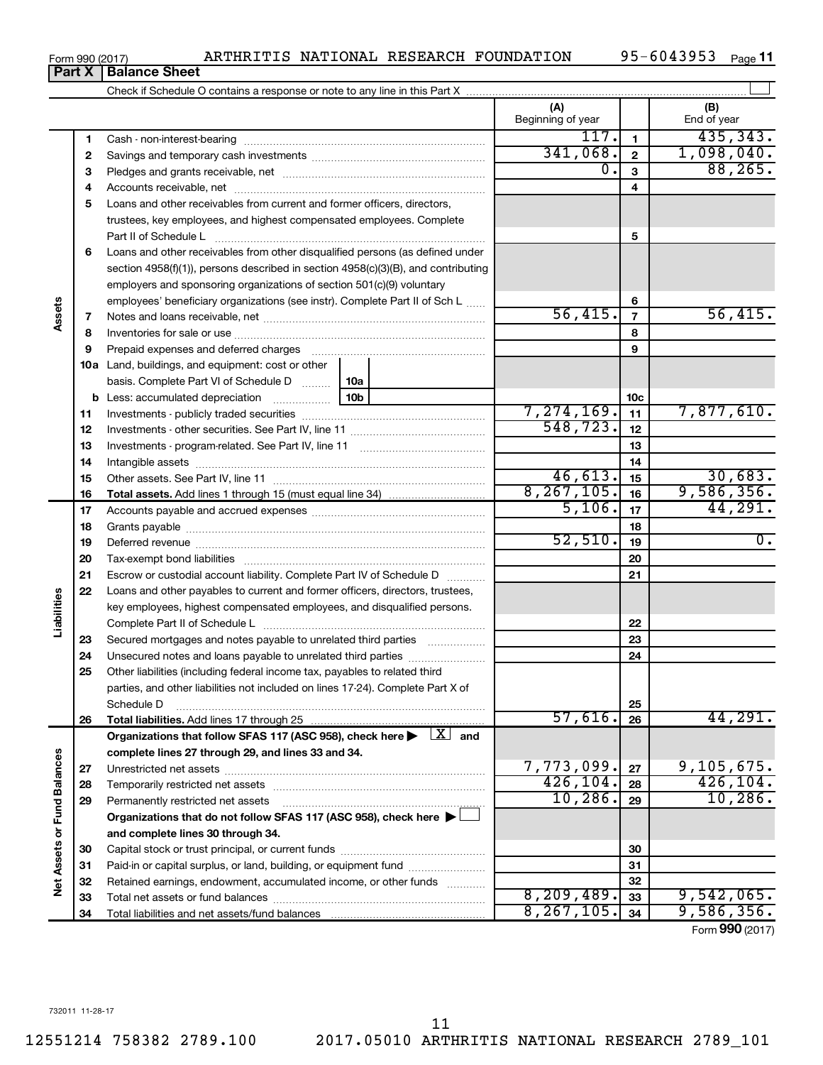Form 990 (2017) ARTHRITIS NATIONAL RESEARCH FOUNDATION 95-6043953 Page 11

## Part X Balance Sheet

Check if Schedule O contains a response or note to any line in this Part X

| | | | (A) Beginning of year | | (B) End of year |
|---|---|---|---|---|---|
| Assets | 1 | Cash - non-interest-bearing | 117. | 1 | 435,343. |
| | 2 | Savings and temporary cash investments | 341,068. | 2 | 1,098,040. |
| | 3 | Pledges and grants receivable, net | 0. | 3 | 88,265. |
| | 4 | Accounts receivable, net | | 4 | |
| | 5 | Loans and other receivables from current and former officers, directors, trustees, key employees, and highest compensated employees. Complete Part II of Schedule L | | 5 | |
| | 6 | Loans and other receivables from other disqualified persons (as defined under section 4958(f)(1)), persons described in section 4958(c)(3)(B), and contributing employers and sponsoring organizations of section 501(c)(9) voluntary employees' beneficiary organizations (see instr). Complete Part II of Sch L | | 6 | |
| | 7 | Notes and loans receivable, net | 56,415. | 7 | 56,415. |
| | 8 | Inventories for sale or use | | 8 | |
| | 9 | Prepaid expenses and deferred charges | | 9 | |
| | 10a | Land, buildings, and equipment: cost or other basis. Complete Part VI of Schedule D 10a | | | |
| | b | Less: accumulated depreciation 10b | | 10c | |
| | 11 | Investments - publicly traded securities | 7,274,169. | 11 | 7,877,610. |
| | 12 | Investments - other securities. See Part IV, line 11 | 548,723. | 12 | |
| | 13 | Investments - program-related. See Part IV, line 11 | | 13 | |
| | 14 | Intangible assets | | 14 | |
| | 15 | Other assets. See Part IV, line 11 | 46,613. | 15 | 30,683. |
| | 16 | **Total assets.** Add lines 1 through 15 (must equal line 34) | 8,267,105. | 16 | 9,586,356. |
| Liabilities | 17 | Accounts payable and accrued expenses | 5,106. | 17 | 44,291. |
| | 18 | Grants payable | | 18 | |
| | 19 | Deferred revenue | 52,510. | 19 | 0. |
| | 20 | Tax-exempt bond liabilities | | 20 | |
| | 21 | Escrow or custodial account liability. Complete Part IV of Schedule D | | 21 | |
| | 22 | Loans and other payables to current and former officers, directors, trustees, key employees, highest compensated employees, and disqualified persons. Complete Part II of Schedule L | | 22 | |
| | 23 | Secured mortgages and notes payable to unrelated third parties | | 23 | |
| | 24 | Unsecured notes and loans payable to unrelated third parties | | 24 | |
| | 25 | Other liabilities (including federal income tax, payables to related third parties, and other liabilities not included on lines 17-24). Complete Part X of Schedule D | | 25 | |
| | 26 | **Total liabilities.** Add lines 17 through 25 | 57,616. | 26 | 44,291. |
| Net Assets or Fund Balances | | **Organizations that follow SFAS 117 (ASC 958), check here ▶ [X] and complete lines 27 through 29, and lines 33 and 34.** | | | |
| | 27 | Unrestricted net assets | 7,773,099. | 27 | 9,105,675. |
| | 28 | Temporarily restricted net assets | 426,104. | 28 | 426,104. |
| | 29 | Permanently restricted net assets | 10,286. | 29 | 10,286. |
| | | **Organizations that do not follow SFAS 117 (ASC 958), check here ▶ [ ] and complete lines 30 through 34.** | | | |
| | 30 | Capital stock or trust principal, or current funds | | 30 | |
| | 31 | Paid-in or capital surplus, or land, building, or equipment fund | | 31 | |
| | 32 | Retained earnings, endowment, accumulated income, or other funds | | 32 | |
| | 33 | Total net assets or fund balances | 8,209,489. | 33 | 9,542,065. |
| | 34 | Total liabilities and net assets/fund balances | 8,267,105. | 34 | 9,586,356. |

Form **990** (2017)

732011 11-28-17

12551214 758382 2789.100 2017.05010 ARTHRITIS NATIONAL RESEARCH 2789_101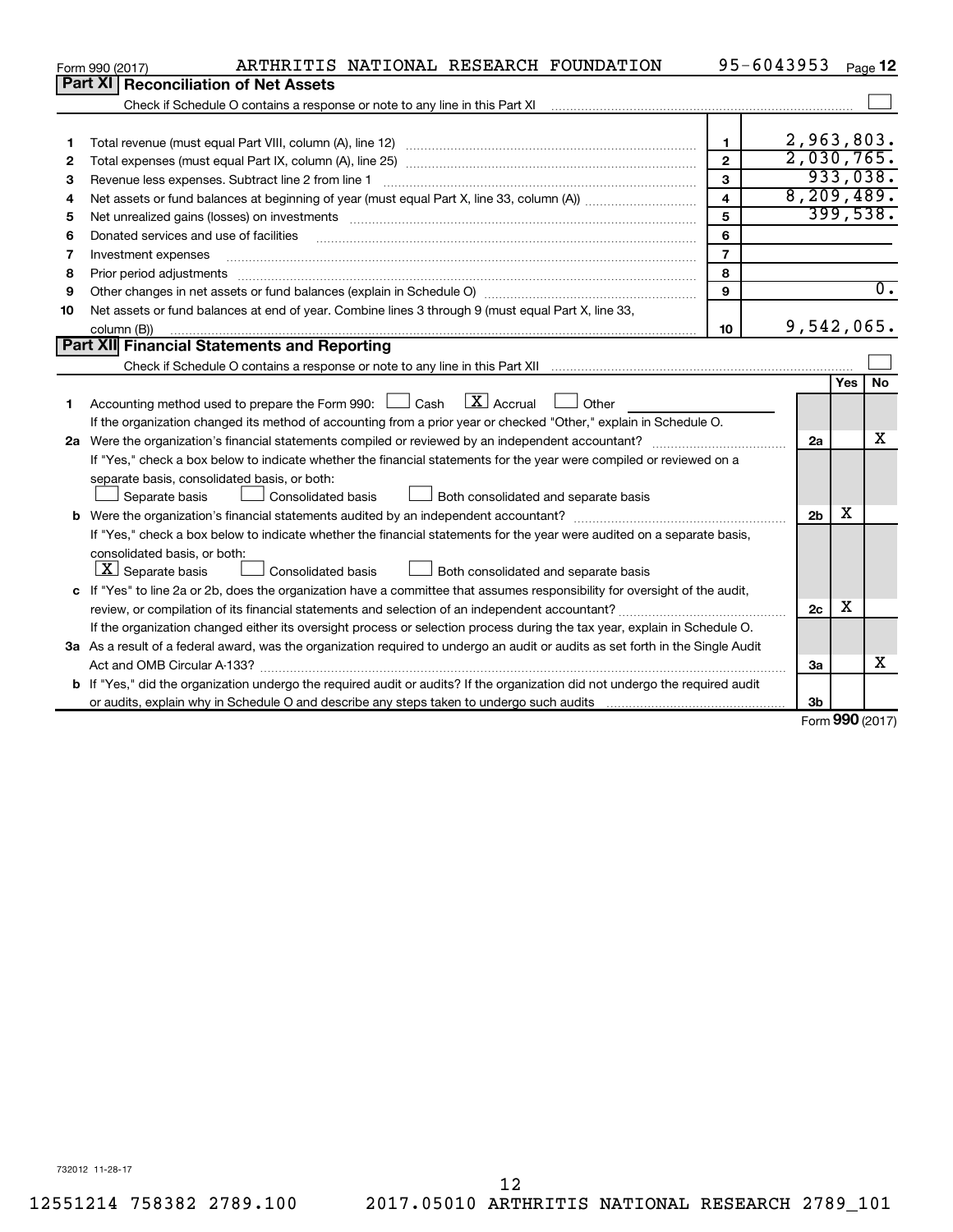Form 990 (2017) ARTHRITIS NATIONAL RESEARCH FOUNDATION 95-6043953 Page 12

## Part XI Reconciliation of Net Assets

Check if Schedule O contains a response or note to any line in this Part XI ☐

| | | | |
|---|---|---|---|
| 1 | Total revenue (must equal Part VIII, column (A), line 12) | 1 | 2,963,803. |
| 2 | Total expenses (must equal Part IX, column (A), line 25) | 2 | 2,030,765. |
| 3 | Revenue less expenses. Subtract line 2 from line 1 | 3 | 933,038. |
| 4 | Net assets or fund balances at beginning of year (must equal Part X, line 33, column (A)) | 4 | 8,209,489. |
| 5 | Net unrealized gains (losses) on investments | 5 | 399,538. |
| 6 | Donated services and use of facilities | 6 | |
| 7 | Investment expenses | 7 | |
| 8 | Prior period adjustments | 8 | |
| 9 | Other changes in net assets or fund balances (explain in Schedule O) | 9 | 0. |
| 10 | Net assets or fund balances at end of year. Combine lines 3 through 9 (must equal Part X, line 33, column (B)) | 10 | 9,542,065. |

## Part XII Financial Statements and Reporting

Check if Schedule O contains a response or note to any line in this Part XII ☐

| | | | Yes | No |
|---|---|---|---|---|
| 1 | Accounting method used to prepare the Form 990: ☐ Cash ☒ Accrual ☐ Other<br>If the organization changed its method of accounting from a prior year or checked "Other," explain in Schedule O. | | | |
| 2a | Were the organization's financial statements compiled or reviewed by an independent accountant?<br>If "Yes," check a box below to indicate whether the financial statements for the year were compiled or reviewed on a separate basis, consolidated basis, or both:<br>☐ Separate basis ☐ Consolidated basis ☐ Both consolidated and separate basis | 2a | | X |
| b | Were the organization's financial statements audited by an independent accountant?<br>If "Yes," check a box below to indicate whether the financial statements for the year were audited on a separate basis, consolidated basis, or both:<br>☒ Separate basis ☐ Consolidated basis ☐ Both consolidated and separate basis | 2b | X | |
| c | If "Yes" to line 2a or 2b, does the organization have a committee that assumes responsibility for oversight of the audit, review, or compilation of its financial statements and selection of an independent accountant?<br>If the organization changed either its oversight process or selection process during the tax year, explain in Schedule O. | 2c | X | |
| 3a | As a result of a federal award, was the organization required to undergo an audit or audits as set forth in the Single Audit Act and OMB Circular A-133? | 3a | | X |
| b | If "Yes," did the organization undergo the required audit or audits? If the organization did not undergo the required audit or audits, explain why in Schedule O and describe any steps taken to undergo such audits | 3b | | |

Form 990 (2017)

732012 11-28-17

12551214 758382 2789.100 2017.05010 ARTHRITIS NATIONAL RESEARCH 2789_101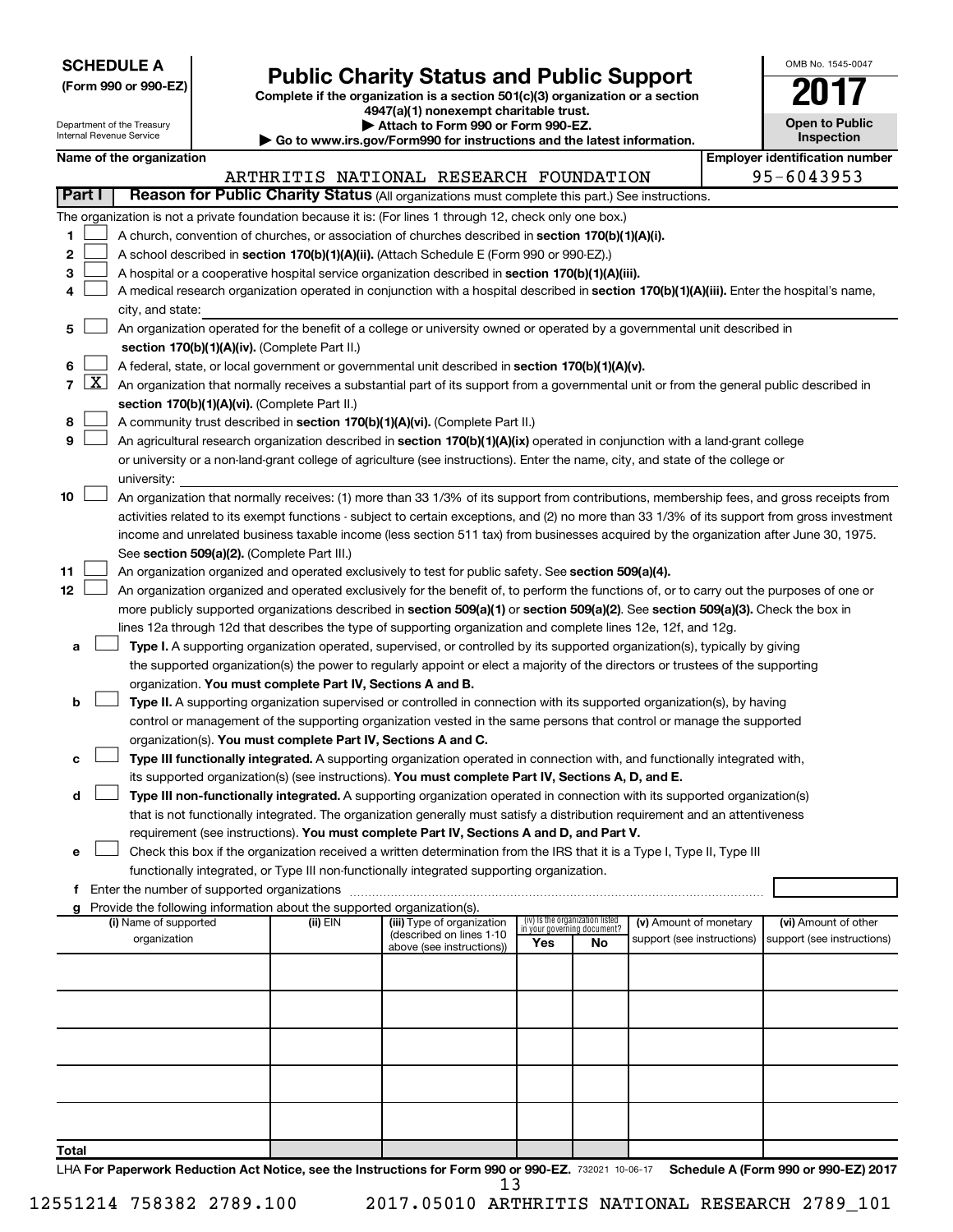**SCHEDULE A**
**(Form 990 or 990-EZ)**

Department of the Treasury
Internal Revenue Service

# Public Charity Status and Public Support

**Complete if the organization is a section 501(c)(3) organization or a section 4947(a)(1) nonexempt charitable trust.**
**▶ Attach to Form 990 or Form 990-EZ.**
**▶ Go to www.irs.gov/Form990 for instructions and the latest information.**

OMB No. 1545-0047

**2017**

**Open to Public Inspection**

**Name of the organization:** ARTHRITIS NATIONAL RESEARCH FOUNDATION

**Employer identification number:** 95-6043953

## Part I — Reason for Public Charity Status (All organizations must complete this part.) See instructions.

The organization is not a private foundation because it is: (For lines 1 through 12, check only one box.)

1. ☐ A church, convention of churches, or association of churches described in **section 170(b)(1)(A)(i).**
2. ☐ A school described in **section 170(b)(1)(A)(ii).** (Attach Schedule E (Form 990 or 990-EZ).)
3. ☐ A hospital or a cooperative hospital service organization described in **section 170(b)(1)(A)(iii).**
4. ☐ A medical research organization operated in conjunction with a hospital described in **section 170(b)(1)(A)(iii).** Enter the hospital's name, city, and state:
5. ☐ An organization operated for the benefit of a college or university owned or operated by a governmental unit described in **section 170(b)(1)(A)(iv).** (Complete Part II.)
6. ☐ A federal, state, or local government or governmental unit described in **section 170(b)(1)(A)(v).**
7. ☒ An organization that normally receives a substantial part of its support from a governmental unit or from the general public described in **section 170(b)(1)(A)(vi).** (Complete Part II.)
8. ☐ A community trust described in **section 170(b)(1)(A)(vi).** (Complete Part II.)
9. ☐ An agricultural research organization described in **section 170(b)(1)(A)(ix)** operated in conjunction with a land-grant college or university or a non-land-grant college of agriculture (see instructions). Enter the name, city, and state of the college or university:
10. ☐ An organization that normally receives: (1) more than 33 1/3% of its support from contributions, membership fees, and gross receipts from activities related to its exempt functions - subject to certain exceptions, and (2) no more than 33 1/3% of its support from gross investment income and unrelated business taxable income (less section 511 tax) from businesses acquired by the organization after June 30, 1975. See **section 509(a)(2).** (Complete Part III.)
11. ☐ An organization organized and operated exclusively to test for public safety. See **section 509(a)(4).**
12. ☐ An organization organized and operated exclusively for the benefit of, to perform the functions of, or to carry out the purposes of one or more publicly supported organizations described in **section 509(a)(1)** or **section 509(a)(2).** See **section 509(a)(3).** Check the box in lines 12a through 12d that describes the type of supporting organization and complete lines 12e, 12f, and 12g.
    - **a** ☐ **Type I.** A supporting organization operated, supervised, or controlled by its supported organization(s), typically by giving the supported organization(s) the power to regularly appoint or elect a majority of the directors or trustees of the supporting organization. **You must complete Part IV, Sections A and B.**
    - **b** ☐ **Type II.** A supporting organization supervised or controlled in connection with its supported organization(s), by having control or management of the supporting organization vested in the same persons that control or manage the supported organization(s). **You must complete Part IV, Sections A and C.**
    - **c** ☐ **Type III functionally integrated.** A supporting organization operated in connection with, and functionally integrated with, its supported organization(s) (see instructions). **You must complete Part IV, Sections A, D, and E.**
    - **d** ☐ **Type III non-functionally integrated.** A supporting organization operated in connection with its supported organization(s) that is not functionally integrated. The organization generally must satisfy a distribution requirement and an attentiveness requirement (see instructions). **You must complete Part IV, Sections A and D, and Part V.**
    - **e** ☐ Check this box if the organization received a written determination from the IRS that it is a Type I, Type II, Type III functionally integrated, or Type III non-functionally integrated supporting organization.
    - **f** Enter the number of supported organizations
    - **g** Provide the following information about the supported organization(s).

| (i) Name of supported organization | (ii) EIN | (iii) Type of organization (described on lines 1-10 above (see instructions)) | (iv) Is the organization listed in your governing document? Yes | No | (v) Amount of monetary support (see instructions) | (vi) Amount of other support (see instructions) |
|---|---|---|---|---|---|---|
| | | | | | | |
| | | | | | | |
| | | | | | | |
| | | | | | | |
| | | | | | | |
| **Total** | | | | | | |

LHA **For Paperwork Reduction Act Notice, see the Instructions for Form 990 or 990-EZ.** 732021 10-06-17 **Schedule A (Form 990 or 990-EZ) 2017**

12551214 758382 2789.100 2017.05010 ARTHRITIS NATIONAL RESEARCH 2789_101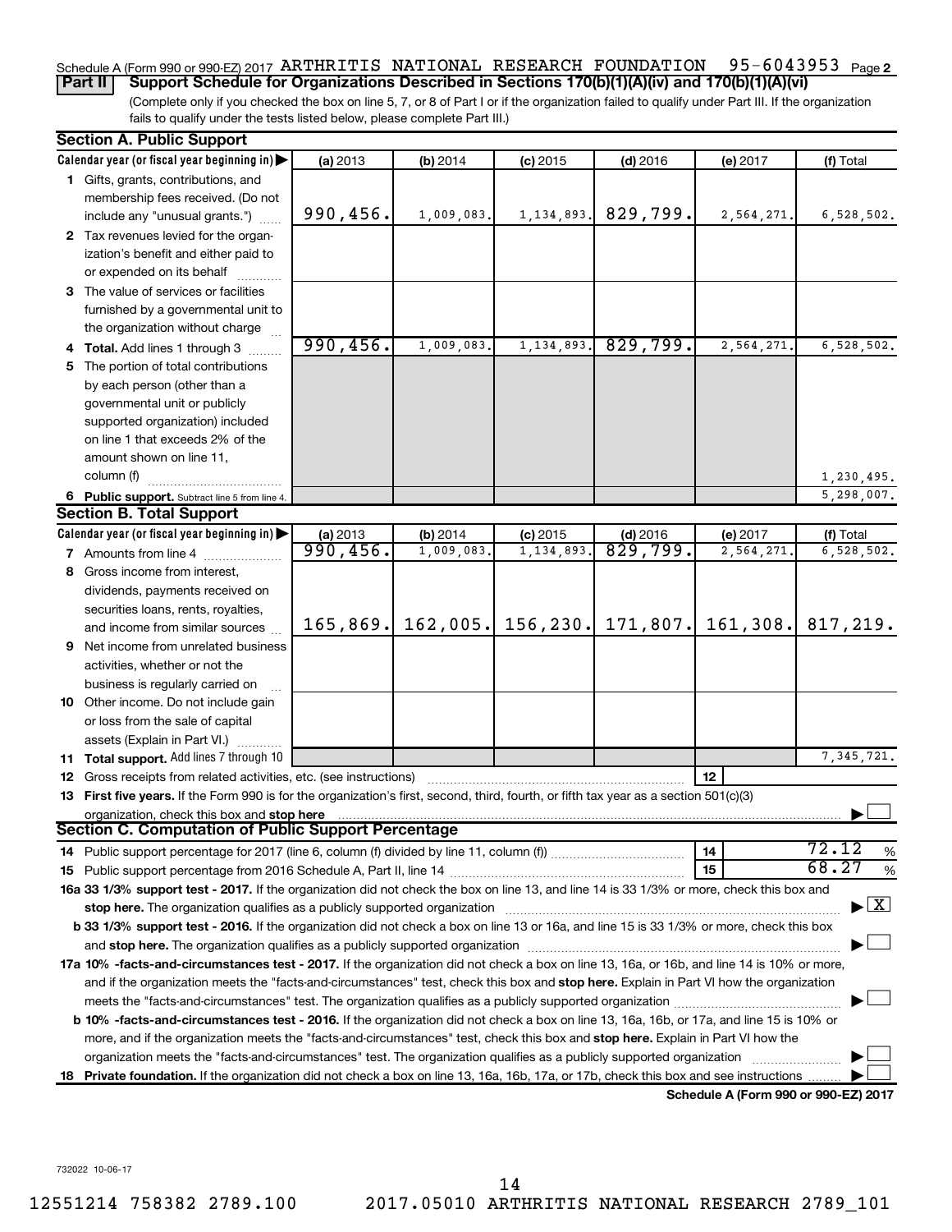Schedule A (Form 990 or 990-EZ) 2017 ARTHRITIS NATIONAL RESEARCH FOUNDATION 95-6043953 Page 2

**Part II** **Support Schedule for Organizations Described in Sections 170(b)(1)(A)(iv) and 170(b)(1)(A)(vi)**

(Complete only if you checked the box on line 5, 7, or 8 of Part I or if the organization failed to qualify under Part III. If the organization fails to qualify under the tests listed below, please complete Part III.)

### Section A. Public Support

| Calendar year (or fiscal year beginning in) ▶ | (a) 2013 | (b) 2014 | (c) 2015 | (d) 2016 | (e) 2017 | (f) Total |
|---|---|---|---|---|---|---|
| **1** Gifts, grants, contributions, and membership fees received. (Do not include any "unusual grants.") | 990,456. | 1,009,083. | 1,134,893. | 829,799. | 2,564,271. | 6,528,502. |
| **2** Tax revenues levied for the organization's benefit and either paid to or expended on its behalf | | | | | | |
| **3** The value of services or facilities furnished by a governmental unit to the organization without charge | | | | | | |
| **4 Total.** Add lines 1 through 3 | 990,456. | 1,009,083. | 1,134,893. | 829,799. | 2,564,271. | 6,528,502. |
| **5** The portion of total contributions by each person (other than a governmental unit or publicly supported organization) included on line 1 that exceeds 2% of the amount shown on line 11, column (f) | | | | | | 1,230,495. |
| **6 Public support.** Subtract line 5 from line 4. | | | | | | 5,298,007. |

### Section B. Total Support

| Calendar year (or fiscal year beginning in) ▶ | (a) 2013 | (b) 2014 | (c) 2015 | (d) 2016 | (e) 2017 | (f) Total |
|---|---|---|---|---|---|---|
| **7** Amounts from line 4 | 990,456. | 1,009,083. | 1,134,893. | 829,799. | 2,564,271. | 6,528,502. |
| **8** Gross income from interest, dividends, payments received on securities loans, rents, royalties, and income from similar sources | 165,869. | 162,005. | 156,230. | 171,807. | 161,308. | 817,219. |
| **9** Net income from unrelated business activities, whether or not the business is regularly carried on | | | | | | |
| **10** Other income. Do not include gain or loss from the sale of capital assets (Explain in Part VI.) | | | | | | |
| **11 Total support.** Add lines 7 through 10 | | | | | | 7,345,721. |

**12** Gross receipts from related activities, etc. (see instructions) | **12** |

**13 First five years.** If the Form 990 is for the organization's first, second, third, fourth, or fifth tax year as a section 501(c)(3) organization, check this box and **stop here** ▶ ☐

### Section C. Computation of Public Support Percentage

**14** Public support percentage for 2017 (line 6, column (f) divided by line 11, column (f)) | **14** | 72.12 %

**15** Public support percentage from 2016 Schedule A, Part II, line 14 | **15** | 68.27 %

**16a 33 1/3% support test - 2017.** If the organization did not check the box on line 13, and line 14 is 33 1/3% or more, check this box and **stop here.** The organization qualifies as a publicly supported organization ▶ ☒

**b 33 1/3% support test - 2016.** If the organization did not check a box on line 13 or 16a, and line 15 is 33 1/3% or more, check this box and **stop here.** The organization qualifies as a publicly supported organization ▶ ☐

**17a 10% -facts-and-circumstances test - 2017.** If the organization did not check a box on line 13, 16a, or 16b, and line 14 is 10% or more, and if the organization meets the "facts-and-circumstances" test, check this box and **stop here.** Explain in Part VI how the organization meets the "facts-and-circumstances" test. The organization qualifies as a publicly supported organization ▶ ☐

**b 10% -facts-and-circumstances test - 2016.** If the organization did not check a box on line 13, 16a, 16b, or 17a, and line 15 is 10% or more, and if the organization meets the "facts-and-circumstances" test, check this box and **stop here.** Explain in Part VI how the organization meets the "facts-and-circumstances" test. The organization qualifies as a publicly supported organization ▶ ☐

**18 Private foundation.** If the organization did not check a box on line 13, 16a, 16b, 17a, or 17b, check this box and see instructions ▶ ☐

**Schedule A (Form 990 or 990-EZ) 2017**

732022 10-06-17

12551214 758382 2789.100 2017.05010 ARTHRITIS NATIONAL RESEARCH 2789_101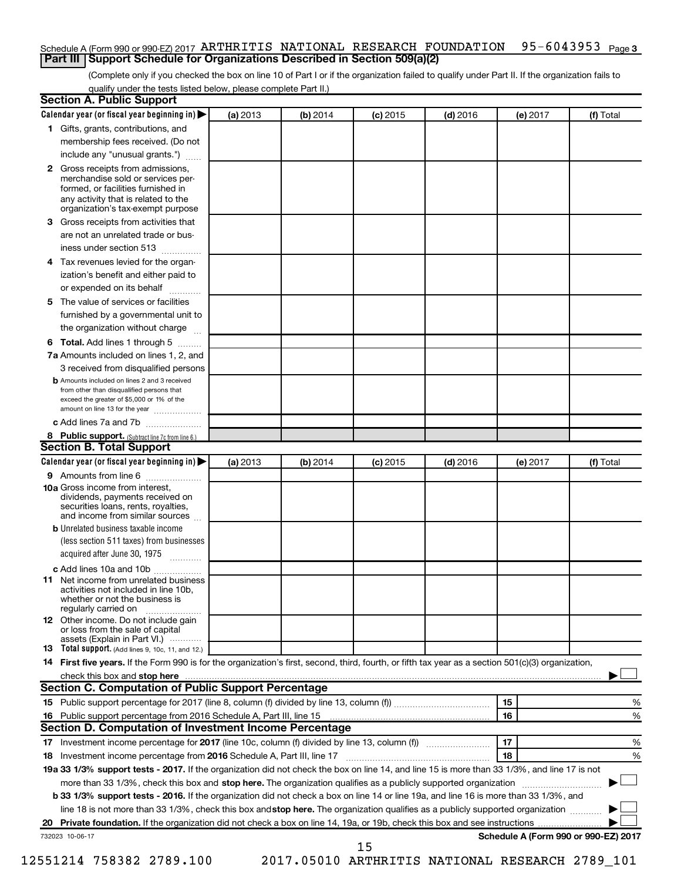Schedule A (Form 990 or 990-EZ) 2017 ARTHRITIS NATIONAL RESEARCH FOUNDATION 95-6043953 Page 3

## Part III Support Schedule for Organizations Described in Section 509(a)(2)

(Complete only if you checked the box on line 10 of Part I or if the organization failed to qualify under Part II. If the organization fails to qualify under the tests listed below, please complete Part II.)

### Section A. Public Support

| Calendar year (or fiscal year beginning in) | (a) 2013 | (b) 2014 | (c) 2015 | (d) 2016 | (e) 2017 | (f) Total |
|---|---|---|---|---|---|---|
| 1 Gifts, grants, contributions, and membership fees received. (Do not include any "unusual grants.") | | | | | | |
| 2 Gross receipts from admissions, merchandise sold or services performed, or facilities furnished in any activity that is related to the organization's tax-exempt purpose | | | | | | |
| 3 Gross receipts from activities that are not an unrelated trade or business under section 513 | | | | | | |
| 4 Tax revenues levied for the organization's benefit and either paid to or expended on its behalf | | | | | | |
| 5 The value of services or facilities furnished by a governmental unit to the organization without charge | | | | | | |
| 6 Total. Add lines 1 through 5 | | | | | | |
| 7a Amounts included on lines 1, 2, and 3 received from disqualified persons | | | | | | |
| b Amounts included on lines 2 and 3 received from other than disqualified persons that exceed the greater of $5,000 or 1% of the amount on line 13 for the year | | | | | | |
| c Add lines 7a and 7b | | | | | | |
| 8 Public support. (Subtract line 7c from line 6.) | | | | | | |

### Section B. Total Support

| Calendar year (or fiscal year beginning in) | (a) 2013 | (b) 2014 | (c) 2015 | (d) 2016 | (e) 2017 | (f) Total |
|---|---|---|---|---|---|---|
| 9 Amounts from line 6 | | | | | | |
| 10a Gross income from interest, dividends, payments received on securities loans, rents, royalties, and income from similar sources | | | | | | |
| b Unrelated business taxable income (less section 511 taxes) from businesses acquired after June 30, 1975 | | | | | | |
| c Add lines 10a and 10b | | | | | | |
| 11 Net income from unrelated business activities not included in line 10b, whether or not the business is regularly carried on | | | | | | |
| 12 Other income. Do not include gain or loss from the sale of capital assets (Explain in Part VI.) | | | | | | |
| 13 Total support. (Add lines 9, 10c, 11, and 12.) | | | | | | |

14 **First five years.** If the Form 990 is for the organization's first, second, third, fourth, or fifth tax year as a section 501(c)(3) organization, check this box and **stop here** ☐

### Section C. Computation of Public Support Percentage

| | | | |
|---|---|---|---|
| 15 | Public support percentage for 2017 (line 8, column (f) divided by line 13, column (f)) | 15 | % |
| 16 | Public support percentage from 2016 Schedule A, Part III, line 15 | 16 | % |

### Section D. Computation of Investment Income Percentage

| | | | |
|---|---|---|---|
| 17 | Investment income percentage for **2017** (line 10c, column (f) divided by line 13, column (f)) | 17 | % |
| 18 | Investment income percentage from **2016** Schedule A, Part III, line 17 | 18 | % |

**19a 33 1/3% support tests - 2017.** If the organization did not check the box on line 14, and line 15 is more than 33 1/3%, and line 17 is not more than 33 1/3%, check this box and **stop here.** The organization qualifies as a publicly supported organization ☐

**b 33 1/3% support tests - 2016.** If the organization did not check a box on line 14 or line 19a, and line 16 is more than 33 1/3%, and line 18 is not more than 33 1/3%, check this box and **stop here.** The organization qualifies as a publicly supported organization ☐

**20 Private foundation.** If the organization did not check a box on line 14, 19a, or 19b, check this box and see instructions ☐

732023 10-06-17 **Schedule A (Form 990 or 990-EZ) 2017**

12551214 758382 2789.100 2017.05010 ARTHRITIS NATIONAL RESEARCH 2789_101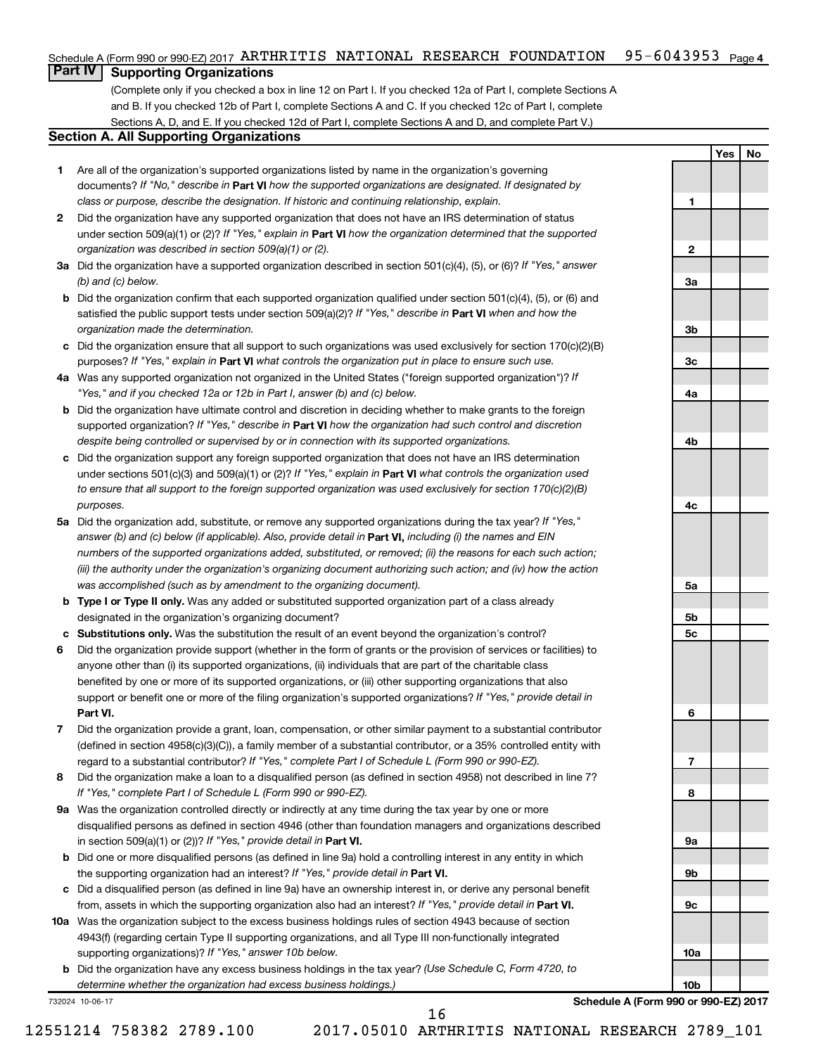Schedule A (Form 990 or 990-EZ) 2017 ARTHRITIS NATIONAL RESEARCH FOUNDATION 95-6043953 Page 4

## Part IV Supporting Organizations

(Complete only if you checked a box in line 12 on Part I. If you checked 12a of Part I, complete Sections A and B. If you checked 12b of Part I, complete Sections A and C. If you checked 12c of Part I, complete Sections A, D, and E. If you checked 12d of Part I, complete Sections A and D, and complete Part V.)

### Section A. All Supporting Organizations

| | | | Yes | No |
|---|---|---|---|---|
| **1** | Are all of the organization's supported organizations listed by name in the organization's governing documents? *If "No," describe in* **Part VI** *how the supported organizations are designated. If designated by class or purpose, describe the designation. If historic and continuing relationship, explain.* | **1** | | |
| **2** | Did the organization have any supported organization that does not have an IRS determination of status under section 509(a)(1) or (2)? *If "Yes," explain in* **Part VI** *how the organization determined that the supported organization was described in section 509(a)(1) or (2).* | **2** | | |
| **3a** | Did the organization have a supported organization described in section 501(c)(4), (5), or (6)? *If "Yes," answer (b) and (c) below.* | **3a** | | |
| **b** | Did the organization confirm that each supported organization qualified under section 501(c)(4), (5), or (6) and satisfied the public support tests under section 509(a)(2)? *If "Yes," describe in* **Part VI** *when and how the organization made the determination.* | **3b** | | |
| **c** | Did the organization ensure that all support to such organizations was used exclusively for section 170(c)(2)(B) purposes? *If "Yes," explain in* **Part VI** *what controls the organization put in place to ensure such use.* | **3c** | | |
| **4a** | Was any supported organization not organized in the United States ("foreign supported organization")? *If "Yes," and if you checked 12a or 12b in Part I, answer (b) and (c) below.* | **4a** | | |
| **b** | Did the organization have ultimate control and discretion in deciding whether to make grants to the foreign supported organization? *If "Yes," describe in* **Part VI** *how the organization had such control and discretion despite being controlled or supervised by or in connection with its supported organizations.* | **4b** | | |
| **c** | Did the organization support any foreign supported organization that does not have an IRS determination under sections 501(c)(3) and 509(a)(1) or (2)? *If "Yes," explain in* **Part VI** *what controls the organization used to ensure that all support to the foreign supported organization was used exclusively for section 170(c)(2)(B) purposes.* | **4c** | | |
| **5a** | Did the organization add, substitute, or remove any supported organizations during the tax year? *If "Yes," answer (b) and (c) below (if applicable). Also, provide detail in* **Part VI,** *including (i) the names and EIN numbers of the supported organizations added, substituted, or removed; (ii) the reasons for each such action; (iii) the authority under the organization's organizing document authorizing such action; and (iv) how the action was accomplished (such as by amendment to the organizing document).* | **5a** | | |
| **b** | **Type I or Type II only.** Was any added or substituted supported organization part of a class already designated in the organization's organizing document? | **5b** | | |
| **c** | **Substitutions only.** Was the substitution the result of an event beyond the organization's control? | **5c** | | |
| **6** | Did the organization provide support (whether in the form of grants or the provision of services or facilities) to anyone other than (i) its supported organizations, (ii) individuals that are part of the charitable class benefited by one or more of its supported organizations, or (iii) other supporting organizations that also support or benefit one or more of the filing organization's supported organizations? *If "Yes," provide detail in* **Part VI.** | **6** | | |
| **7** | Did the organization provide a grant, loan, compensation, or other similar payment to a substantial contributor (defined in section 4958(c)(3)(C)), a family member of a substantial contributor, or a 35% controlled entity with regard to a substantial contributor? *If "Yes," complete Part I of Schedule L (Form 990 or 990-EZ).* | **7** | | |
| **8** | Did the organization make a loan to a disqualified person (as defined in section 4958) not described in line 7? *If "Yes," complete Part I of Schedule L (Form 990 or 990-EZ).* | **8** | | |
| **9a** | Was the organization controlled directly or indirectly at any time during the tax year by one or more disqualified persons as defined in section 4946 (other than foundation managers and organizations described in section 509(a)(1) or (2))? *If "Yes," provide detail in* **Part VI.** | **9a** | | |
| **b** | Did one or more disqualified persons (as defined in line 9a) hold a controlling interest in any entity in which the supporting organization had an interest? *If "Yes," provide detail in* **Part VI.** | **9b** | | |
| **c** | Did a disqualified person (as defined in line 9a) have an ownership interest in, or derive any personal benefit from, assets in which the supporting organization also had an interest? *If "Yes," provide detail in* **Part VI.** | **9c** | | |
| **10a** | Was the organization subject to the excess business holdings rules of section 4943 because of section 4943(f) (regarding certain Type II supporting organizations, and all Type III non-functionally integrated supporting organizations)? *If "Yes," answer 10b below.* | **10a** | | |
| **b** | Did the organization have any excess business holdings in the tax year? *(Use Schedule C, Form 4720, to determine whether the organization had excess business holdings.)* | **10b** | | |

732024 10-06-17 **Schedule A (Form 990 or 990-EZ) 2017**

12551214 758382 2789.100 2017.05010 ARTHRITIS NATIONAL RESEARCH 2789_101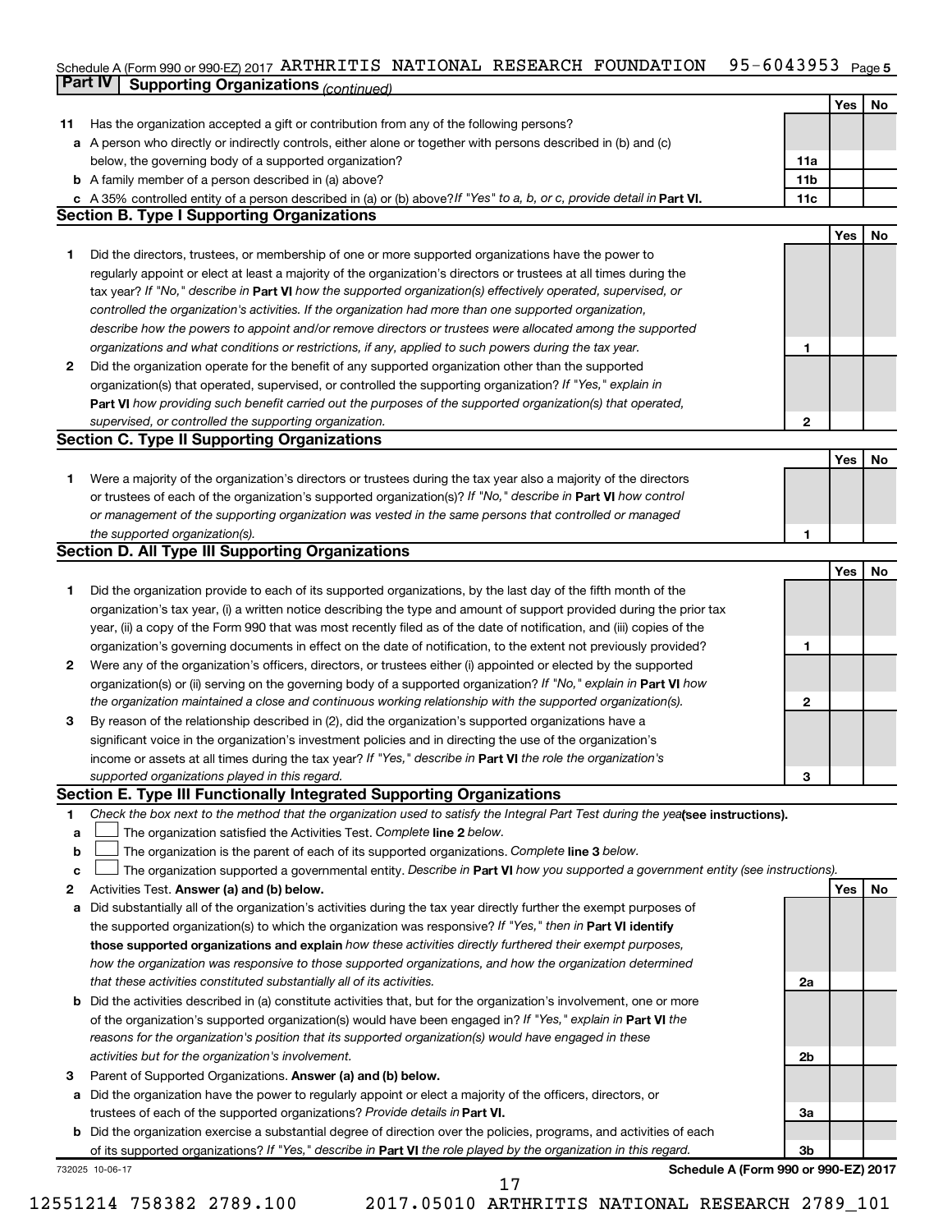Schedule A (Form 990 or 990-EZ) 2017 ARTHRITIS NATIONAL RESEARCH FOUNDATION 95-6043953 Page 5

## Part IV Supporting Organizations *(continued)*

| | | | Yes | No |
|---|---|---|---|---|
| **11** | Has the organization accepted a gift or contribution from any of the following persons? | | | |
| **a** | A person who directly or indirectly controls, either alone or together with persons described in (b) and (c) below, the governing body of a supported organization? | 11a | | |
| **b** | A family member of a person described in (a) above? | 11b | | |
| **c** | A 35% controlled entity of a person described in (a) or (b) above? *If "Yes" to a, b, or c, provide detail in* **Part VI.** | 11c | | |

### Section B. Type I Supporting Organizations

| | | | Yes | No |
|---|---|---|---|---|
| **1** | Did the directors, trustees, or membership of one or more supported organizations have the power to regularly appoint or elect at least a majority of the organization's directors or trustees at all times during the tax year? *If "No," describe in* **Part VI** *how the supported organization(s) effectively operated, supervised, or controlled the organization's activities. If the organization had more than one supported organization, describe how the powers to appoint and/or remove directors or trustees were allocated among the supported organizations and what conditions or restrictions, if any, applied to such powers during the tax year.* | 1 | | |
| **2** | Did the organization operate for the benefit of any supported organization other than the supported organization(s) that operated, supervised, or controlled the supporting organization? *If "Yes," explain in* **Part VI** *how providing such benefit carried out the purposes of the supported organization(s) that operated, supervised, or controlled the supporting organization.* | 2 | | |

### Section C. Type II Supporting Organizations

| | | | Yes | No |
|---|---|---|---|---|
| **1** | Were a majority of the organization's directors or trustees during the tax year also a majority of the directors or trustees of each of the organization's supported organization(s)? *If "No," describe in* **Part VI** *how control or management of the supporting organization was vested in the same persons that controlled or managed the supported organization(s).* | 1 | | |

### Section D. All Type III Supporting Organizations

| | | | Yes | No |
|---|---|---|---|---|
| **1** | Did the organization provide to each of its supported organizations, by the last day of the fifth month of the organization's tax year, (i) a written notice describing the type and amount of support provided during the prior tax year, (ii) a copy of the Form 990 that was most recently filed as of the date of notification, and (iii) copies of the organization's governing documents in effect on the date of notification, to the extent not previously provided? | 1 | | |
| **2** | Were any of the organization's officers, directors, or trustees either (i) appointed or elected by the supported organization(s) or (ii) serving on the governing body of a supported organization? *If "No," explain in* **Part VI** *how the organization maintained a close and continuous working relationship with the supported organization(s).* | 2 | | |
| **3** | By reason of the relationship described in (2), did the organization's supported organizations have a significant voice in the organization's investment policies and in directing the use of the organization's income or assets at all times during the tax year? *If "Yes," describe in* **Part VI** *the role the organization's supported organizations played in this regard.* | 3 | | |

### Section E. Type III Functionally Integrated Supporting Organizations

**1** *Check the box next to the method that the organization used to satisfy the Integral Part Test during the year* **(see instructions).**

- **a** ☐ The organization satisfied the Activities Test. *Complete* **line 2** *below.*
- **b** ☐ The organization is the parent of each of its supported organizations. *Complete* **line 3** *below.*
- **c** ☐ The organization supported a governmental entity. *Describe in* **Part VI** *how you supported a government entity (see instructions).*

| | | | Yes | No |
|---|---|---|---|---|
| **2** | Activities Test. **Answer (a) and (b) below.** | | | |
| **a** | Did substantially all of the organization's activities during the tax year directly further the exempt purposes of the supported organization(s) to which the organization was responsive? *If "Yes," then in* **Part VI identify those supported organizations and explain** *how these activities directly furthered their exempt purposes, how the organization was responsive to those supported organizations, and how the organization determined that these activities constituted substantially all of its activities.* | 2a | | |
| **b** | Did the activities described in (a) constitute activities that, but for the organization's involvement, one or more of the organization's supported organization(s) would have been engaged in? *If "Yes," explain in* **Part VI** *the reasons for the organization's position that its supported organization(s) would have engaged in these activities but for the organization's involvement.* | 2b | | |
| **3** | Parent of Supported Organizations. **Answer (a) and (b) below.** | | | |
| **a** | Did the organization have the power to regularly appoint or elect a majority of the officers, directors, or trustees of each of the supported organizations? *Provide details in* **Part VI.** | 3a | | |
| **b** | Did the organization exercise a substantial degree of direction over the policies, programs, and activities of each of its supported organizations? *If "Yes," describe in* **Part VI** *the role played by the organization in this regard.* | 3b | | |

732025 10-06-17

**Schedule A (Form 990 or 990-EZ) 2017**

12551214 758382 2789.100 2017.05010 ARTHRITIS NATIONAL RESEARCH 2789_101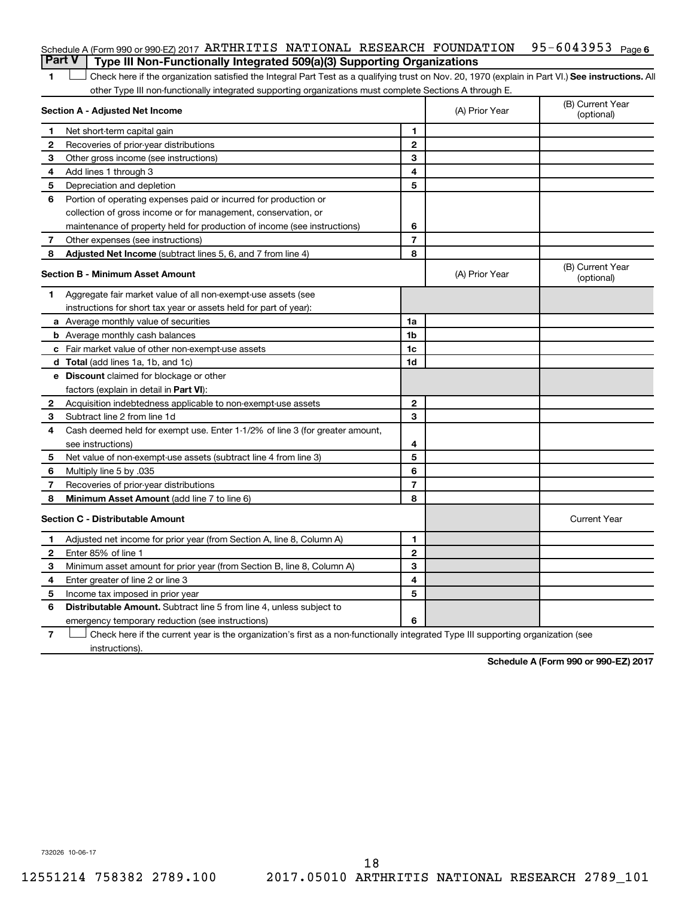Schedule A (Form 990 or 990-EZ) 2017 ARTHRITIS NATIONAL RESEARCH FOUNDATION 95-6043953 Page 6

## Part V Type III Non-Functionally Integrated 509(a)(3) Supporting Organizations

1 ☐ Check here if the organization satisfied the Integral Part Test as a qualifying trust on Nov. 20, 1970 (explain in Part VI.) **See instructions.** All other Type III non-functionally integrated supporting organizations must complete Sections A through E.

| **Section A - Adjusted Net Income** | | | (A) Prior Year | (B) Current Year (optional) |
|---|---|---|---|---|
| 1 | Net short-term capital gain | 1 | | |
| 2 | Recoveries of prior-year distributions | 2 | | |
| 3 | Other gross income (see instructions) | 3 | | |
| 4 | Add lines 1 through 3 | 4 | | |
| 5 | Depreciation and depletion | 5 | | |
| 6 | Portion of operating expenses paid or incurred for production or collection of gross income or for management, conservation, or maintenance of property held for production of income (see instructions) | 6 | | |
| 7 | Other expenses (see instructions) | 7 | | |
| 8 | **Adjusted Net Income** (subtract lines 5, 6, and 7 from line 4) | 8 | | |

| **Section B - Minimum Asset Amount** | | | (A) Prior Year | (B) Current Year (optional) |
|---|---|---|---|---|
| 1 | Aggregate fair market value of all non-exempt-use assets (see instructions for short tax year or assets held for part of year): | | | |
| a | Average monthly value of securities | 1a | | |
| b | Average monthly cash balances | 1b | | |
| c | Fair market value of other non-exempt-use assets | 1c | | |
| d | **Total** (add lines 1a, 1b, and 1c) | 1d | | |
| e | **Discount** claimed for blockage or other factors (explain in detail in **Part VI**): | | | |
| 2 | Acquisition indebtedness applicable to non-exempt-use assets | 2 | | |
| 3 | Subtract line 2 from line 1d | 3 | | |
| 4 | Cash deemed held for exempt use. Enter 1-1/2% of line 3 (for greater amount, see instructions) | 4 | | |
| 5 | Net value of non-exempt-use assets (subtract line 4 from line 3) | 5 | | |
| 6 | Multiply line 5 by .035 | 6 | | |
| 7 | Recoveries of prior-year distributions | 7 | | |
| 8 | **Minimum Asset Amount** (add line 7 to line 6) | 8 | | |

| **Section C - Distributable Amount** | | | | Current Year |
|---|---|---|---|---|
| 1 | Adjusted net income for prior year (from Section A, line 8, Column A) | 1 | | |
| 2 | Enter 85% of line 1 | 2 | | |
| 3 | Minimum asset amount for prior year (from Section B, line 8, Column A) | 3 | | |
| 4 | Enter greater of line 2 or line 3 | 4 | | |
| 5 | Income tax imposed in prior year | 5 | | |
| 6 | **Distributable Amount.** Subtract line 5 from line 4, unless subject to emergency temporary reduction (see instructions) | 6 | | |

7 ☐ Check here if the current year is the organization's first as a non-functionally integrated Type III supporting organization (see instructions).

**Schedule A (Form 990 or 990-EZ) 2017**

732026 10-06-17

12551214 758382 2789.100 2017.05010 ARTHRITIS NATIONAL RESEARCH 2789_101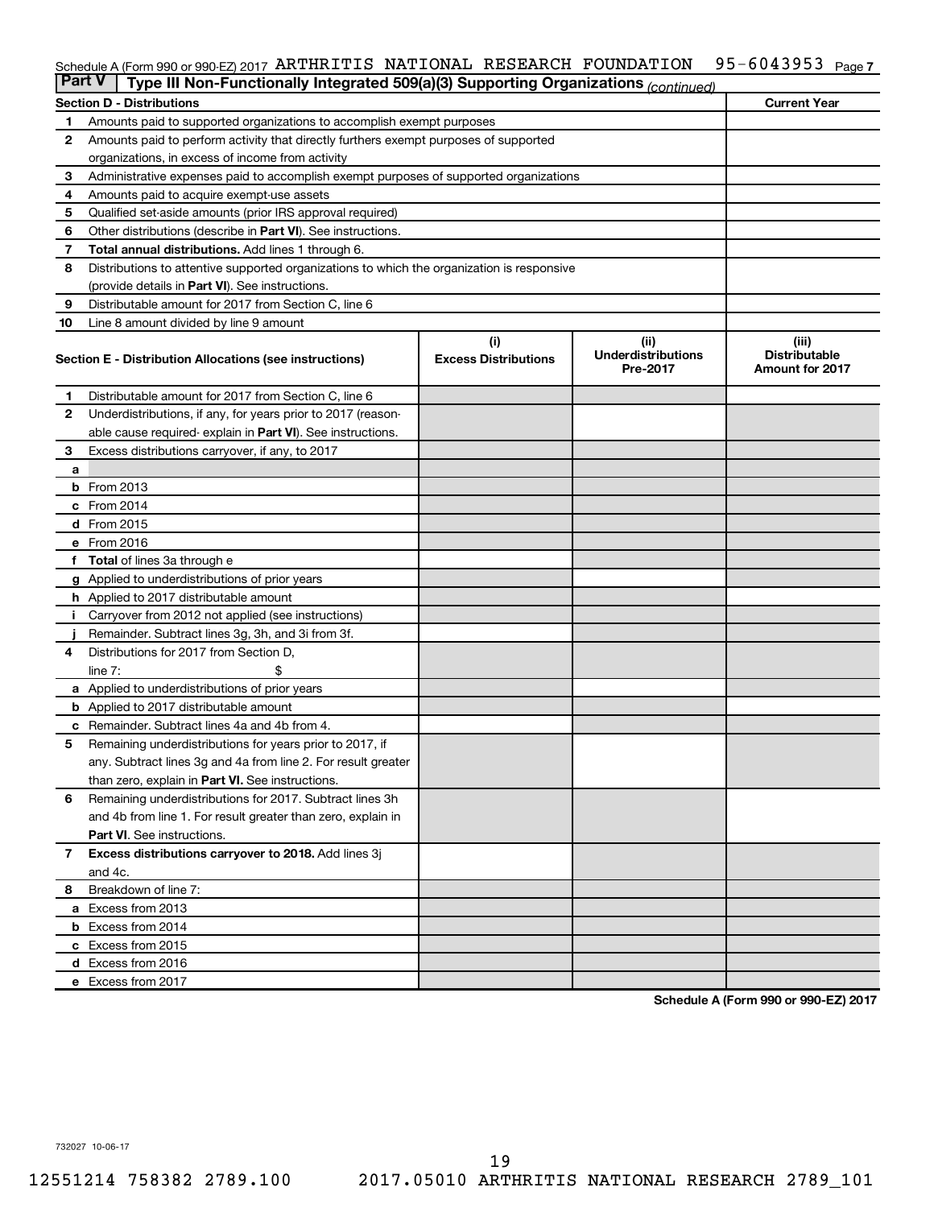Schedule A (Form 990 or 990-EZ) 2017 ARTHRITIS NATIONAL RESEARCH FOUNDATION 95-6043953 Page 7

**Part V | Type III Non-Functionally Integrated 509(a)(3) Supporting Organizations** *(continued)*

| Section D - Distributions | Current Year |
|---|---|
| 1 Amounts paid to supported organizations to accomplish exempt purposes | |
| 2 Amounts paid to perform activity that directly furthers exempt purposes of supported organizations, in excess of income from activity | |
| 3 Administrative expenses paid to accomplish exempt purposes of supported organizations | |
| 4 Amounts paid to acquire exempt-use assets | |
| 5 Qualified set-aside amounts (prior IRS approval required) | |
| 6 Other distributions (describe in **Part VI**). See instructions. | |
| 7 **Total annual distributions.** Add lines 1 through 6. | |
| 8 Distributions to attentive supported organizations to which the organization is responsive (provide details in **Part VI**). See instructions. | |
| 9 Distributable amount for 2017 from Section C, line 6 | |
| 10 Line 8 amount divided by line 9 amount | |

| Section E - Distribution Allocations (see instructions) | (i) Excess Distributions | (ii) Underdistributions Pre-2017 | (iii) Distributable Amount for 2017 |
|---|---|---|---|
| 1 Distributable amount for 2017 from Section C, line 6 | | | |
| 2 Underdistributions, if any, for years prior to 2017 (reasonable cause required- explain in **Part VI**). See instructions. | | | |
| 3 Excess distributions carryover, if any, to 2017 | | | |
| a | | | |
| b From 2013 | | | |
| c From 2014 | | | |
| d From 2015 | | | |
| e From 2016 | | | |
| f **Total** of lines 3a through e | | | |
| g Applied to underdistributions of prior years | | | |
| h Applied to 2017 distributable amount | | | |
| i Carryover from 2012 not applied (see instructions) | | | |
| j Remainder. Subtract lines 3g, 3h, and 3i from 3f. | | | |
| 4 Distributions for 2017 from Section D, line 7: $ | | | |
| a Applied to underdistributions of prior years | | | |
| b Applied to 2017 distributable amount | | | |
| c Remainder. Subtract lines 4a and 4b from 4. | | | |
| 5 Remaining underdistributions for years prior to 2017, if any. Subtract lines 3g and 4a from line 2. For result greater than zero, explain in **Part VI.** See instructions. | | | |
| 6 Remaining underdistributions for 2017. Subtract lines 3h and 4b from line 1. For result greater than zero, explain in **Part VI**. See instructions. | | | |
| 7 **Excess distributions carryover to 2018.** Add lines 3j and 4c. | | | |
| 8 Breakdown of line 7: | | | |
| a Excess from 2013 | | | |
| b Excess from 2014 | | | |
| c Excess from 2015 | | | |
| d Excess from 2016 | | | |
| e Excess from 2017 | | | |

**Schedule A (Form 990 or 990-EZ) 2017**

732027 10-06-17

12551214 758382 2789.100 2017.05010 ARTHRITIS NATIONAL RESEARCH 2789_101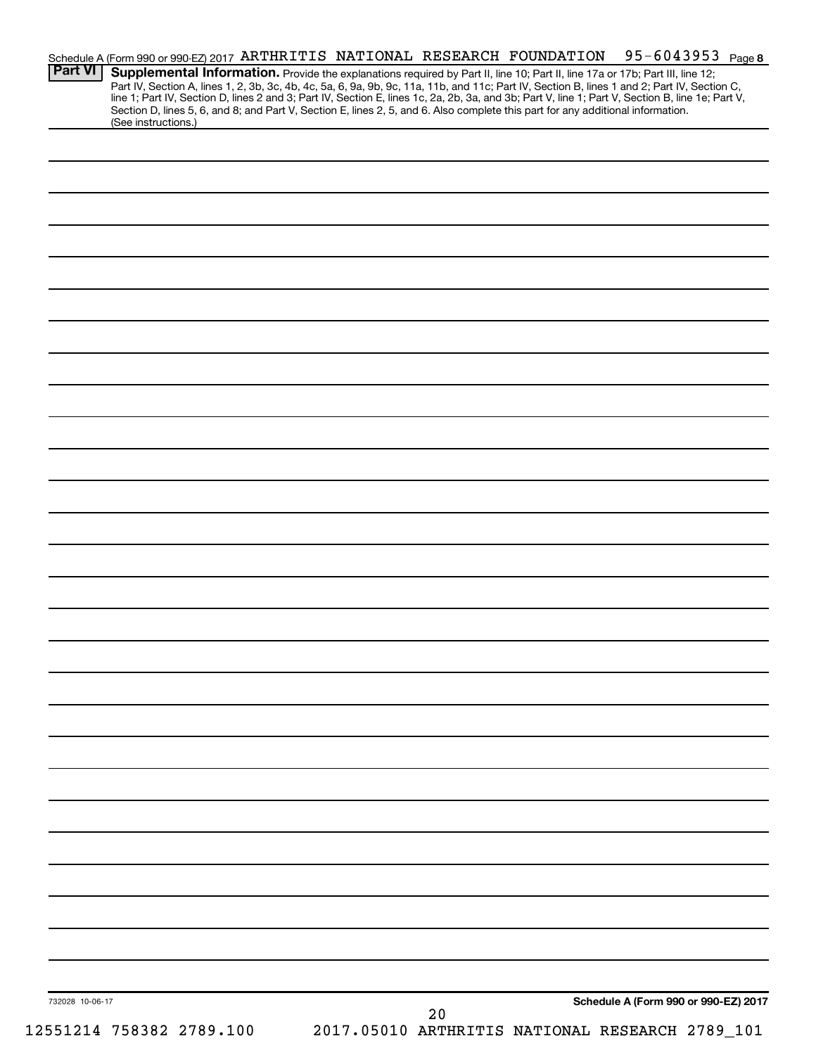Schedule A (Form 990 or 990-EZ) 2017 ARTHRITIS NATIONAL RESEARCH FOUNDATION 95-6043953 Page 8

**Part VI** **Supplemental Information.** Provide the explanations required by Part II, line 10; Part II, line 17a or 17b; Part III, line 12; Part IV, Section A, lines 1, 2, 3b, 3c, 4b, 4c, 5a, 6, 9a, 9b, 9c, 11a, 11b, and 11c; Part IV, Section B, lines 1 and 2; Part IV, Section C, line 1; Part IV, Section D, lines 2 and 3; Part IV, Section E, lines 1c, 2a, 2b, 3a, and 3b; Part V, line 1; Part V, Section B, line 1e; Part V, Section D, lines 5, 6, and 8; and Part V, Section E, lines 2, 5, and 6. Also complete this part for any additional information. (See instructions.)

732028 10-06-17

**Schedule A (Form 990 or 990-EZ) 2017**

12551214 758382 2789.100 2017.05010 ARTHRITIS NATIONAL RESEARCH 2789_101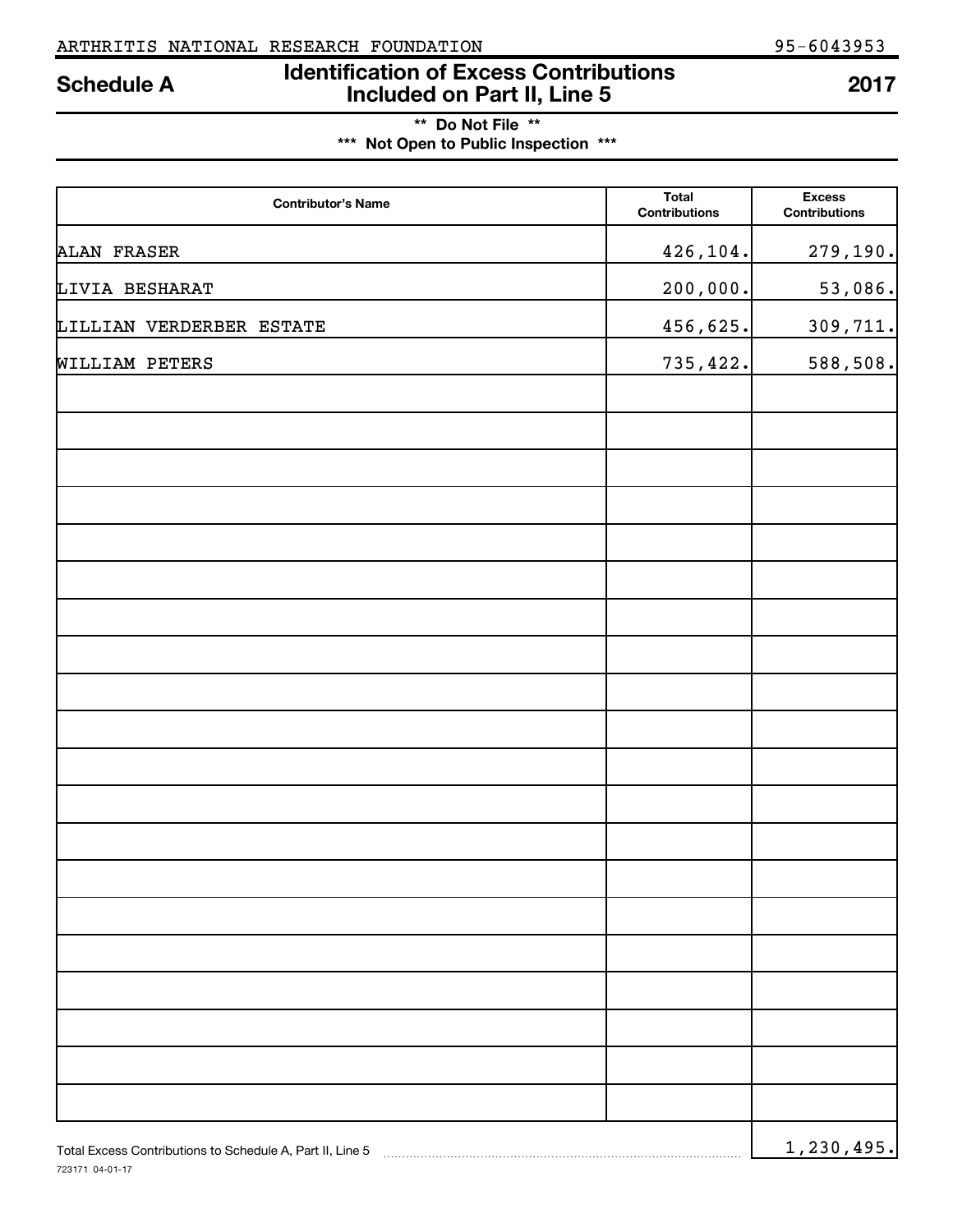ARTHRITIS NATIONAL RESEARCH FOUNDATION 95-6043953

# Schedule A — Identification of Excess Contributions Included on Part II, Line 5 — 2017

**\*\* Do Not File \*\***

**\*\*\* Not Open to Public Inspection \*\*\***

| Contributor's Name | Total Contributions | Excess Contributions |
|---|---|---|
| ALAN FRASER | 426,104. | 279,190. |
| LIVIA BESHARAT | 200,000. | 53,086. |
| LILLIAN VERDERBER ESTATE | 456,625. | 309,711. |
| WILLIAM PETERS | 735,422. | 588,508. |
| | | |
| | | |
| | | |
| | | |
| | | |
| | | |
| | | |
| | | |
| | | |
| | | |
| | | |
| | | |
| | | |
| | | |
| | | |
| | | |
| | | |
| | | |
| | | |
| | | |

Total Excess Contributions to Schedule A, Part II, Line 5 ........ 1,230,495.

723171 04-01-17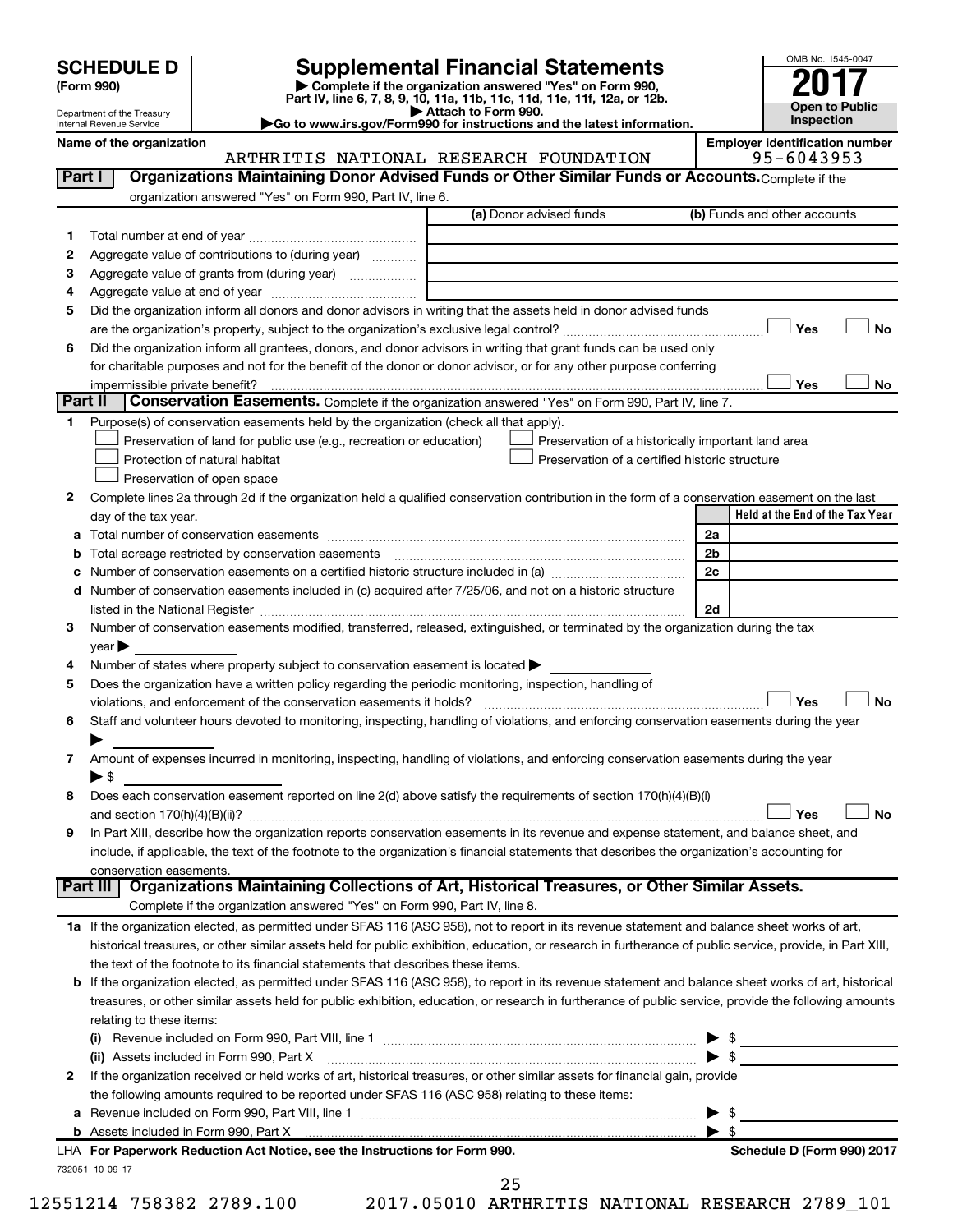**SCHEDULE D**
**(Form 990)**

Department of the Treasury
Internal Revenue Service

# Supplemental Financial Statements

▶ Complete if the organization answered "Yes" on Form 990, Part IV, line 6, 7, 8, 9, 10, 11a, 11b, 11c, 11d, 11e, 11f, 12a, or 12b.
▶ Attach to Form 990.
▶ Go to www.irs.gov/Form990 for instructions and the latest information.

OMB No. 1545-0047
**2017**
**Open to Public Inspection**

**Name of the organization**
ARTHRITIS NATIONAL RESEARCH FOUNDATION

**Employer identification number**
95-6043953

## Part I — Organizations Maintaining Donor Advised Funds or Other Similar Funds or Accounts.
Complete if the organization answered "Yes" on Form 990, Part IV, line 6.

| | | (a) Donor advised funds | (b) Funds and other accounts |
|---|---|---|---|
| 1 | Total number at end of year | | |
| 2 | Aggregate value of contributions to (during year) | | |
| 3 | Aggregate value of grants from (during year) | | |
| 4 | Aggregate value at end of year | | |

5 Did the organization inform all donors and donor advisors in writing that the assets held in donor advised funds are the organization's property, subject to the organization's exclusive legal control? ☐ Yes ☐ No

6 Did the organization inform all grantees, donors, and donor advisors in writing that grant funds can be used only for charitable purposes and not for the benefit of the donor or donor advisor, or for any other purpose conferring impermissible private benefit? ☐ Yes ☐ No

## Part II — Conservation Easements.
Complete if the organization answered "Yes" on Form 990, Part IV, line 7.

1 Purpose(s) of conservation easements held by the organization (check all that apply).
- ☐ Preservation of land for public use (e.g., recreation or education)
- ☐ Protection of natural habitat
- ☐ Preservation of open space
- ☐ Preservation of a historically important land area
- ☐ Preservation of a certified historic structure

2 Complete lines 2a through 2d if the organization held a qualified conservation contribution in the form of a conservation easement on the last day of the tax year.

| | | | Held at the End of the Tax Year |
|---|---|---|---|
| a | Total number of conservation easements | 2a | |
| b | Total acreage restricted by conservation easements | 2b | |
| c | Number of conservation easements on a certified historic structure included in (a) | 2c | |
| d | Number of conservation easements included in (c) acquired after 7/25/06, and not on a historic structure listed in the National Register | 2d | |

3 Number of conservation easements modified, transferred, released, extinguished, or terminated by the organization during the tax year ▶

4 Number of states where property subject to conservation easement is located ▶

5 Does the organization have a written policy regarding the periodic monitoring, inspection, handling of violations, and enforcement of the conservation easements it holds? ☐ Yes ☐ No

6 Staff and volunteer hours devoted to monitoring, inspecting, handling of violations, and enforcing conservation easements during the year ▶

7 Amount of expenses incurred in monitoring, inspecting, handling of violations, and enforcing conservation easements during the year ▶ $

8 Does each conservation easement reported on line 2(d) above satisfy the requirements of section 170(h)(4)(B)(i) and section 170(h)(4)(B)(ii)? ☐ Yes ☐ No

9 In Part XIII, describe how the organization reports conservation easements in its revenue and expense statement, and balance sheet, and include, if applicable, the text of the footnote to the organization's financial statements that describes the organization's accounting for conservation easements.

## Part III — Organizations Maintaining Collections of Art, Historical Treasures, or Other Similar Assets.
Complete if the organization answered "Yes" on Form 990, Part IV, line 8.

1a If the organization elected, as permitted under SFAS 116 (ASC 958), not to report in its revenue statement and balance sheet works of art, historical treasures, or other similar assets held for public exhibition, education, or research in furtherance of public service, provide, in Part XIII, the text of the footnote to its financial statements that describes these items.

b If the organization elected, as permitted under SFAS 116 (ASC 958), to report in its revenue statement and balance sheet works of art, historical treasures, or other similar assets held for public exhibition, education, or research in furtherance of public service, provide the following amounts relating to these items:

(i) Revenue included on Form 990, Part VIII, line 1 ▶ $

(ii) Assets included in Form 990, Part X ▶ $

2 If the organization received or held works of art, historical treasures, or other similar assets for financial gain, provide the following amounts required to be reported under SFAS 116 (ASC 958) relating to these items:

a Revenue included on Form 990, Part VIII, line 1 ▶ $

b Assets included in Form 990, Part X ▶ $

LHA For Paperwork Reduction Act Notice, see the Instructions for Form 990. — Schedule D (Form 990) 2017

732051 10-09-17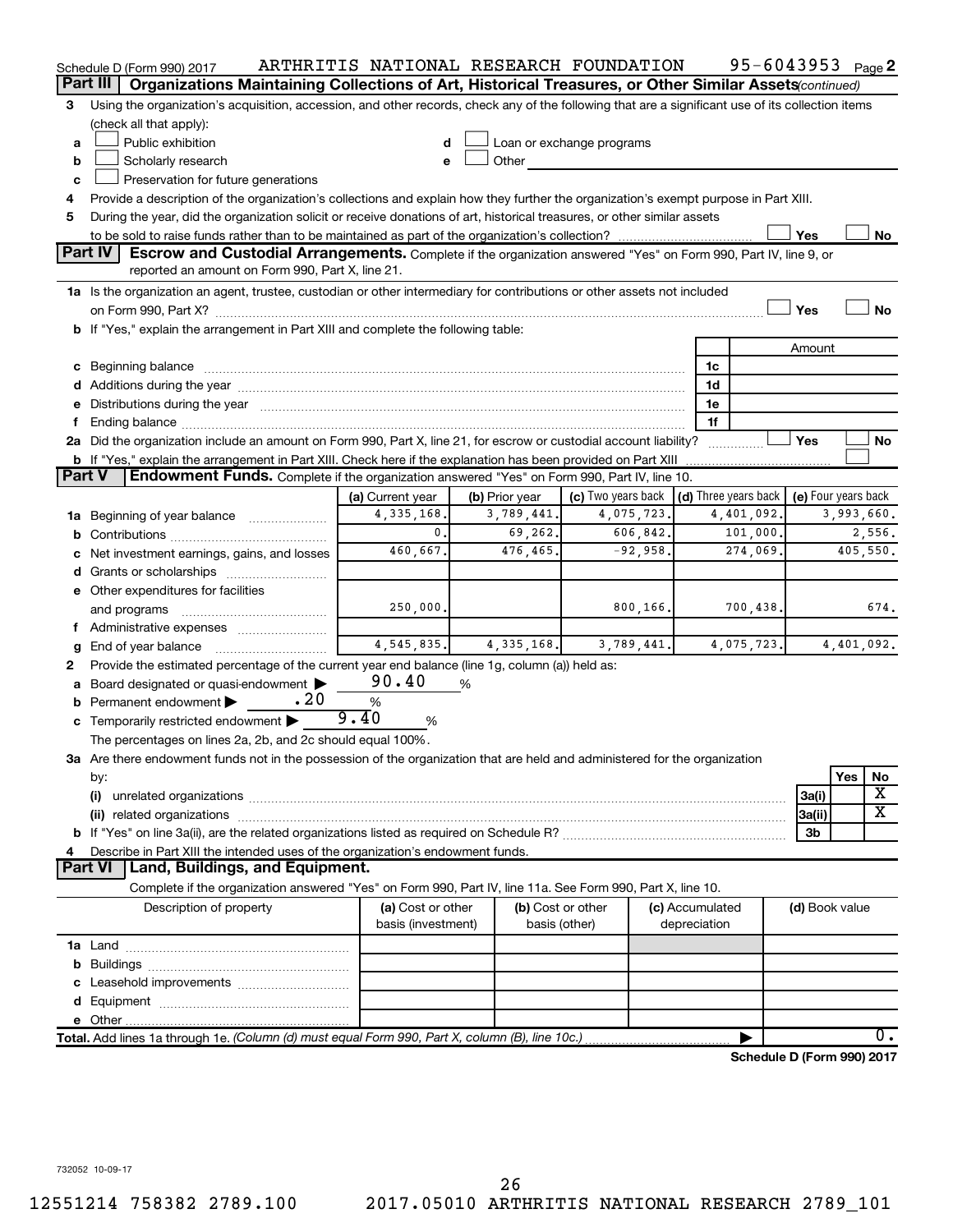Schedule D (Form 990) 2017 ARTHRITIS NATIONAL RESEARCH FOUNDATION 95-6043953 Page 2

## Part III Organizations Maintaining Collections of Art, Historical Treasures, or Other Similar Assets *(continued)*

3 Using the organization's acquisition, accession, and other records, check any of the following that are a significant use of its collection items (check all that apply):

a ☐ Public exhibition
b ☐ Scholarly research
c ☐ Preservation for future generations
d ☐ Loan or exchange programs
e ☐ Other

4 Provide a description of the organization's collections and explain how they further the organization's exempt purpose in Part XIII.

5 During the year, did the organization solicit or receive donations of art, historical treasures, or other similar assets to be sold to raise funds rather than to be maintained as part of the organization's collection? ☐ Yes ☐ No

## Part IV Escrow and Custodial Arrangements.

Complete if the organization answered "Yes" on Form 990, Part IV, line 9, or reported an amount on Form 990, Part X, line 21.

1a Is the organization an agent, trustee, custodian or other intermediary for contributions or other assets not included on Form 990, Part X? ☐ Yes ☐ No

b If "Yes," explain the arrangement in Part XIII and complete the following table:

| | | Amount |
|---|---|---|
| c Beginning balance | 1c | |
| d Additions during the year | 1d | |
| e Distributions during the year | 1e | |
| f Ending balance | 1f | |

2a Did the organization include an amount on Form 990, Part X, line 21, for escrow or custodial account liability? ☐ Yes ☐ No

b If "Yes," explain the arrangement in Part XIII. Check here if the explanation has been provided on Part XIII ☐

## Part V Endowment Funds.

Complete if the organization answered "Yes" on Form 990, Part IV, line 10.

| | (a) Current year | (b) Prior year | (c) Two years back | (d) Three years back | (e) Four years back |
|---|---|---|---|---|---|
| 1a Beginning of year balance | 4,335,168. | 3,789,441. | 4,075,723. | 4,401,092. | 3,993,660. |
| b Contributions | 0. | 69,262. | 606,842. | 101,000. | 2,556. |
| c Net investment earnings, gains, and losses | 460,667. | 476,465. | -92,958. | 274,069. | 405,550. |
| d Grants or scholarships | | | | | |
| e Other expenditures for facilities and programs | 250,000. | | 800,166. | 700,438. | 674. |
| f Administrative expenses | | | | | |
| g End of year balance | 4,545,835. | 4,335,168. | 3,789,441. | 4,075,723. | 4,401,092. |

2 Provide the estimated percentage of the current year end balance (line 1g, column (a)) held as:

a Board designated or quasi-endowment ▶ 90.40 %
b Permanent endowment ▶ .20 %
c Temporarily restricted endowment ▶ 9.40 %

The percentages on lines 2a, 2b, and 2c should equal 100%.

3a Are there endowment funds not in the possession of the organization that are held and administered for the organization by:

| | | Yes | No |
|---|---|---|---|
| (i) unrelated organizations | 3a(i) | | X |
| (ii) related organizations | 3a(ii) | | X |
| b If "Yes" on line 3a(ii), are the related organizations listed as required on Schedule R? | 3b | | |

4 Describe in Part XIII the intended uses of the organization's endowment funds.

## Part VI Land, Buildings, and Equipment.

Complete if the organization answered "Yes" on Form 990, Part IV, line 11a. See Form 990, Part X, line 10.

| Description of property | (a) Cost or other basis (investment) | (b) Cost or other basis (other) | (c) Accumulated depreciation | (d) Book value |
|---|---|---|---|---|
| 1a Land | | | | |
| b Buildings | | | | |
| c Leasehold improvements | | | | |
| d Equipment | | | | |
| e Other | | | | |
| **Total.** Add lines 1a through 1e. *(Column (d) must equal Form 990, Part X, column (B), line 10c.)* | | | | 0. |

**Schedule D (Form 990) 2017**

732052 10-09-17

12551214 758382 2789.100 2017.05010 ARTHRITIS NATIONAL RESEARCH 2789_101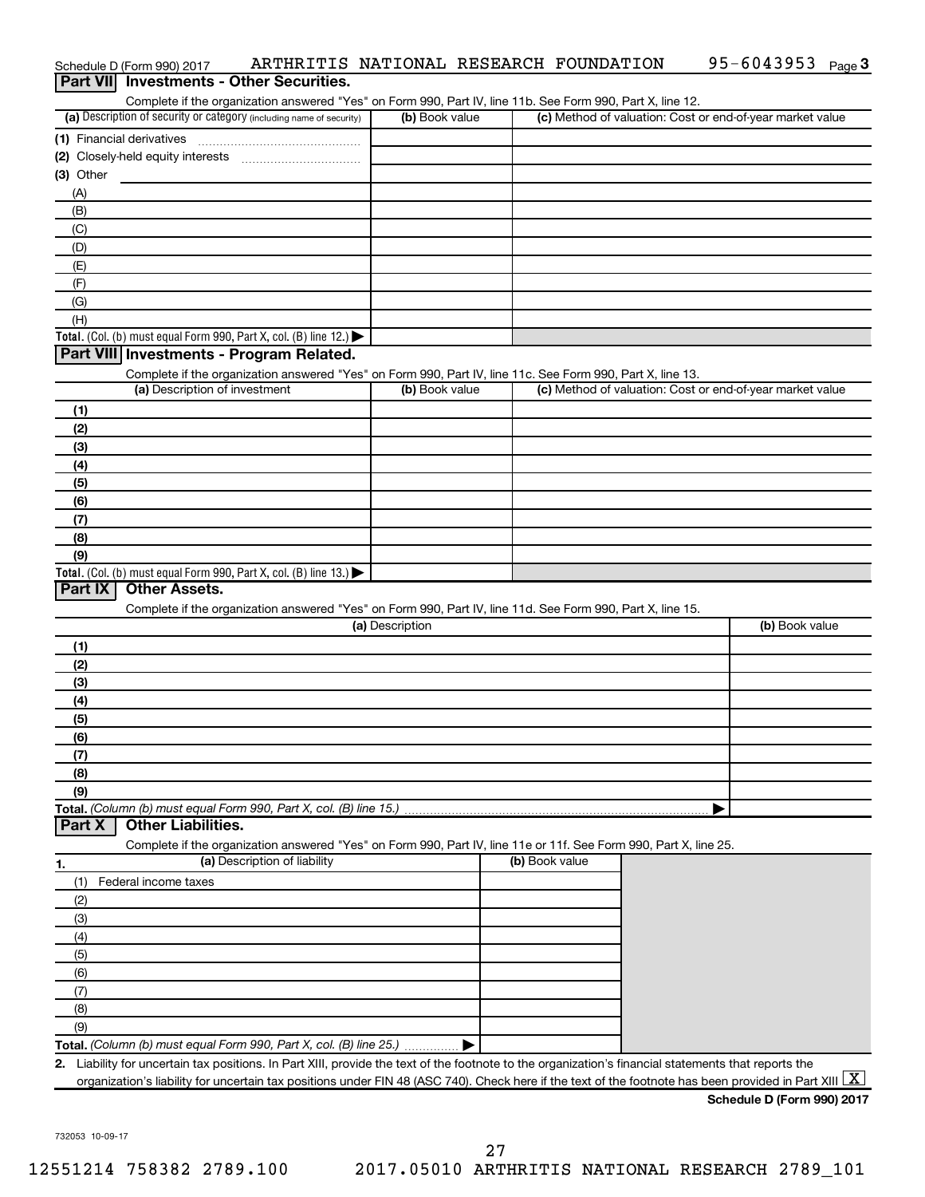Schedule D (Form 990) 2017 ARTHRITIS NATIONAL RESEARCH FOUNDATION 95-6043953 Page 3

## Part VII Investments - Other Securities.

Complete if the organization answered "Yes" on Form 990, Part IV, line 11b. See Form 990, Part X, line 12.

| (a) Description of security or category (including name of security) | (b) Book value | (c) Method of valuation: Cost or end-of-year market value |
|---|---|---|
| (1) Financial derivatives | | |
| (2) Closely-held equity interests | | |
| (3) Other | | |
| (A) | | |
| (B) | | |
| (C) | | |
| (D) | | |
| (E) | | |
| (F) | | |
| (G) | | |
| (H) | | |
| **Total.** (Col. (b) must equal Form 990, Part X, col. (B) line 12.) ▶ | | |

## Part VIII Investments - Program Related.

Complete if the organization answered "Yes" on Form 990, Part IV, line 11c. See Form 990, Part X, line 13.

| (a) Description of investment | (b) Book value | (c) Method of valuation: Cost or end-of-year market value |
|---|---|---|
| (1) | | |
| (2) | | |
| (3) | | |
| (4) | | |
| (5) | | |
| (6) | | |
| (7) | | |
| (8) | | |
| (9) | | |
| **Total.** (Col. (b) must equal Form 990, Part X, col. (B) line 13.) ▶ | | |

## Part IX Other Assets.

Complete if the organization answered "Yes" on Form 990, Part IV, line 11d. See Form 990, Part X, line 15.

| (a) Description | (b) Book value |
|---|---|
| (1) | |
| (2) | |
| (3) | |
| (4) | |
| (5) | |
| (6) | |
| (7) | |
| (8) | |
| (9) | |
| **Total.** *(Column (b) must equal Form 990, Part X, col. (B) line 15.)* ▶ | |

## Part X Other Liabilities.

Complete if the organization answered "Yes" on Form 990, Part IV, line 11e or 11f. See Form 990, Part X, line 25.

| 1. (a) Description of liability | (b) Book value |
|---|---|
| (1) Federal income taxes | |
| (2) | |
| (3) | |
| (4) | |
| (5) | |
| (6) | |
| (7) | |
| (8) | |
| (9) | |
| **Total.** *(Column (b) must equal Form 990, Part X, col. (B) line 25.)* ▶ | |

2. Liability for uncertain tax positions. In Part XIII, provide the text of the footnote to the organization's financial statements that reports the organization's liability for uncertain tax positions under FIN 48 (ASC 740). Check here if the text of the footnote has been provided in Part XIII [X]

**Schedule D (Form 990) 2017**

732053 10-09-17

12551214 758382 2789.100 2017.05010 ARTHRITIS NATIONAL RESEARCH 2789_101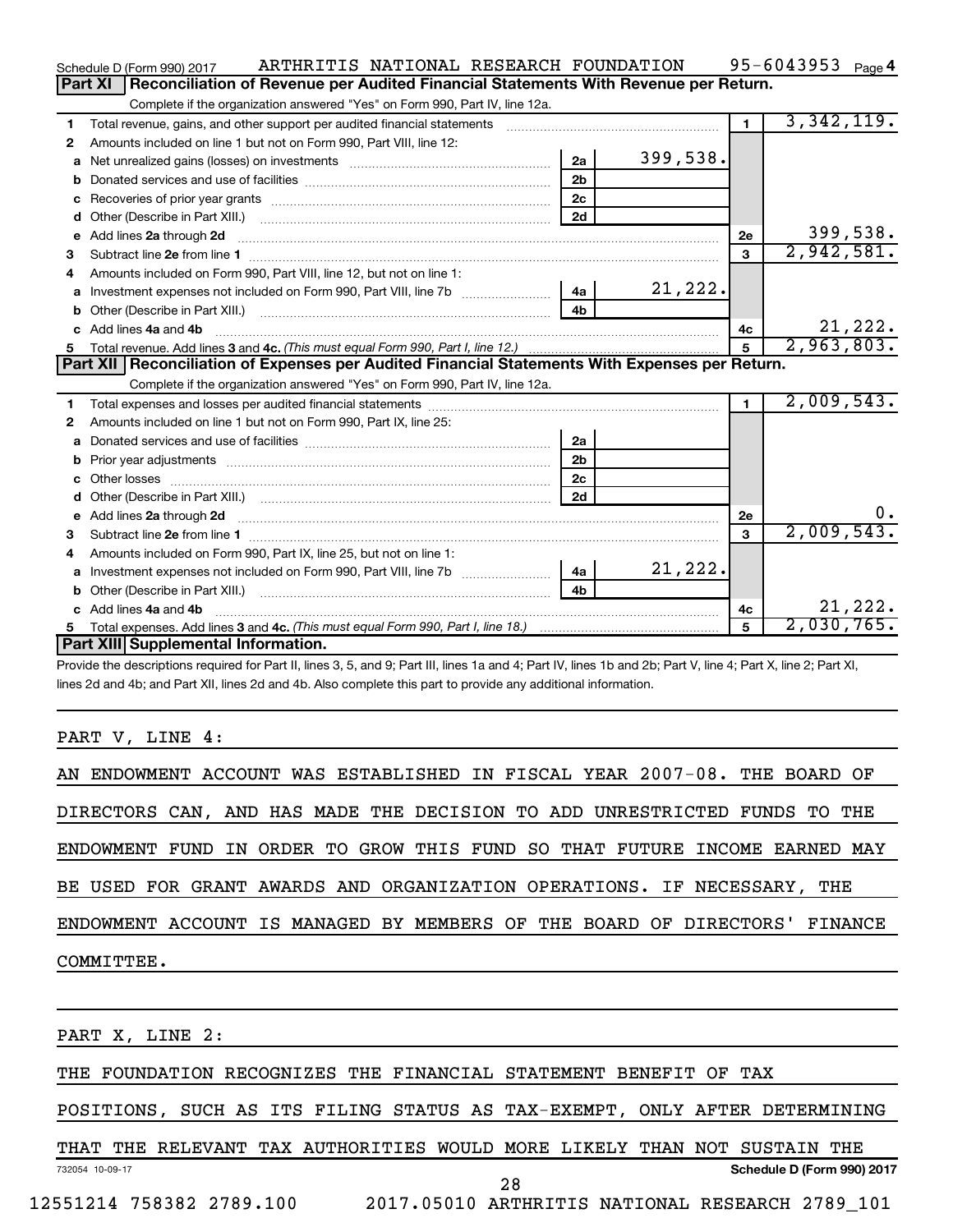Schedule D (Form 990) 2017 ARTHRITIS NATIONAL RESEARCH FOUNDATION 95-6043953 Page 4

## Part XI Reconciliation of Revenue per Audited Financial Statements With Revenue per Return.

Complete if the organization answered "Yes" on Form 990, Part IV, line 12a.

| | | | | | |
|---|---|---|---|---|---|
| 1 | Total revenue, gains, and other support per audited financial statements | | | 1 | 3,342,119. |
| 2 | Amounts included on line 1 but not on Form 990, Part VIII, line 12: | | | | |
| a | Net unrealized gains (losses) on investments | 2a | 399,538. | | |
| b | Donated services and use of facilities | 2b | | | |
| c | Recoveries of prior year grants | 2c | | | |
| d | Other (Describe in Part XIII.) | 2d | | | |
| e | Add lines 2a through 2d | | | 2e | 399,538. |
| 3 | Subtract line 2e from line 1 | | | 3 | 2,942,581. |
| 4 | Amounts included on Form 990, Part VIII, line 12, but not on line 1: | | | | |
| a | Investment expenses not included on Form 990, Part VIII, line 7b | 4a | 21,222. | | |
| b | Other (Describe in Part XIII.) | 4b | | | |
| c | Add lines 4a and 4b | | | 4c | 21,222. |
| 5 | Total revenue. Add lines 3 and 4c. *(This must equal Form 990, Part I, line 12.)* | | | 5 | 2,963,803. |

## Part XII Reconciliation of Expenses per Audited Financial Statements With Expenses per Return.

Complete if the organization answered "Yes" on Form 990, Part IV, line 12a.

| | | | | | |
|---|---|---|---|---|---|
| 1 | Total expenses and losses per audited financial statements | | | 1 | 2,009,543. |
| 2 | Amounts included on line 1 but not on Form 990, Part IX, line 25: | | | | |
| a | Donated services and use of facilities | 2a | | | |
| b | Prior year adjustments | 2b | | | |
| c | Other losses | 2c | | | |
| d | Other (Describe in Part XIII.) | 2d | | | |
| e | Add lines 2a through 2d | | | 2e | 0. |
| 3 | Subtract line 2e from line 1 | | | 3 | 2,009,543. |
| 4 | Amounts included on Form 990, Part IX, line 25, but not on line 1: | | | | |
| a | Investment expenses not included on Form 990, Part VIII, line 7b | 4a | 21,222. | | |
| b | Other (Describe in Part XIII.) | 4b | | | |
| c | Add lines 4a and 4b | | | 4c | 21,222. |
| 5 | Total expenses. Add lines 3 and 4c. *(This must equal Form 990, Part I, line 18.)* | | | 5 | 2,030,765. |

## Part XIII Supplemental Information.

Provide the descriptions required for Part II, lines 3, 5, and 9; Part III, lines 1a and 4; Part IV, lines 1b and 2b; Part V, line 4; Part X, line 2; Part XI, lines 2d and 4b; and Part XII, lines 2d and 4b. Also complete this part to provide any additional information.

PART V, LINE 4:

AN ENDOWMENT ACCOUNT WAS ESTABLISHED IN FISCAL YEAR 2007-08. THE BOARD OF DIRECTORS CAN, AND HAS MADE THE DECISION TO ADD UNRESTRICTED FUNDS TO THE ENDOWMENT FUND IN ORDER TO GROW THIS FUND SO THAT FUTURE INCOME EARNED MAY BE USED FOR GRANT AWARDS AND ORGANIZATION OPERATIONS. IF NECESSARY, THE ENDOWMENT ACCOUNT IS MANAGED BY MEMBERS OF THE BOARD OF DIRECTORS' FINANCE COMMITTEE.

PART X, LINE 2:

THE FOUNDATION RECOGNIZES THE FINANCIAL STATEMENT BENEFIT OF TAX POSITIONS, SUCH AS ITS FILING STATUS AS TAX-EXEMPT, ONLY AFTER DETERMINING THAT THE RELEVANT TAX AUTHORITIES WOULD MORE LIKELY THAN NOT SUSTAIN THE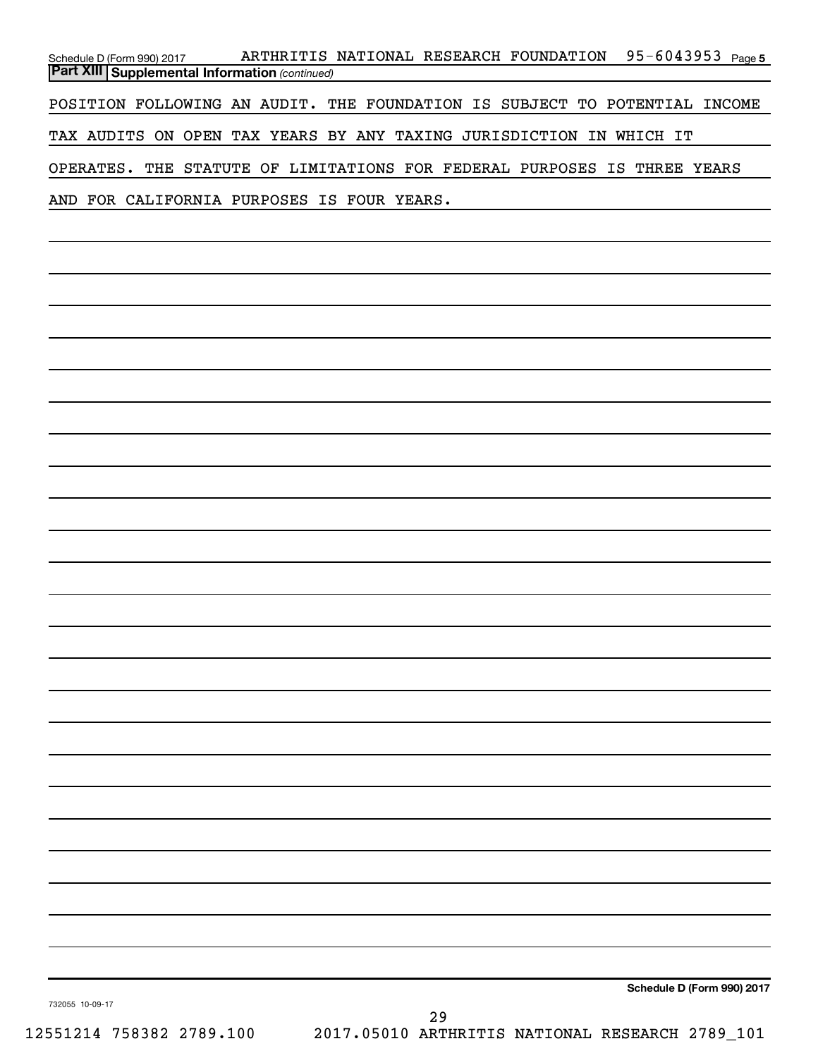**Part XIII Supplemental Information** *(continued)*

POSITION FOLLOWING AN AUDIT. THE FOUNDATION IS SUBJECT TO POTENTIAL INCOME TAX AUDITS ON OPEN TAX YEARS BY ANY TAXING JURISDICTION IN WHICH IT OPERATES. THE STATUTE OF LIMITATIONS FOR FEDERAL PURPOSES IS THREE YEARS AND FOR CALIFORNIA PURPOSES IS FOUR YEARS.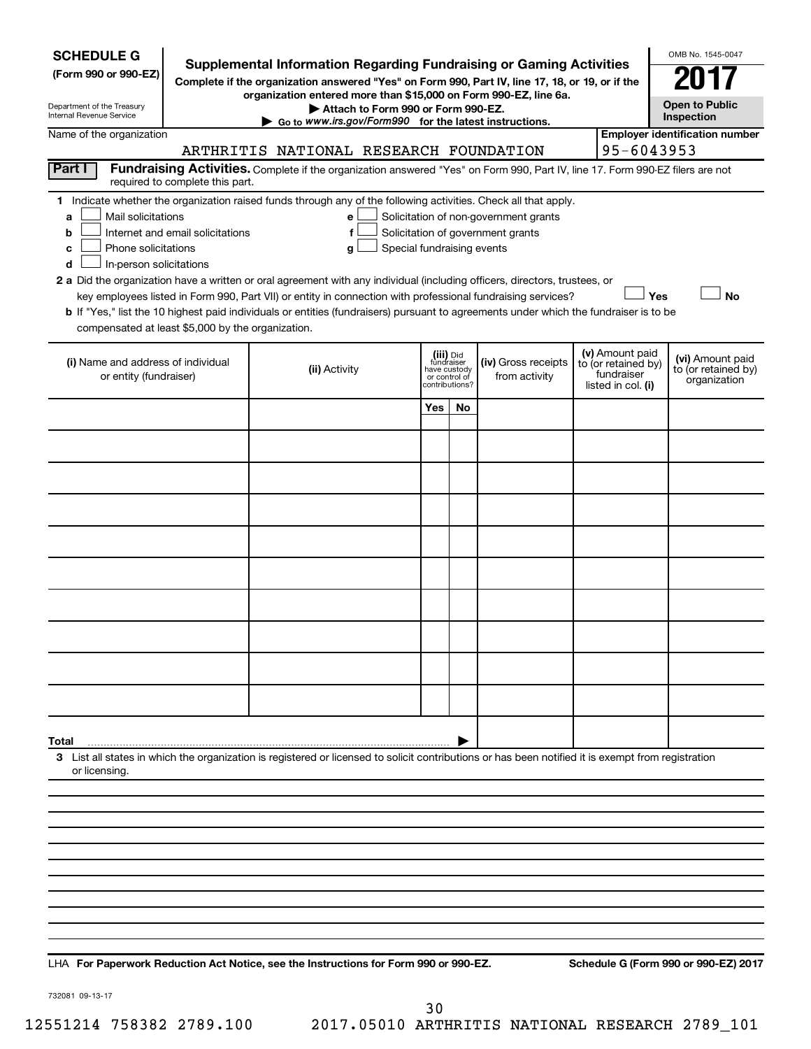**SCHEDULE G**
**(Form 990 or 990-EZ)**

Department of the Treasury
Internal Revenue Service

# Supplemental Information Regarding Fundraising or Gaming Activities

**Complete if the organization answered "Yes" on Form 990, Part IV, line 17, 18, or 19, or if the organization entered more than $15,000 on Form 990-EZ, line 6a.**

**▶ Attach to Form 990 or Form 990-EZ.**

**▶ Go to www.irs.gov/Form990 for the latest instructions.**

OMB No. 1545-0047

**2017**

**Open to Public Inspection**

Name of the organization: ARTHRITIS NATIONAL RESEARCH FOUNDATION

Employer identification number: 95-6043953

**Part I** **Fundraising Activities.** Complete if the organization answered "Yes" on Form 990, Part IV, line 17. Form 990-EZ filers are not required to complete this part.

1 Indicate whether the organization raised funds through any of the following activities. Check all that apply.

- a ☐ Mail solicitations
- b ☐ Internet and email solicitations
- c ☐ Phone solicitations
- d ☐ In-person solicitations
- e ☐ Solicitation of non-government grants
- f ☐ Solicitation of government grants
- g ☐ Special fundraising events

2 a Did the organization have a written or oral agreement with any individual (including officers, directors, trustees, or key employees listed in Form 990, Part VII) or entity in connection with professional fundraising services? ☐ Yes ☐ No

b If "Yes," list the 10 highest paid individuals or entities (fundraisers) pursuant to agreements under which the fundraiser is to be compensated at least $5,000 by the organization.

| (i) Name and address of individual or entity (fundraiser) | (ii) Activity | (iii) Did fundraiser have custody or control of contributions? Yes | No | (iv) Gross receipts from activity | (v) Amount paid to (or retained by) fundraiser listed in col. (i) | (vi) Amount paid to (or retained by) organization |
|---|---|---|---|---|---|---|
| | | | | | | |
| | | | | | | |
| | | | | | | |
| | | | | | | |
| | | | | | | |
| | | | | | | |
| | | | | | | |
| | | | | | | |
| | | | | | | |
| | | | | | | |
| **Total** | | | | | | |

3 List all states in which the organization is registered or licensed to solicit contributions or has been notified it is exempt from registration or licensing.

LHA **For Paperwork Reduction Act Notice, see the Instructions for Form 990 or 990-EZ.** **Schedule G (Form 990 or 990-EZ) 2017**

732081 09-13-17

12551214 758382 2789.100 2017.05010 ARTHRITIS NATIONAL RESEARCH 2789_101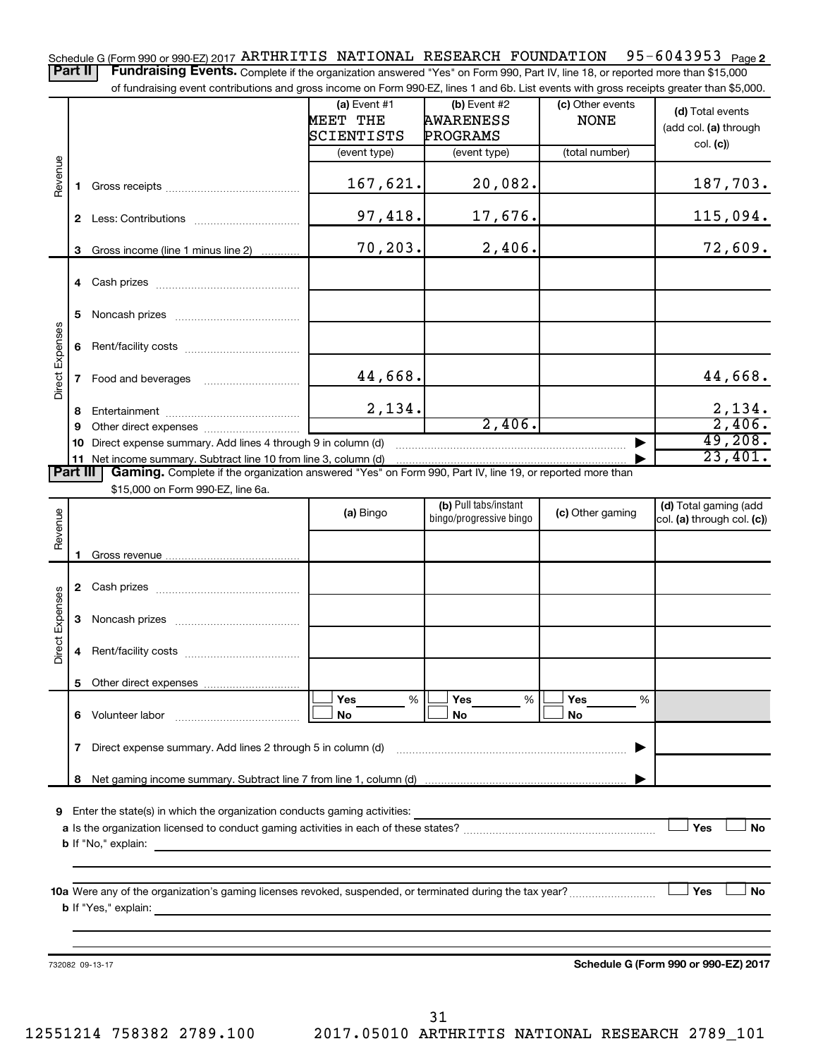Schedule G (Form 990 or 990-EZ) 2017 ARTHRITIS NATIONAL RESEARCH FOUNDATION 95-6043953 Page 2

**Part II** **Fundraising Events.** Complete if the organization answered "Yes" on Form 990, Part IV, line 18, or reported more than $15,000 of fundraising event contributions and gross income on Form 990-EZ, lines 1 and 6b. List events with gross receipts greater than $5,000.

| | | (a) Event #1 MEET THE SCIENTISTS (event type) | (b) Event #2 AWARENESS PROGRAMS (event type) | (c) Other events NONE (total number) | (d) Total events (add col. (a) through col. (c)) |
|---|---|---|---|---|---|
| Revenue | 1 Gross receipts | 167,621. | 20,082. | | 187,703. |
| | 2 Less: Contributions | 97,418. | 17,676. | | 115,094. |
| | 3 Gross income (line 1 minus line 2) | 70,203. | 2,406. | | 72,609. |
| Direct Expenses | 4 Cash prizes | | | | |
| | 5 Noncash prizes | | | | |
| | 6 Rent/facility costs | | | | |
| | 7 Food and beverages | 44,668. | | | 44,668. |
| | 8 Entertainment | 2,134. | | | 2,134. |
| | 9 Other direct expenses | | 2,406. | | 2,406. |
| | 10 Direct expense summary. Add lines 4 through 9 in column (d) | | | | 49,208. |
| | 11 Net income summary. Subtract line 10 from line 3, column (d) | | | | 23,401. |

**Part III** **Gaming.** Complete if the organization answered "Yes" on Form 990, Part IV, line 19, or reported more than $15,000 on Form 990-EZ, line 6a.

| | | (a) Bingo | (b) Pull tabs/instant bingo/progressive bingo | (c) Other gaming | (d) Total gaming (add col. (a) through col. (c)) |
|---|---|---|---|---|---|
| Revenue | 1 Gross revenue | | | | |
| Direct Expenses | 2 Cash prizes | | | | |
| | 3 Noncash prizes | | | | |
| | 4 Rent/facility costs | | | | |
| | 5 Other direct expenses | | | | |
| | 6 Volunteer labor | ☐ Yes ___ % ☐ No | ☐ Yes ___ % ☐ No | ☐ Yes ___ % ☐ No | |
| | 7 Direct expense summary. Add lines 2 through 5 in column (d) | | | | |
| | 8 Net gaming income summary. Subtract line 7 from line 1, column (d) | | | | |

9 Enter the state(s) in which the organization conducts gaming activities:

a Is the organization licensed to conduct gaming activities in each of these states? ☐ Yes ☐ No

b If "No," explain:

10a Were any of the organization's gaming licenses revoked, suspended, or terminated during the tax year? ☐ Yes ☐ No

b If "Yes," explain:

732082 09-13-17

**Schedule G (Form 990 or 990-EZ) 2017**

12551214 758382 2789.100 2017.05010 ARTHRITIS NATIONAL RESEARCH 2789_101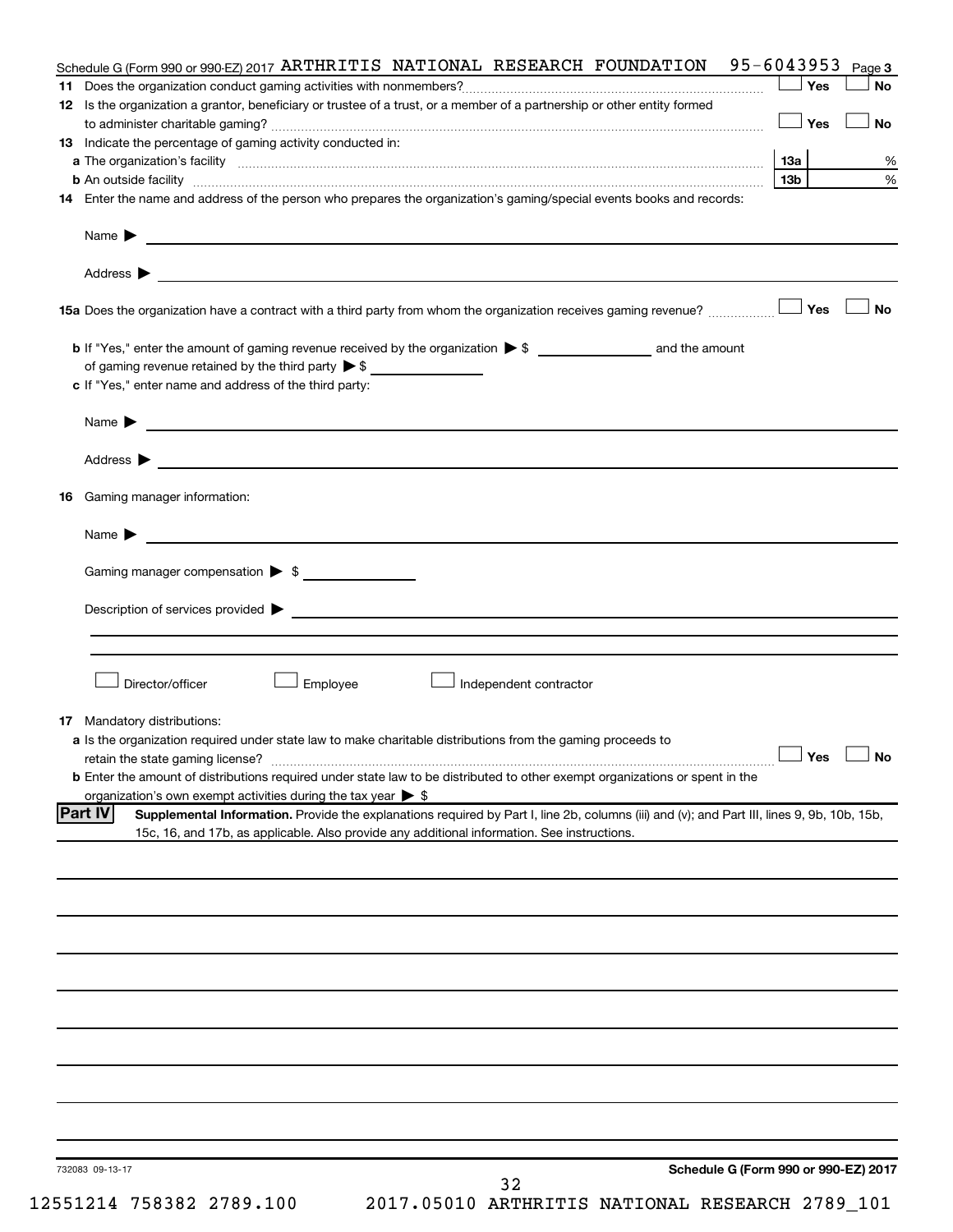Schedule G (Form 990 or 990-EZ) 2017 ARTHRITIS NATIONAL RESEARCH FOUNDATION 95-6043953 Page 3

**11** Does the organization conduct gaming activities with nonmembers? ☐ Yes ☐ No

**12** Is the organization a grantor, beneficiary or trustee of a trust, or a member of a partnership or other entity formed to administer charitable gaming? ☐ Yes ☐ No

**13** Indicate the percentage of gaming activity conducted in:

**a** The organization's facility **13a** %

**b** An outside facility **13b** %

**14** Enter the name and address of the person who prepares the organization's gaming/special events books and records:

Name ▶

Address ▶

**15a** Does the organization have a contract with a third party from whom the organization receives gaming revenue? ☐ Yes ☐ No

**b** If "Yes," enter the amount of gaming revenue received by the organization ▶ $ _______ and the amount of gaming revenue retained by the third party ▶ $ _______

**c** If "Yes," enter name and address of the third party:

Name ▶

Address ▶

**16** Gaming manager information:

Name ▶

Gaming manager compensation ▶ $

Description of services provided ▶

☐ Director/officer ☐ Employee ☐ Independent contractor

**17** Mandatory distributions:

**a** Is the organization required under state law to make charitable distributions from the gaming proceeds to retain the state gaming license? ☐ Yes ☐ No

**b** Enter the amount of distributions required under state law to be distributed to other exempt organizations or spent in the organization's own exempt activities during the tax year ▶ $

**Part IV** **Supplemental Information.** Provide the explanations required by Part I, line 2b, columns (iii) and (v); and Part III, lines 9, 9b, 10b, 15b, 15c, 16, and 17b, as applicable. Also provide any additional information. See instructions.

732083 09-13-17

**Schedule G (Form 990 or 990-EZ) 2017**

12551214 758382 2789.100 2017.05010 ARTHRITIS NATIONAL RESEARCH 2789_101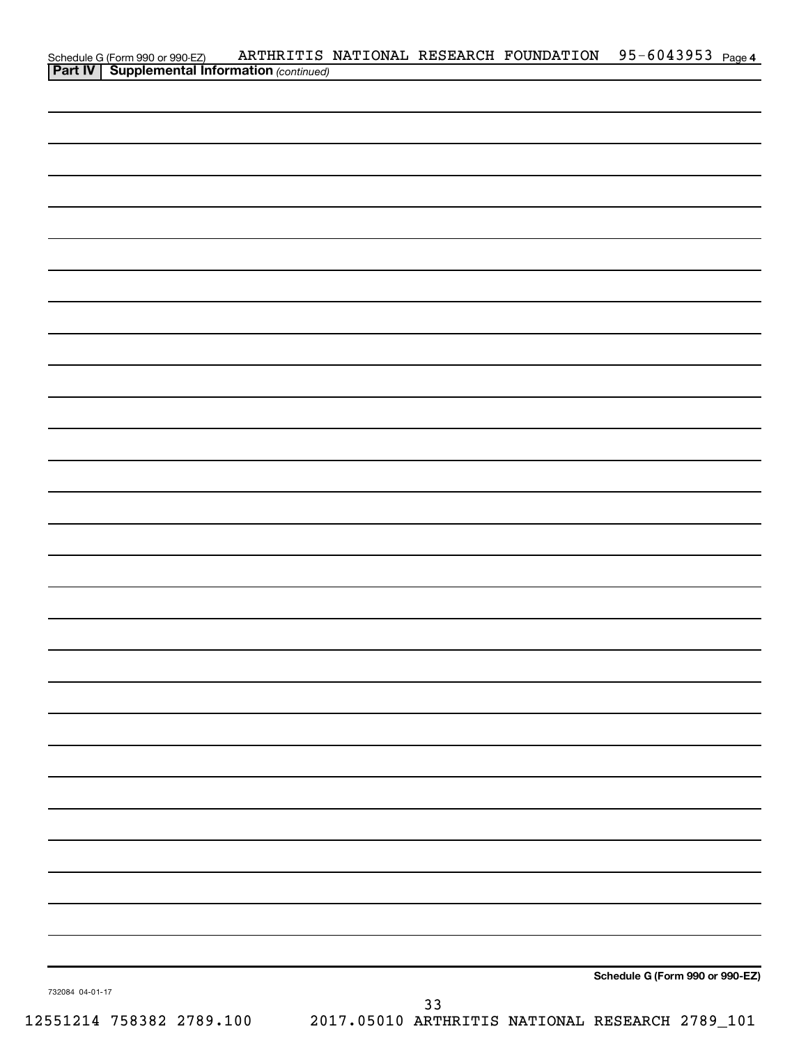Schedule G (Form 990 or 990-EZ) ARTHRITIS NATIONAL RESEARCH FOUNDATION 95-6043953 Page 4

**Part IV | Supplemental Information** *(continued)*

**Schedule G (Form 990 or 990-EZ)**

732084 04-01-17

12551214 758382 2789.100 2017.05010 ARTHRITIS NATIONAL RESEARCH 2789_101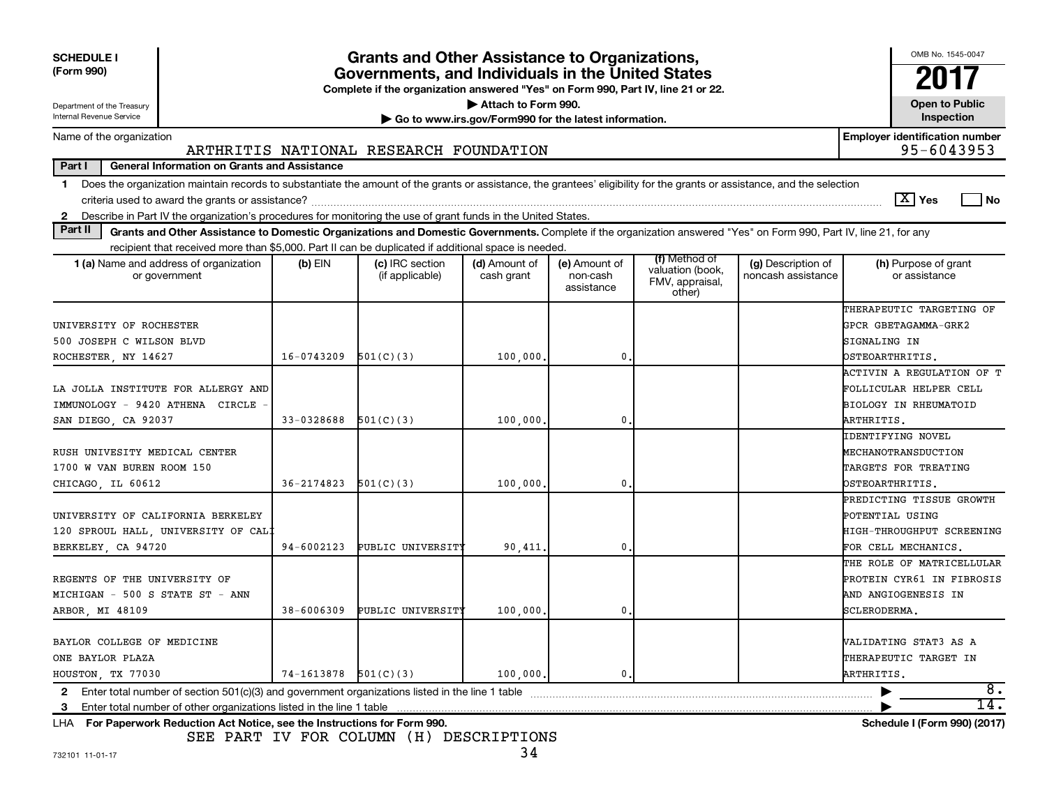**SCHEDULE I**
**(Form 990)**

Department of the Treasury
Internal Revenue Service

# Grants and Other Assistance to Organizations, Governments, and Individuals in the United States

**Complete if the organization answered "Yes" on Form 990, Part IV, line 21 or 22.**
**▶ Attach to Form 990.**
**▶ Go to www.irs.gov/Form990 for the latest information.**

OMB No. 1545-0047
**2017**
**Open to Public Inspection**

Name of the organization: ARTHRITIS NATIONAL RESEARCH FOUNDATION

**Employer identification number** 95-6043953

**Part I — General Information on Grants and Assistance**

1 Does the organization maintain records to substantiate the amount of the grants or assistance, the grantees' eligibility for the grants or assistance, and the selection criteria used to award the grants or assistance? [X] Yes [ ] No

2 Describe in Part IV the organization's procedures for monitoring the use of grant funds in the United States.

**Part II — Grants and Other Assistance to Domestic Organizations and Domestic Governments.** Complete if the organization answered "Yes" on Form 990, Part IV, line 21, for any recipient that received more than $5,000. Part II can be duplicated if additional space is needed.

| 1 (a) Name and address of organization or government | (b) EIN | (c) IRC section (if applicable) | (d) Amount of cash grant | (e) Amount of non-cash assistance | (f) Method of valuation (book, FMV, appraisal, other) | (g) Description of noncash assistance | (h) Purpose of grant or assistance |
|---|---|---|---|---|---|---|---|
| UNIVERSITY OF ROCHESTER 500 JOSEPH C WILSON BLVD ROCHESTER, NY 14627 | 16-0743209 | 501(C)(3) | 100,000. | 0. | | | THERAPEUTIC TARGETING OF GPCR GBETAGAMMA-GRK2 SIGNALING IN OSTEOARTHRITIS. |
| LA JOLLA INSTITUTE FOR ALLERGY AND IMMUNOLOGY - 9420 ATHENA CIRCLE - SAN DIEGO, CA 92037 | 33-0328688 | 501(C)(3) | 100,000. | 0. | | | ACTIVIN A REGULATION OF T FOLLICULAR HELPER CELL BIOLOGY IN RHEUMATOID ARTHRITIS. |
| RUSH UNIVESITY MEDICAL CENTER 1700 W VAN BUREN ROOM 150 CHICAGO, IL 60612 | 36-2174823 | 501(C)(3) | 100,000. | 0. | | | IDENTIFYING NOVEL MECHANOTRANSDUCTION TARGETS FOR TREATING OSTEOARTHRITIS. |
| UNIVERSITY OF CALIFORNIA BERKELEY 120 SPROUL HALL, UNIVERSITY OF CALI BERKELEY, CA 94720 | 94-6002123 | PUBLIC UNIVERSITY | 90,411. | 0. | | | PREDICTING TISSUE GROWTH POTENTIAL USING HIGH-THROUGHPUT SCREENING FOR CELL MECHANICS. |
| REGENTS OF THE UNIVERSITY OF MICHIGAN - 500 S STATE ST - ANN ARBOR, MI 48109 | 38-6006309 | PUBLIC UNIVERSITY | 100,000. | 0. | | | THE ROLE OF MATRICELLULAR PROTEIN CYR61 IN FIBROSIS AND ANGIOGENESIS IN SCLERODERMA. |
| BAYLOR COLLEGE OF MEDICINE ONE BAYLOR PLAZA HOUSTON, TX 77030 | 74-1613878 | 501(C)(3) | 100,000. | 0. | | | VALIDATING STAT3 AS A THERAPEUTIC TARGET IN ARTHRITIS. |

2 Enter total number of section 501(c)(3) and government organizations listed in the line 1 table ▶ 8.

3 Enter total number of other organizations listed in the line 1 table ▶ 14.

LHA **For Paperwork Reduction Act Notice, see the Instructions for Form 990.** **Schedule I (Form 990) (2017)**

SEE PART IV FOR COLUMN (H) DESCRIPTIONS

732101 11-01-17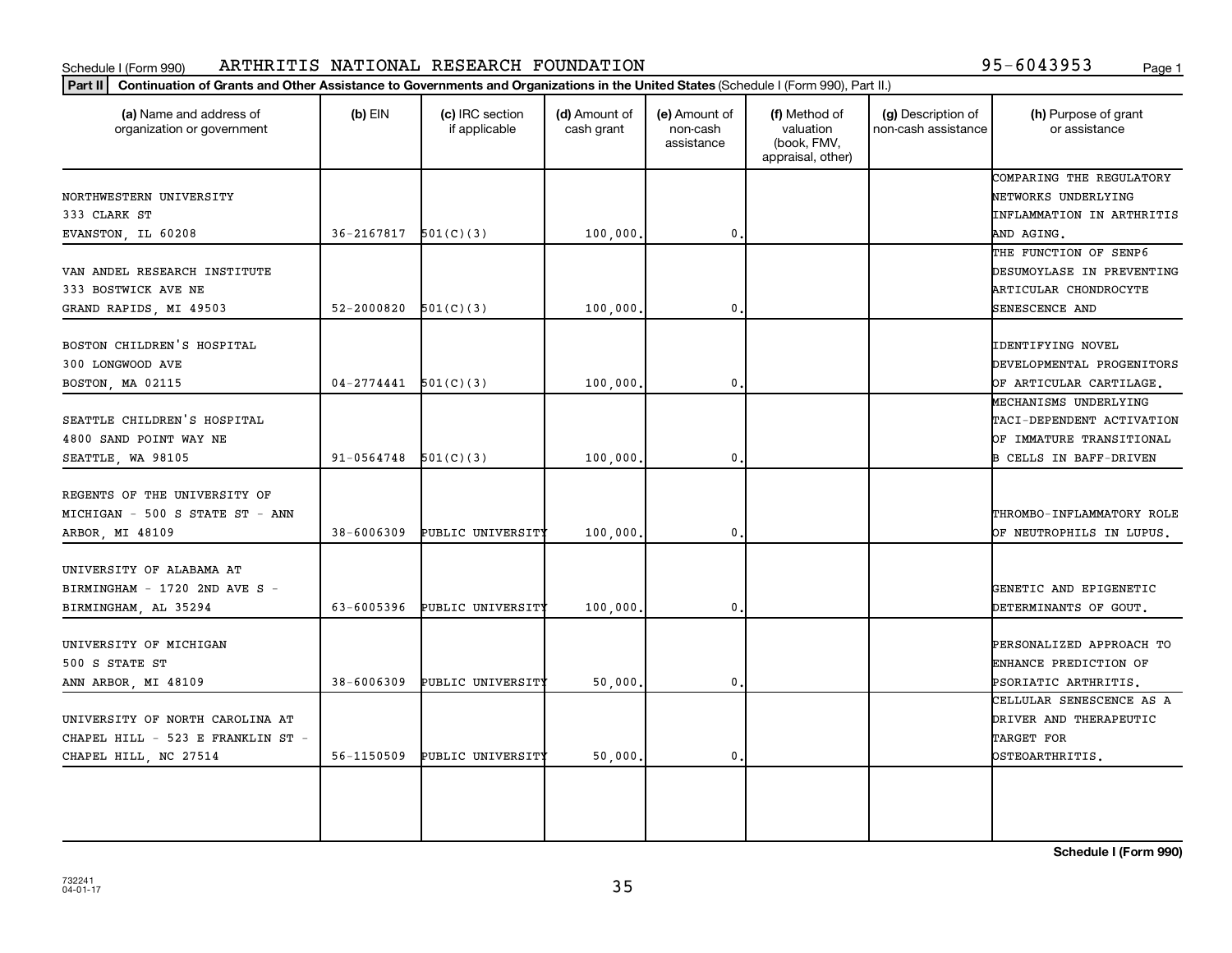Schedule I (Form 990) ARTHRITIS NATIONAL RESEARCH FOUNDATION 95-6043953

**Part II Continuation of Grants and Other Assistance to Governments and Organizations in the United States** (Schedule I (Form 990), Part II.)

| (a) Name and address of organization or government | (b) EIN | (c) IRC section if applicable | (d) Amount of cash grant | (e) Amount of non-cash assistance | (f) Method of valuation (book, FMV, appraisal, other) | (g) Description of non-cash assistance | (h) Purpose of grant or assistance |
|---|---|---|---|---|---|---|---|
| NORTHWESTERN UNIVERSITY 333 CLARK ST EVANSTON, IL 60208 | 36-2167817 | 501(C)(3) | 100,000. | 0. | | | COMPARING THE REGULATORY NETWORKS UNDERLYING INFLAMMATION IN ARTHRITIS AND AGING. |
| VAN ANDEL RESEARCH INSTITUTE 333 BOSTWICK AVE NE GRAND RAPIDS, MI 49503 | 52-2000820 | 501(C)(3) | 100,000. | 0. | | | THE FUNCTION OF SENP6 DESUMOYLASE IN PREVENTING ARTICULAR CHONDROCYTE SENESCENCE AND |
| BOSTON CHILDREN'S HOSPITAL 300 LONGWOOD AVE BOSTON, MA 02115 | 04-2774441 | 501(C)(3) | 100,000. | 0. | | | IDENTIFYING NOVEL DEVELOPMENTAL PROGENITORS OF ARTICULAR CARTILAGE. |
| SEATTLE CHILDREN'S HOSPITAL 4800 SAND POINT WAY NE SEATTLE, WA 98105 | 91-0564748 | 501(C)(3) | 100,000. | 0. | | | MECHANISMS UNDERLYING TACI-DEPENDENT ACTIVATION OF IMMATURE TRANSITIONAL B CELLS IN BAFF-DRIVEN |
| REGENTS OF THE UNIVERSITY OF MICHIGAN - 500 S STATE ST - ANN ARBOR, MI 48109 | 38-6006309 | PUBLIC UNIVERSITY | 100,000. | 0. | | | THROMBO-INFLAMMATORY ROLE OF NEUTROPHILS IN LUPUS. |
| UNIVERSITY OF ALABAMA AT BIRMINGHAM - 1720 2ND AVE S - BIRMINGHAM, AL 35294 | 63-6005396 | PUBLIC UNIVERSITY | 100,000. | 0. | | | GENETIC AND EPIGENETIC DETERMINANTS OF GOUT. |
| UNIVERSITY OF MICHIGAN 500 S STATE ST ANN ARBOR, MI 48109 | 38-6006309 | PUBLIC UNIVERSITY | 50,000. | 0. | | | PERSONALIZED APPROACH TO ENHANCE PREDICTION OF PSORIATIC ARTHRITIS. |
| UNIVERSITY OF NORTH CAROLINA AT CHAPEL HILL - 523 E FRANKLIN ST - CHAPEL HILL, NC 27514 | 56-1150509 | PUBLIC UNIVERSITY | 50,000. | 0. | | | CELLULAR SENESCENCE AS A DRIVER AND THERAPEUTIC TARGET FOR OSTEOARTHRITIS. |

**Schedule I (Form 990)**

732241 04-01-17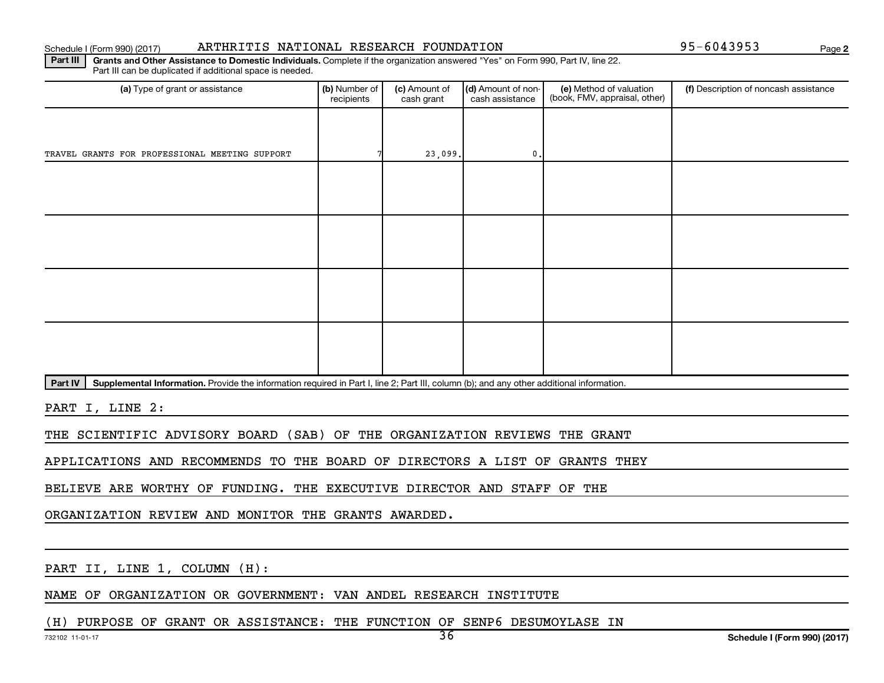Schedule I (Form 990) (2017) ARTHRITIS NATIONAL RESEARCH FOUNDATION 95-6043953 Page 2

**Part III** **Grants and Other Assistance to Domestic Individuals.** Complete if the organization answered "Yes" on Form 990, Part IV, line 22. Part III can be duplicated if additional space is needed.

| (a) Type of grant or assistance | (b) Number of recipients | (c) Amount of cash grant | (d) Amount of non-cash assistance | (e) Method of valuation (book, FMV, appraisal, other) | (f) Description of noncash assistance |
|---|---|---|---|---|---|
| TRAVEL GRANTS FOR PROFESSIONAL MEETING SUPPORT | 7 | 23,099. | 0. | | |
| | | | | | |
| | | | | | |
| | | | | | |
| | | | | | |

**Part IV** **Supplemental Information.** Provide the information required in Part I, line 2; Part III, column (b); and any other additional information.

PART I, LINE 2:

THE SCIENTIFIC ADVISORY BOARD (SAB) OF THE ORGANIZATION REVIEWS THE GRANT APPLICATIONS AND RECOMMENDS TO THE BOARD OF DIRECTORS A LIST OF GRANTS THEY BELIEVE ARE WORTHY OF FUNDING. THE EXECUTIVE DIRECTOR AND STAFF OF THE ORGANIZATION REVIEW AND MONITOR THE GRANTS AWARDED.

PART II, LINE 1, COLUMN (H):

NAME OF ORGANIZATION OR GOVERNMENT: VAN ANDEL RESEARCH INSTITUTE

(H) PURPOSE OF GRANT OR ASSISTANCE: THE FUNCTION OF SENP6 DESUMOYLASE IN

732102 11-01-17 Schedule I (Form 990) (2017)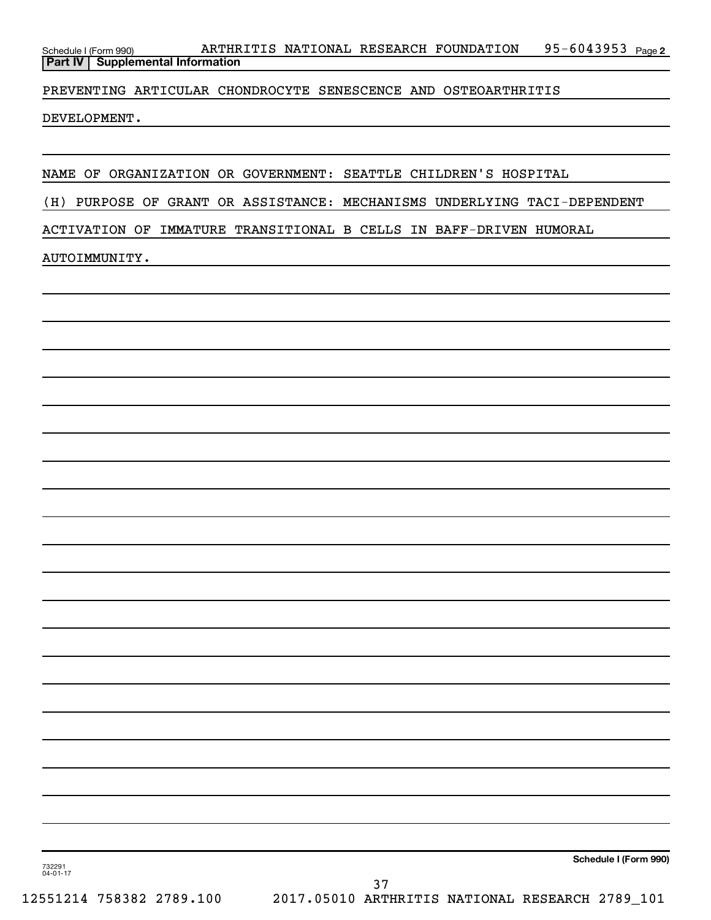## Part IV | Supplemental Information

PREVENTING ARTICULAR CHONDROCYTE SENESCENCE AND OSTEOARTHRITIS DEVELOPMENT.

NAME OF ORGANIZATION OR GOVERNMENT: SEATTLE CHILDREN'S HOSPITAL

(H) PURPOSE OF GRANT OR ASSISTANCE: MECHANISMS UNDERLYING TACI-DEPENDENT ACTIVATION OF IMMATURE TRANSITIONAL B CELLS IN BAFF-DRIVEN HUMORAL AUTOIMMUNITY.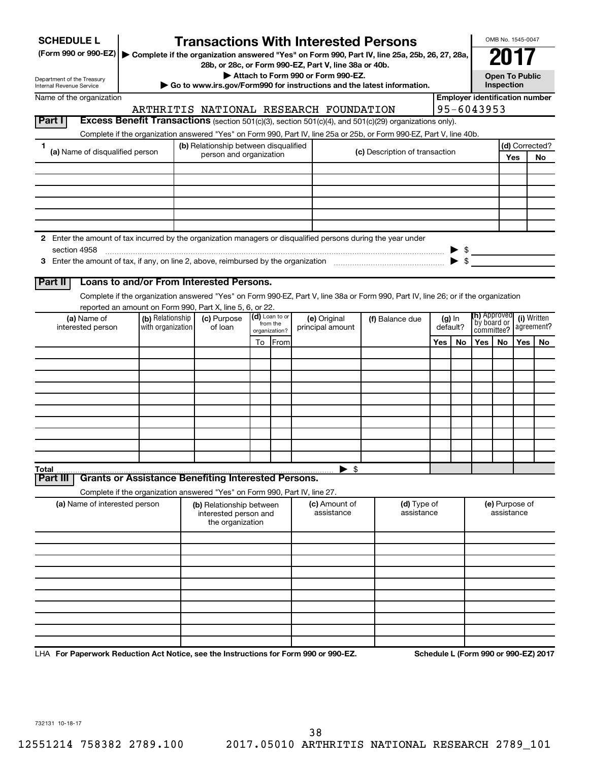**SCHEDULE L**
**(Form 990 or 990-EZ)**

Department of the Treasury
Internal Revenue Service

# Transactions With Interested Persons

▶ Complete if the organization answered "Yes" on Form 990, Part IV, line 25a, 25b, 26, 27, 28a, 28b, or 28c, or Form 990-EZ, Part V, line 38a or 40b.
▶ Attach to Form 990 or Form 990-EZ.
▶ Go to www.irs.gov/Form990 for instructions and the latest information.

OMB No. 1545-0047
**2017**
**Open To Public Inspection**

Name of the organization: ARTHRITIS NATIONAL RESEARCH FOUNDATION
Employer identification number: 95-6043953

## Part I Excess Benefit Transactions (section 501(c)(3), section 501(c)(4), and 501(c)(29) organizations only).

Complete if the organization answered "Yes" on Form 990, Part IV, line 25a or 25b, or Form 990-EZ, Part V, line 40b.

| 1 (a) Name of disqualified person | (b) Relationship between disqualified person and organization | (c) Description of transaction | (d) Corrected? Yes | No |
|---|---|---|---|---|
| | | | | |
| | | | | |
| | | | | |
| | | | | |
| | | | | |
| | | | | |

2 Enter the amount of tax incurred by the organization managers or disqualified persons during the year under section 4958 ▶ $

3 Enter the amount of tax, if any, on line 2, above, reimbursed by the organization ▶ $

## Part II Loans to and/or From Interested Persons.

Complete if the organization answered "Yes" on Form 990-EZ, Part V, line 38a or Form 990, Part IV, line 26; or if the organization reported an amount on Form 990, Part X, line 5, 6, or 22.

| (a) Name of interested person | (b) Relationship with organization | (c) Purpose of loan | (d) Loan to or from the organization? To | From | (e) Original principal amount | (f) Balance due | (g) In default? Yes | No | (h) Approved by board or committee? Yes | No | (i) Written agreement? Yes | No |
|---|---|---|---|---|---|---|---|---|---|---|---|---|
| | | | | | | | | | | | | |
| | | | | | | | | | | | | |
| | | | | | | | | | | | | |
| | | | | | | | | | | | | |
| | | | | | | | | | | | | |
| | | | | | | | | | | | | |
| | | | | | | | | | | | | |
| | | | | | | | | | | | | |
| | | | | | | | | | | | | |
| | | | | | | | | | | | | |
| **Total** | | | | | ▶ $ | | | | | | | |

## Part III Grants or Assistance Benefiting Interested Persons.

Complete if the organization answered "Yes" on Form 990, Part IV, line 27.

| (a) Name of interested person | (b) Relationship between interested person and the organization | (c) Amount of assistance | (d) Type of assistance | (e) Purpose of assistance |
|---|---|---|---|---|
| | | | | |
| | | | | |
| | | | | |
| | | | | |
| | | | | |
| | | | | |
| | | | | |
| | | | | |
| | | | | |
| | | | | |

LHA **For Paperwork Reduction Act Notice, see the Instructions for Form 990 or 990-EZ.** **Schedule L (Form 990 or 990-EZ) 2017**

732131 10-18-17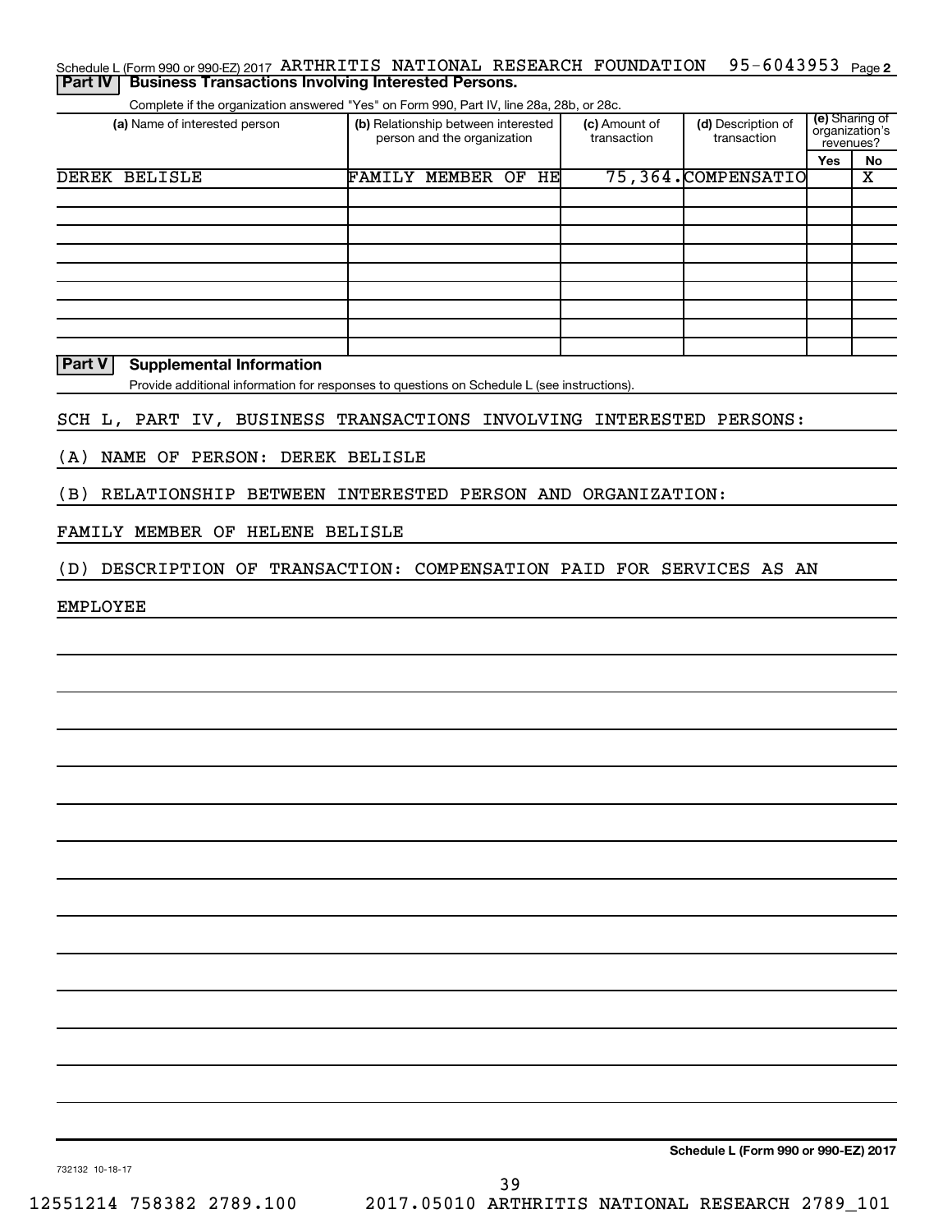Schedule L (Form 990 or 990-EZ) 2017 ARTHRITIS NATIONAL RESEARCH FOUNDATION 95-6043953 Page **2**

## Part IV Business Transactions Involving Interested Persons.

Complete if the organization answered "Yes" on Form 990, Part IV, line 28a, 28b, or 28c.

| (a) Name of interested person | (b) Relationship between interested person and the organization | (c) Amount of transaction | (d) Description of transaction | (e) Sharing of organization's revenues? Yes | No |
|---|---|---|---|---|---|
| DEREK BELISLE | FAMILY MEMBER OF HE | 75,364. | COMPENSATIO | | X |
| | | | | | |
| | | | | | |
| | | | | | |
| | | | | | |
| | | | | | |
| | | | | | |
| | | | | | |
| | | | | | |

## Part V Supplemental Information

Provide additional information for responses to questions on Schedule L (see instructions).

SCH L, PART IV, BUSINESS TRANSACTIONS INVOLVING INTERESTED PERSONS:

(A) NAME OF PERSON: DEREK BELISLE

(B) RELATIONSHIP BETWEEN INTERESTED PERSON AND ORGANIZATION:

FAMILY MEMBER OF HELENE BELISLE

(D) DESCRIPTION OF TRANSACTION: COMPENSATION PAID FOR SERVICES AS AN

EMPLOYEE

**Schedule L (Form 990 or 990-EZ) 2017**

732132 10-18-17

12551214 758382 2789.100 2017.05010 ARTHRITIS NATIONAL RESEARCH 2789_101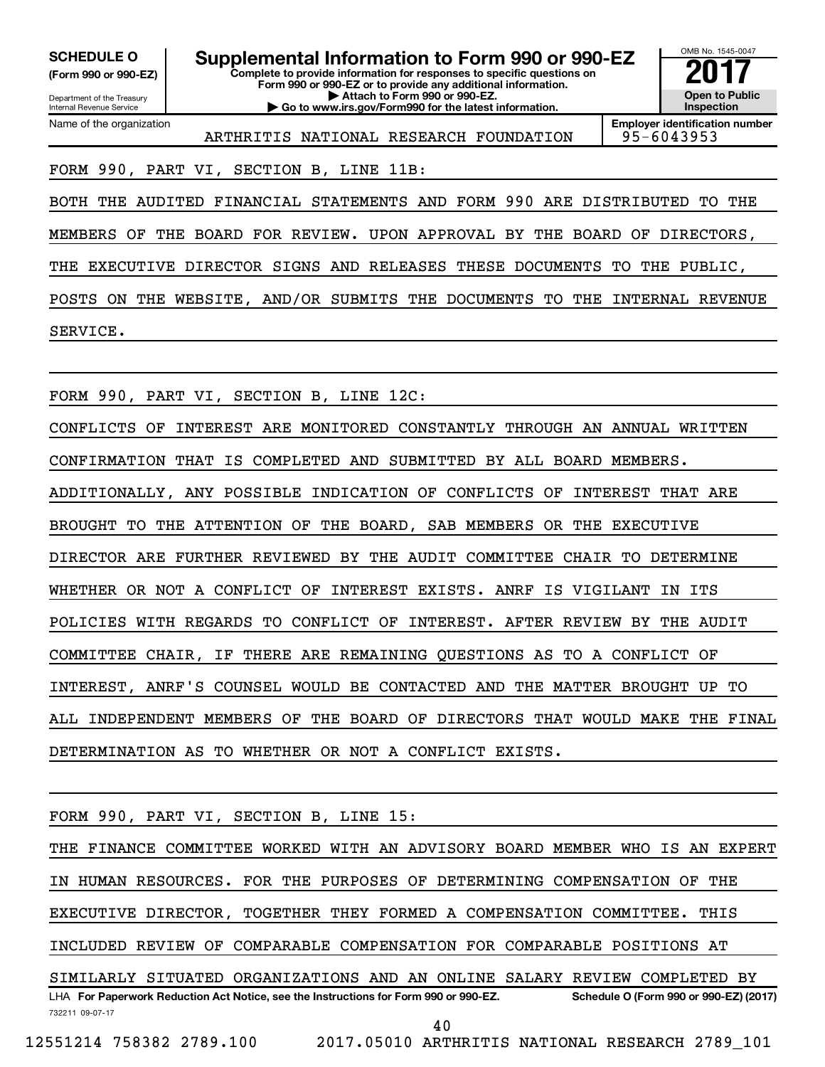**SCHEDULE O**
**(Form 990 or 990-EZ)**

Department of the Treasury
Internal Revenue Service

# Supplemental Information to Form 990 or 990-EZ

**Complete to provide information for responses to specific questions on Form 990 or 990-EZ or to provide any additional information.**
**▶ Attach to Form 990 or 990-EZ.**
**▶ Go to www.irs.gov/Form990 for the latest information.**

OMB No. 1545-0047

**2017**

**Open to Public Inspection**

Name of the organization: ARTHRITIS NATIONAL RESEARCH FOUNDATION

**Employer identification number:** 95-6043953

FORM 990, PART VI, SECTION B, LINE 11B:

BOTH THE AUDITED FINANCIAL STATEMENTS AND FORM 990 ARE DISTRIBUTED TO THE MEMBERS OF THE BOARD FOR REVIEW. UPON APPROVAL BY THE BOARD OF DIRECTORS, THE EXECUTIVE DIRECTOR SIGNS AND RELEASES THESE DOCUMENTS TO THE PUBLIC, POSTS ON THE WEBSITE, AND/OR SUBMITS THE DOCUMENTS TO THE INTERNAL REVENUE SERVICE.

FORM 990, PART VI, SECTION B, LINE 12C:

CONFLICTS OF INTEREST ARE MONITORED CONSTANTLY THROUGH AN ANNUAL WRITTEN CONFIRMATION THAT IS COMPLETED AND SUBMITTED BY ALL BOARD MEMBERS. ADDITIONALLY, ANY POSSIBLE INDICATION OF CONFLICTS OF INTEREST THAT ARE BROUGHT TO THE ATTENTION OF THE BOARD, SAB MEMBERS OR THE EXECUTIVE DIRECTOR ARE FURTHER REVIEWED BY THE AUDIT COMMITTEE CHAIR TO DETERMINE WHETHER OR NOT A CONFLICT OF INTEREST EXISTS. ANRF IS VIGILANT IN ITS POLICIES WITH REGARDS TO CONFLICT OF INTEREST. AFTER REVIEW BY THE AUDIT COMMITTEE CHAIR, IF THERE ARE REMAINING QUESTIONS AS TO A CONFLICT OF INTEREST, ANRF'S COUNSEL WOULD BE CONTACTED AND THE MATTER BROUGHT UP TO ALL INDEPENDENT MEMBERS OF THE BOARD OF DIRECTORS THAT WOULD MAKE THE FINAL DETERMINATION AS TO WHETHER OR NOT A CONFLICT EXISTS.

FORM 990, PART VI, SECTION B, LINE 15:

THE FINANCE COMMITTEE WORKED WITH AN ADVISORY BOARD MEMBER WHO IS AN EXPERT IN HUMAN RESOURCES. FOR THE PURPOSES OF DETERMINING COMPENSATION OF THE EXECUTIVE DIRECTOR, TOGETHER THEY FORMED A COMPENSATION COMMITTEE. THIS INCLUDED REVIEW OF COMPARABLE COMPENSATION FOR COMPARABLE POSITIONS AT SIMILARLY SITUATED ORGANIZATIONS AND AN ONLINE SALARY REVIEW COMPLETED BY

LHA **For Paperwork Reduction Act Notice, see the Instructions for Form 990 or 990-EZ.** **Schedule O (Form 990 or 990-EZ) (2017)**

732211 09-07-17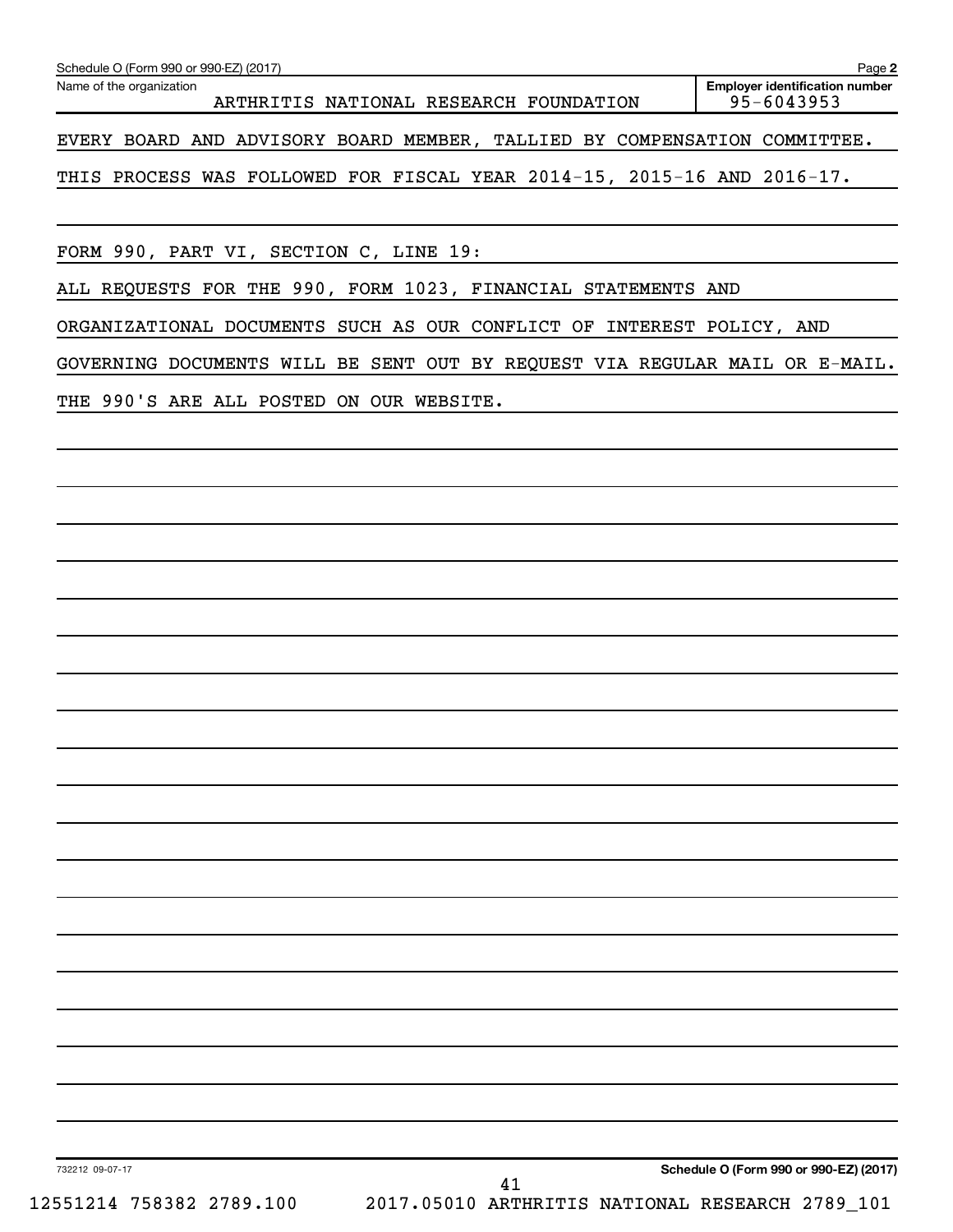Name of the organization: ARTHRITIS NATIONAL RESEARCH FOUNDATION

Employer identification number: 95-6043953

EVERY BOARD AND ADVISORY BOARD MEMBER, TALLIED BY COMPENSATION COMMITTEE.

THIS PROCESS WAS FOLLOWED FOR FISCAL YEAR 2014-15, 2015-16 AND 2016-17.

FORM 990, PART VI, SECTION C, LINE 19:

ALL REQUESTS FOR THE 990, FORM 1023, FINANCIAL STATEMENTS AND ORGANIZATIONAL DOCUMENTS SUCH AS OUR CONFLICT OF INTEREST POLICY, AND GOVERNING DOCUMENTS WILL BE SENT OUT BY REQUEST VIA REGULAR MAIL OR E-MAIL. THE 990'S ARE ALL POSTED ON OUR WEBSITE.